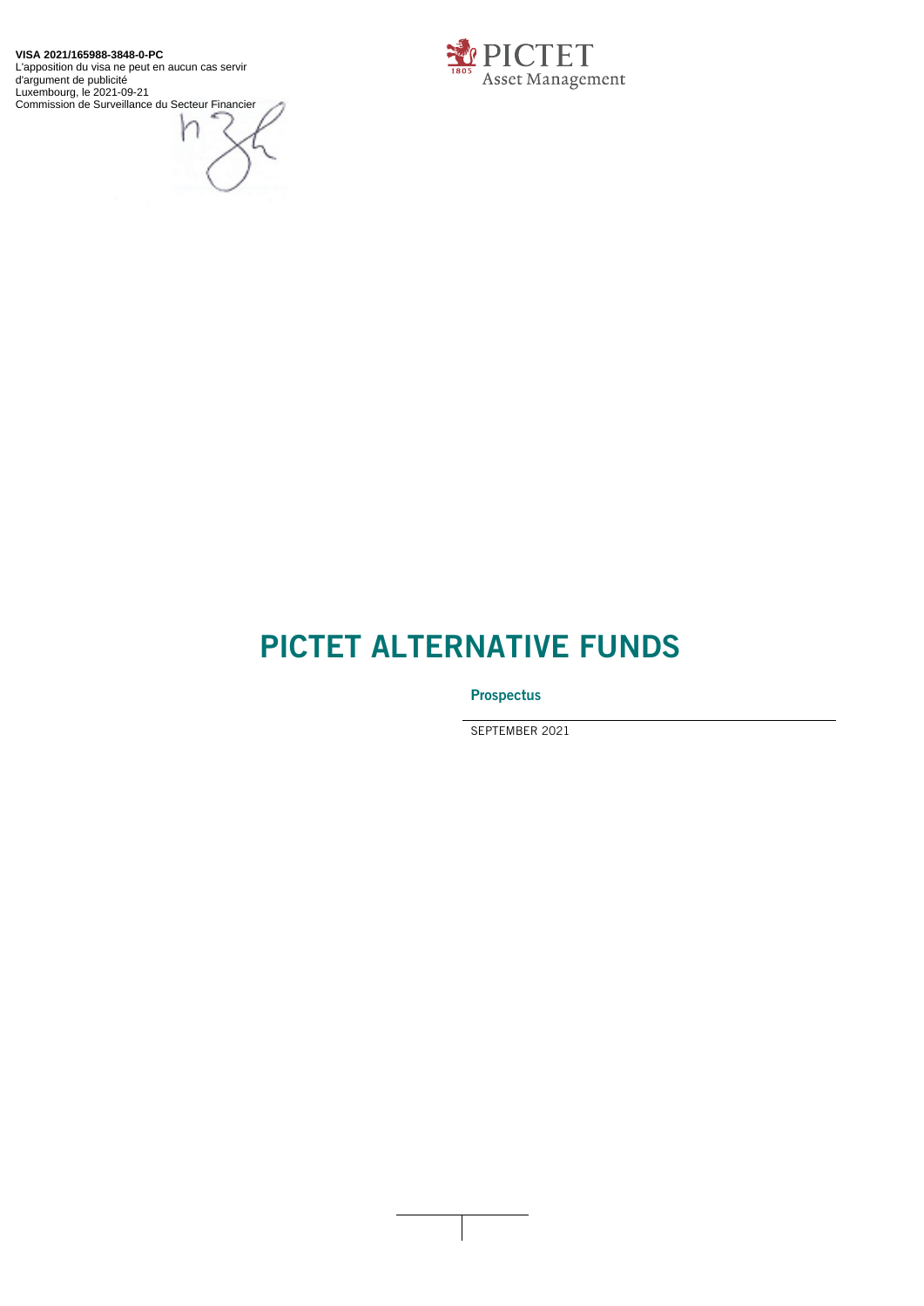**VISA 2021/165988-3848-0-PC**
L'apposition du visa ne peut en aucun cas servir d'argument de publicité
Luxembourg, le 2021-09-21
Commission de Surveillance du Secteur Financier

PICTET
Asset Management

# PICTET ALTERNATIVE FUNDS

## Prospectus

SEPTEMBER 2021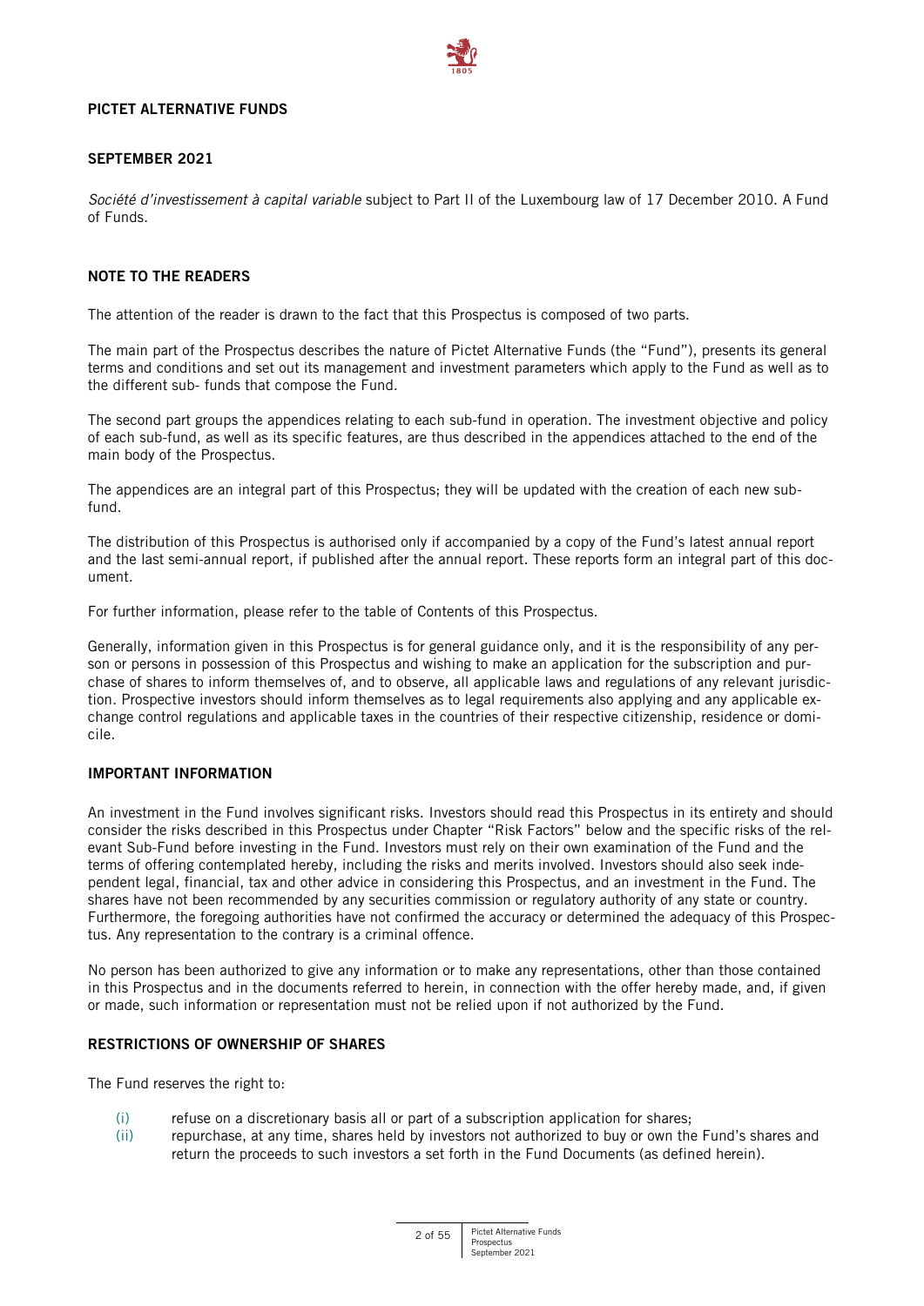# PICTET ALTERNATIVE FUNDS

## SEPTEMBER 2021

*Société d'investissement à capital variable* subject to Part II of the Luxembourg law of 17 December 2010. A Fund of Funds.

## NOTE TO THE READERS

The attention of the reader is drawn to the fact that this Prospectus is composed of two parts.

The main part of the Prospectus describes the nature of Pictet Alternative Funds (the "Fund"), presents its general terms and conditions and set out its management and investment parameters which apply to the Fund as well as to the different sub- funds that compose the Fund.

The second part groups the appendices relating to each sub-fund in operation. The investment objective and policy of each sub-fund, as well as its specific features, are thus described in the appendices attached to the end of the main body of the Prospectus.

The appendices are an integral part of this Prospectus; they will be updated with the creation of each new sub-fund.

The distribution of this Prospectus is authorised only if accompanied by a copy of the Fund's latest annual report and the last semi-annual report, if published after the annual report. These reports form an integral part of this document.

For further information, please refer to the table of Contents of this Prospectus.

Generally, information given in this Prospectus is for general guidance only, and it is the responsibility of any person or persons in possession of this Prospectus and wishing to make an application for the subscription and purchase of shares to inform themselves of, and to observe, all applicable laws and regulations of any relevant jurisdiction. Prospective investors should inform themselves as to legal requirements also applying and any applicable exchange control regulations and applicable taxes in the countries of their respective citizenship, residence or domicile.

## IMPORTANT INFORMATION

An investment in the Fund involves significant risks. Investors should read this Prospectus in its entirety and should consider the risks described in this Prospectus under Chapter "Risk Factors" below and the specific risks of the relevant Sub-Fund before investing in the Fund. Investors must rely on their own examination of the Fund and the terms of offering contemplated hereby, including the risks and merits involved. Investors should also seek independent legal, financial, tax and other advice in considering this Prospectus, and an investment in the Fund. The shares have not been recommended by any securities commission or regulatory authority of any state or country. Furthermore, the foregoing authorities have not confirmed the accuracy or determined the adequacy of this Prospectus. Any representation to the contrary is a criminal offence.

No person has been authorized to give any information or to make any representations, other than those contained in this Prospectus and in the documents referred to herein, in connection with the offer hereby made, and, if given or made, such information or representation must not be relied upon if not authorized by the Fund.

## RESTRICTIONS OF OWNERSHIP OF SHARES

The Fund reserves the right to:

(i) refuse on a discretionary basis all or part of a subscription application for shares;
(ii) repurchase, at any time, shares held by investors not authorized to buy or own the Fund's shares and return the proceeds to such investors a set forth in the Fund Documents (as defined herein).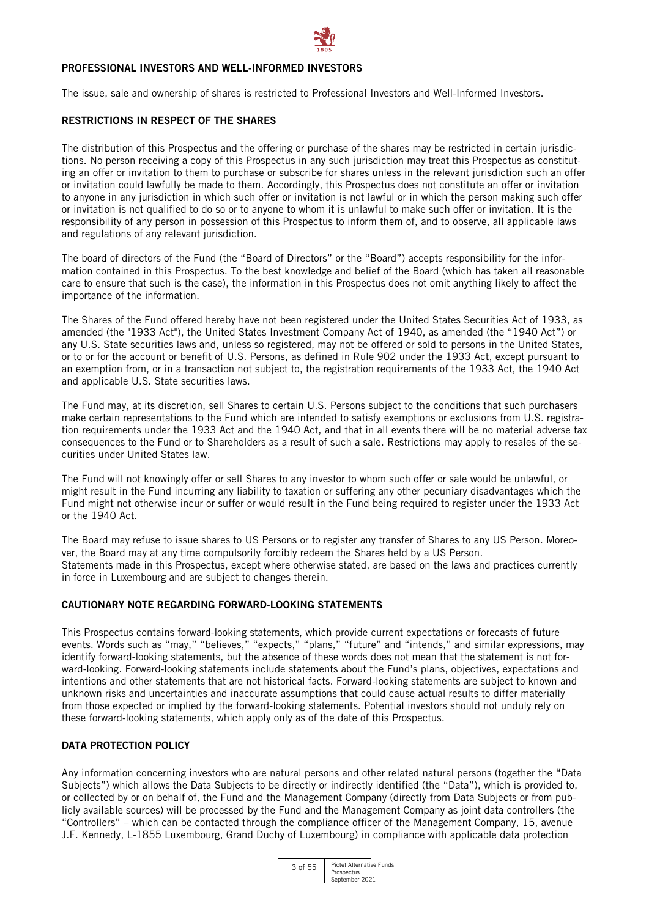## PROFESSIONAL INVESTORS AND WELL-INFORMED INVESTORS

The issue, sale and ownership of shares is restricted to Professional Investors and Well-Informed Investors.

## RESTRICTIONS IN RESPECT OF THE SHARES

The distribution of this Prospectus and the offering or purchase of the shares may be restricted in certain jurisdictions. No person receiving a copy of this Prospectus in any such jurisdiction may treat this Prospectus as constituting an offer or invitation to them to purchase or subscribe for shares unless in the relevant jurisdiction such an offer or invitation could lawfully be made to them. Accordingly, this Prospectus does not constitute an offer or invitation to anyone in any jurisdiction in which such offer or invitation is not lawful or in which the person making such offer or invitation is not qualified to do so or to anyone to whom it is unlawful to make such offer or invitation. It is the responsibility of any person in possession of this Prospectus to inform them of, and to observe, all applicable laws and regulations of any relevant jurisdiction.

The board of directors of the Fund (the "Board of Directors" or the "Board") accepts responsibility for the information contained in this Prospectus. To the best knowledge and belief of the Board (which has taken all reasonable care to ensure that such is the case), the information in this Prospectus does not omit anything likely to affect the importance of the information.

The Shares of the Fund offered hereby have not been registered under the United States Securities Act of 1933, as amended (the "1933 Act"), the United States Investment Company Act of 1940, as amended (the "1940 Act") or any U.S. State securities laws and, unless so registered, may not be offered or sold to persons in the United States, or to or for the account or benefit of U.S. Persons, as defined in Rule 902 under the 1933 Act, except pursuant to an exemption from, or in a transaction not subject to, the registration requirements of the 1933 Act, the 1940 Act and applicable U.S. State securities laws.

The Fund may, at its discretion, sell Shares to certain U.S. Persons subject to the conditions that such purchasers make certain representations to the Fund which are intended to satisfy exemptions or exclusions from U.S. registration requirements under the 1933 Act and the 1940 Act, and that in all events there will be no material adverse tax consequences to the Fund or to Shareholders as a result of such a sale. Restrictions may apply to resales of the securities under United States law.

The Fund will not knowingly offer or sell Shares to any investor to whom such offer or sale would be unlawful, or might result in the Fund incurring any liability to taxation or suffering any other pecuniary disadvantages which the Fund might not otherwise incur or suffer or would result in the Fund being required to register under the 1933 Act or the 1940 Act.

The Board may refuse to issue shares to US Persons or to register any transfer of Shares to any US Person. Moreover, the Board may at any time compulsorily forcibly redeem the Shares held by a US Person.
Statements made in this Prospectus, except where otherwise stated, are based on the laws and practices currently in force in Luxembourg and are subject to changes therein.

## CAUTIONARY NOTE REGARDING FORWARD-LOOKING STATEMENTS

This Prospectus contains forward-looking statements, which provide current expectations or forecasts of future events. Words such as "may," "believes," "expects," "plans," "future" and "intends," and similar expressions, may identify forward-looking statements, but the absence of these words does not mean that the statement is not forward-looking. Forward-looking statements include statements about the Fund's plans, objectives, expectations and intentions and other statements that are not historical facts. Forward-looking statements are subject to known and unknown risks and uncertainties and inaccurate assumptions that could cause actual results to differ materially from those expected or implied by the forward-looking statements. Potential investors should not unduly rely on these forward-looking statements, which apply only as of the date of this Prospectus.

## DATA PROTECTION POLICY

Any information concerning investors who are natural persons and other related natural persons (together the "Data Subjects") which allows the Data Subjects to be directly or indirectly identified (the "Data"), which is provided to, or collected by or on behalf of, the Fund and the Management Company (directly from Data Subjects or from publicly available sources) will be processed by the Fund and the Management Company as joint data controllers (the "Controllers" – which can be contacted through the compliance officer of the Management Company, 15, avenue J.F. Kennedy, L-1855 Luxembourg, Grand Duchy of Luxembourg) in compliance with applicable data protection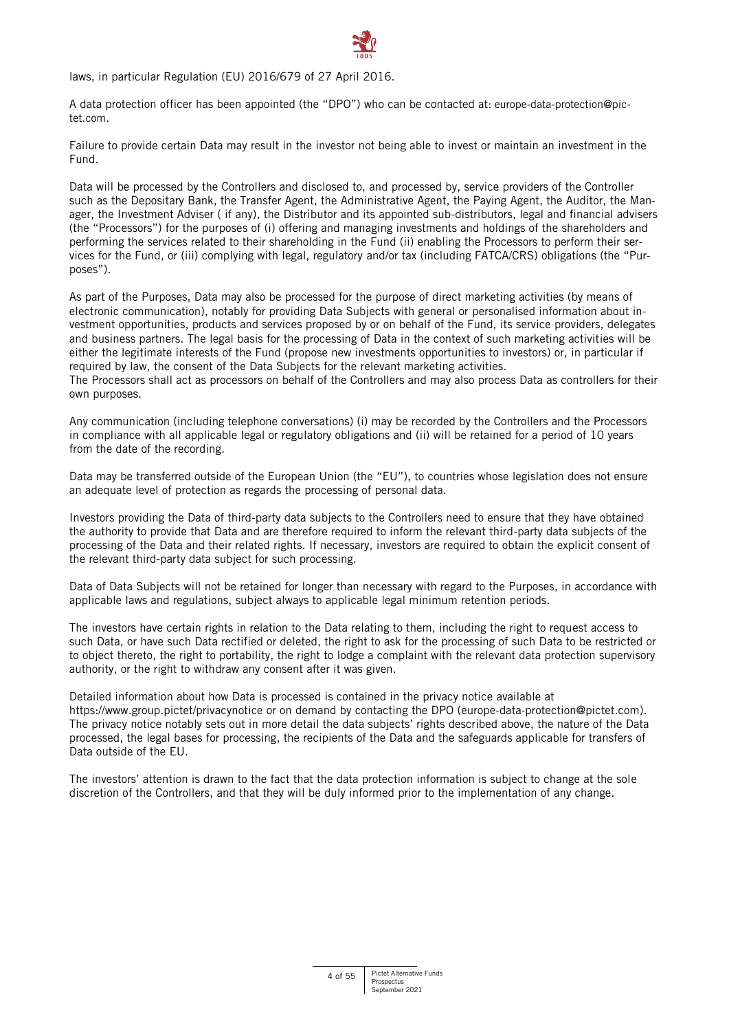laws, in particular Regulation (EU) 2016/679 of 27 April 2016.

A data protection officer has been appointed (the "DPO") who can be contacted at: europe-data-protection@pictet.com.

Failure to provide certain Data may result in the investor not being able to invest or maintain an investment in the Fund.

Data will be processed by the Controllers and disclosed to, and processed by, service providers of the Controller such as the Depositary Bank, the Transfer Agent, the Administrative Agent, the Paying Agent, the Auditor, the Manager, the Investment Adviser ( if any), the Distributor and its appointed sub-distributors, legal and financial advisers (the "Processors") for the purposes of (i) offering and managing investments and holdings of the shareholders and performing the services related to their shareholding in the Fund (ii) enabling the Processors to perform their services for the Fund, or (iii) complying with legal, regulatory and/or tax (including FATCA/CRS) obligations (the "Purposes").

As part of the Purposes, Data may also be processed for the purpose of direct marketing activities (by means of electronic communication), notably for providing Data Subjects with general or personalised information about investment opportunities, products and services proposed by or on behalf of the Fund, its service providers, delegates and business partners. The legal basis for the processing of Data in the context of such marketing activities will be either the legitimate interests of the Fund (propose new investments opportunities to investors) or, in particular if required by law, the consent of the Data Subjects for the relevant marketing activities.
The Processors shall act as processors on behalf of the Controllers and may also process Data as controllers for their own purposes.

Any communication (including telephone conversations) (i) may be recorded by the Controllers and the Processors in compliance with all applicable legal or regulatory obligations and (ii) will be retained for a period of 10 years from the date of the recording.

Data may be transferred outside of the European Union (the "EU"), to countries whose legislation does not ensure an adequate level of protection as regards the processing of personal data.

Investors providing the Data of third-party data subjects to the Controllers need to ensure that they have obtained the authority to provide that Data and are therefore required to inform the relevant third-party data subjects of the processing of the Data and their related rights. If necessary, investors are required to obtain the explicit consent of the relevant third-party data subject for such processing.

Data of Data Subjects will not be retained for longer than necessary with regard to the Purposes, in accordance with applicable laws and regulations, subject always to applicable legal minimum retention periods.

The investors have certain rights in relation to the Data relating to them, including the right to request access to such Data, or have such Data rectified or deleted, the right to ask for the processing of such Data to be restricted or to object thereto, the right to portability, the right to lodge a complaint with the relevant data protection supervisory authority, or the right to withdraw any consent after it was given.

Detailed information about how Data is processed is contained in the privacy notice available at https://www.group.pictet/privacynotice or on demand by contacting the DPO (europe-data-protection@pictet.com). The privacy notice notably sets out in more detail the data subjects' rights described above, the nature of the Data processed, the legal bases for processing, the recipients of the Data and the safeguards applicable for transfers of Data outside of the EU.

The investors' attention is drawn to the fact that the data protection information is subject to change at the sole discretion of the Controllers, and that they will be duly informed prior to the implementation of any change.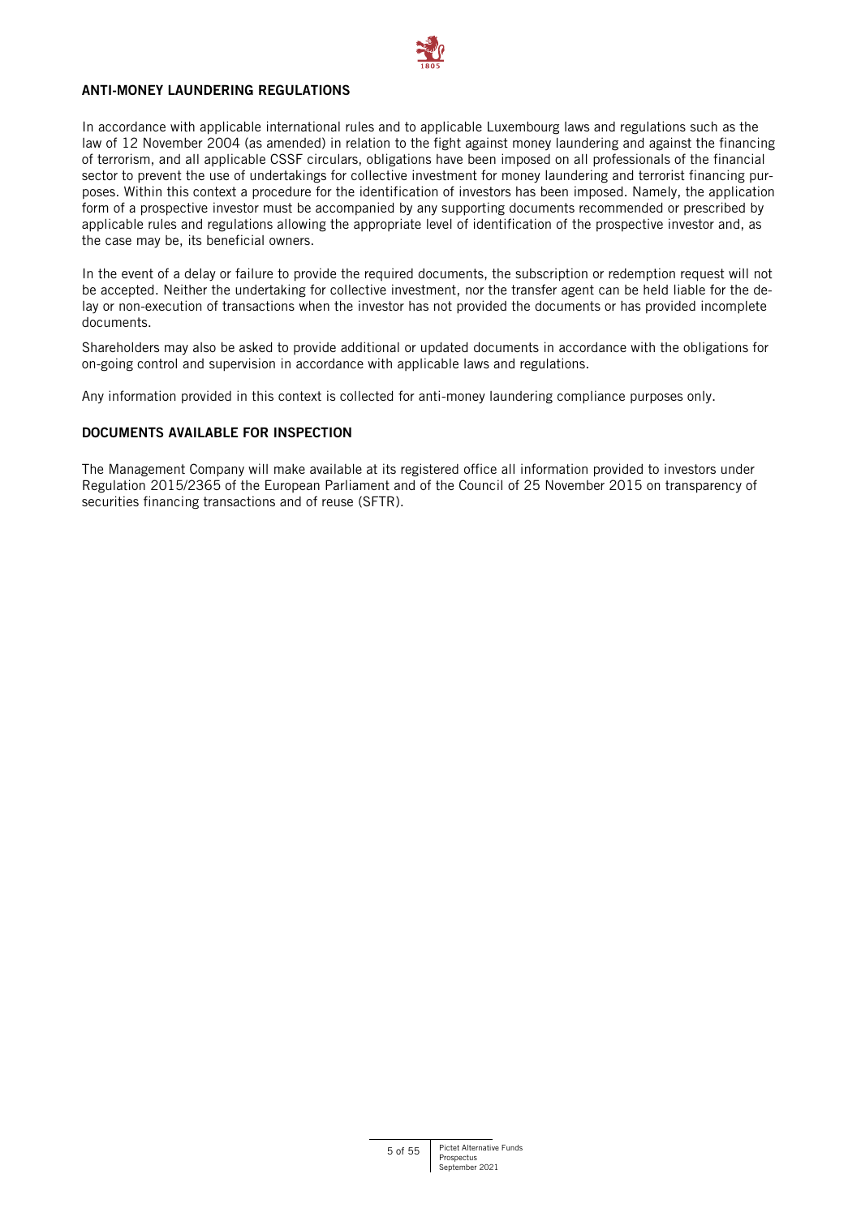## ANTI-MONEY LAUNDERING REGULATIONS

In accordance with applicable international rules and to applicable Luxembourg laws and regulations such as the law of 12 November 2004 (as amended) in relation to the fight against money laundering and against the financing of terrorism, and all applicable CSSF circulars, obligations have been imposed on all professionals of the financial sector to prevent the use of undertakings for collective investment for money laundering and terrorist financing purposes. Within this context a procedure for the identification of investors has been imposed. Namely, the application form of a prospective investor must be accompanied by any supporting documents recommended or prescribed by applicable rules and regulations allowing the appropriate level of identification of the prospective investor and, as the case may be, its beneficial owners.

In the event of a delay or failure to provide the required documents, the subscription or redemption request will not be accepted. Neither the undertaking for collective investment, nor the transfer agent can be held liable for the delay or non-execution of transactions when the investor has not provided the documents or has provided incomplete documents.

Shareholders may also be asked to provide additional or updated documents in accordance with the obligations for on-going control and supervision in accordance with applicable laws and regulations.

Any information provided in this context is collected for anti-money laundering compliance purposes only.

## DOCUMENTS AVAILABLE FOR INSPECTION

The Management Company will make available at its registered office all information provided to investors under Regulation 2015/2365 of the European Parliament and of the Council of 25 November 2015 on transparency of securities financing transactions and of reuse (SFTR).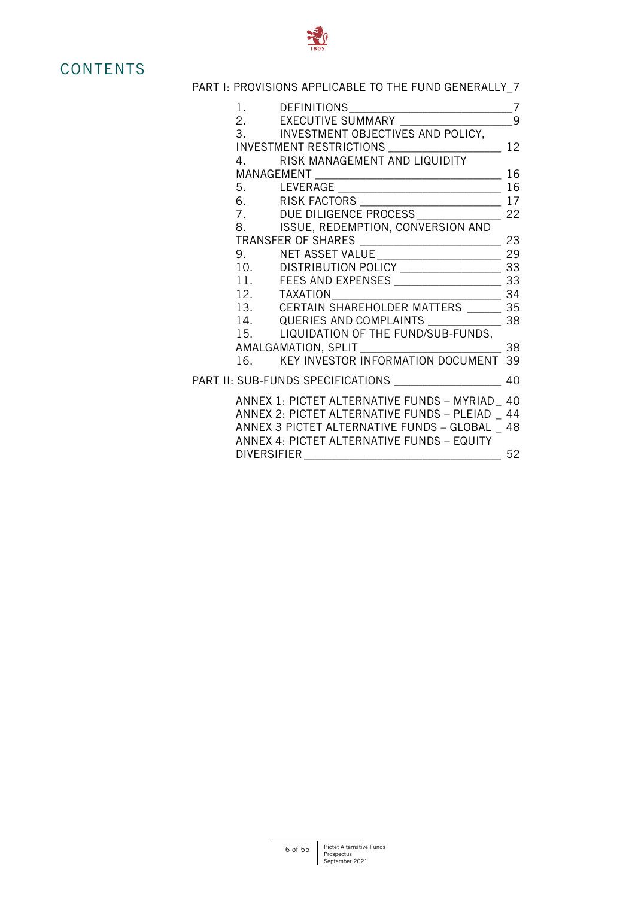# CONTENTS

PART I: PROVISIONS APPLICABLE TO THE FUND GENERALLY 7

1. DEFINITIONS 7
2. EXECUTIVE SUMMARY 9
3. INVESTMENT OBJECTIVES AND POLICY, INVESTMENT RESTRICTIONS 12
4. RISK MANAGEMENT AND LIQUIDITY MANAGEMENT 16
5. LEVERAGE 16
6. RISK FACTORS 17
7. DUE DILIGENCE PROCESS 22
8. ISSUE, REDEMPTION, CONVERSION AND TRANSFER OF SHARES 23
9. NET ASSET VALUE 29
10. DISTRIBUTION POLICY 33
11. FEES AND EXPENSES 33
12. TAXATION 34
13. CERTAIN SHAREHOLDER MATTERS 35
14. QUERIES AND COMPLAINTS 38
15. LIQUIDATION OF THE FUND/SUB-FUNDS, AMALGAMATION, SPLIT 38
16. KEY INVESTOR INFORMATION DOCUMENT 39

PART II: SUB-FUNDS SPECIFICATIONS 40

ANNEX 1: PICTET ALTERNATIVE FUNDS – MYRIAD 40
ANNEX 2: PICTET ALTERNATIVE FUNDS – PLEIAD 44
ANNEX 3 PICTET ALTERNATIVE FUNDS – GLOBAL 48
ANNEX 4: PICTET ALTERNATIVE FUNDS – EQUITY DIVERSIFIER 52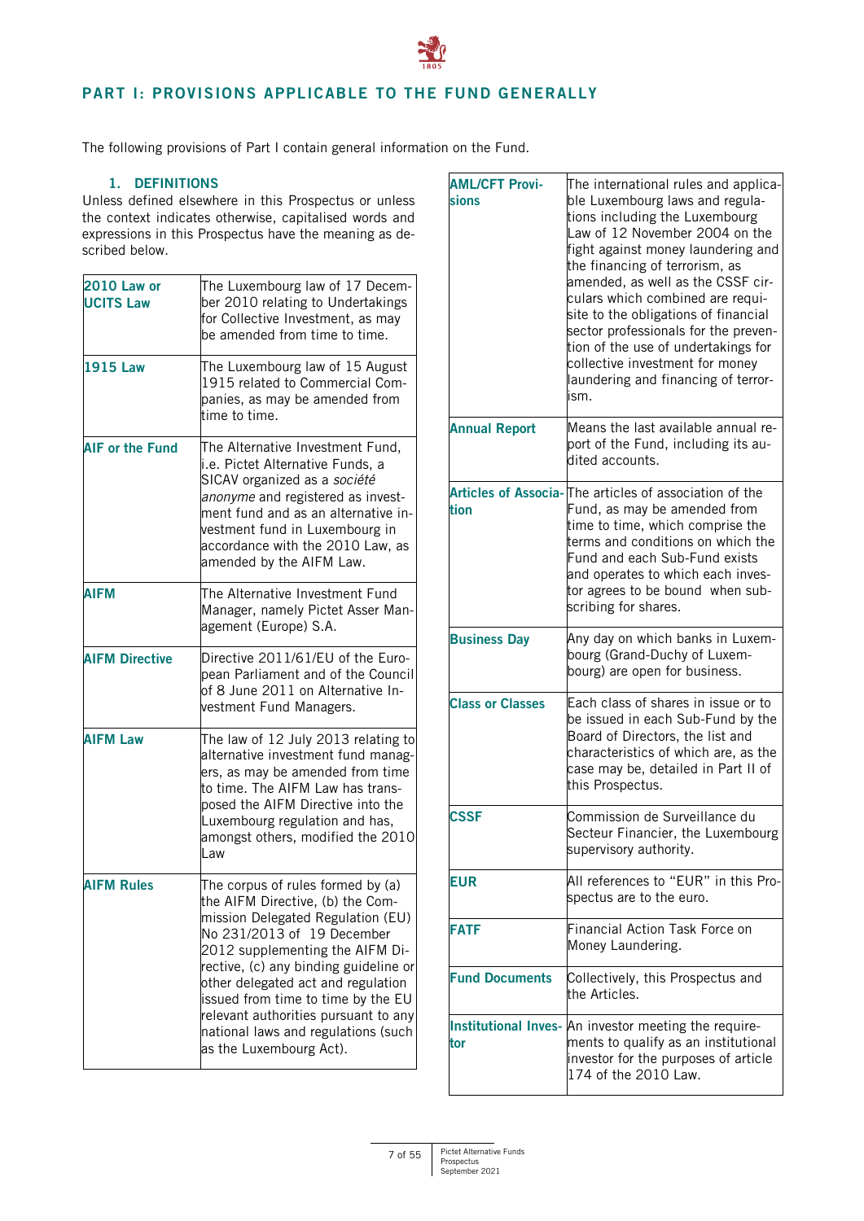# PART I: PROVISIONS APPLICABLE TO THE FUND GENERALLY

The following provisions of Part I contain general information on the Fund.

## 1. DEFINITIONS

Unless defined elsewhere in this Prospectus or unless the context indicates otherwise, capitalised words and expressions in this Prospectus have the meaning as described below.

| Term | Definition |
|---|---|
| **2010 Law or UCITS Law** | The Luxembourg law of 17 December 2010 relating to Undertakings for Collective Investment, as may be amended from time to time. |
| **1915 Law** | The Luxembourg law of 15 August 1915 related to Commercial Companies, as may be amended from time to time. |
| **AIF or the Fund** | The Alternative Investment Fund, i.e. Pictet Alternative Funds, a SICAV organized as a *société anonyme* and registered as investment fund and as an alternative investment fund in Luxembourg in accordance with the 2010 Law, as amended by the AIFM Law. |
| **AIFM** | The Alternative Investment Fund Manager, namely Pictet Asser Management (Europe) S.A. |
| **AIFM Directive** | Directive 2011/61/EU of the European Parliament and of the Council of 8 June 2011 on Alternative Investment Fund Managers. |
| **AIFM Law** | The law of 12 July 2013 relating to alternative investment fund managers, as may be amended from time to time. The AIFM Law has transposed the AIFM Directive into the Luxembourg regulation and has, amongst others, modified the 2010 Law |
| **AIFM Rules** | The corpus of rules formed by (a) the AIFM Directive, (b) the Commission Delegated Regulation (EU) No 231/2013 of 19 December 2012 supplementing the AIFM Directive, (c) any binding guideline or other delegated act and regulation issued from time to time by the EU relevant authorities pursuant to any national laws and regulations (such as the Luxembourg Act). |
| **AML/CFT Provisions** | The international rules and applicable Luxembourg laws and regulations including the Luxembourg Law of 12 November 2004 on the fight against money laundering and the financing of terrorism, as amended, as well as the CSSF circulars which combined are requisite to the obligations of financial sector professionals for the prevention of the use of undertakings for collective investment for money laundering and financing of terrorism. |
| **Annual Report** | Means the last available annual report of the Fund, including its audited accounts. |
| **Articles of Association** | The articles of association of the Fund, as may be amended from time to time, which comprise the terms and conditions on which the Fund and each Sub-Fund exists and operates to which each investor agrees to be bound when subscribing for shares. |
| **Business Day** | Any day on which banks in Luxembourg (Grand-Duchy of Luxembourg) are open for business. |
| **Class or Classes** | Each class of shares in issue or to be issued in each Sub-Fund by the Board of Directors, the list and characteristics of which are, as the case may be, detailed in Part II of this Prospectus. |
| **CSSF** | Commission de Surveillance du Secteur Financier, the Luxembourg supervisory authority. |
| **EUR** | All references to "EUR" in this Prospectus are to the euro. |
| **FATF** | Financial Action Task Force on Money Laundering. |
| **Fund Documents** | Collectively, this Prospectus and the Articles. |
| **Institutional Investor** | An investor meeting the requirements to qualify as an institutional investor for the purposes of article 174 of the 2010 Law. |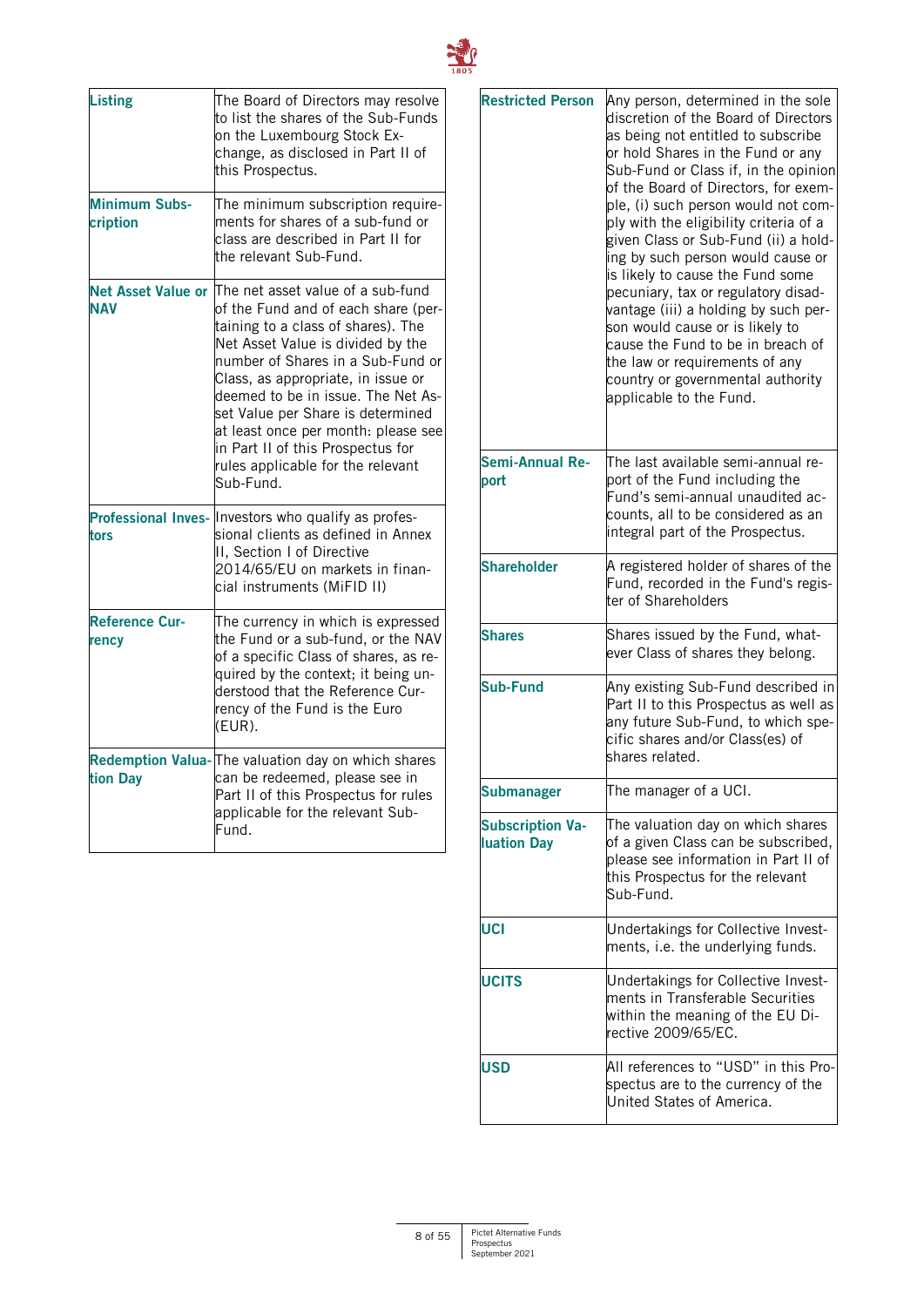| | |
|---|---|
| **Listing** | The Board of Directors may resolve to list the shares of the Sub-Funds on the Luxembourg Stock Exchange, as disclosed in Part II of this Prospectus. |
| **Minimum Subscription** | The minimum subscription requirements for shares of a sub-fund or class are described in Part II for the relevant Sub-Fund. |
| **Net Asset Value or NAV** | The net asset value of a sub-fund of the Fund and of each share (pertaining to a class of shares). The Net Asset Value is divided by the number of Shares in a Sub-Fund or Class, as appropriate, in issue or deemed to be in issue. The Net Asset Value per Share is determined at least once per month: please see in Part II of this Prospectus for rules applicable for the relevant Sub-Fund. |
| **Professional Investors** | Investors who qualify as professional clients as defined in Annex II, Section I of Directive 2014/65/EU on markets in financial instruments (MiFID II) |
| **Reference Currency** | The currency in which is expressed the Fund or a sub-fund, or the NAV of a specific Class of shares, as required by the context; it being understood that the Reference Currency of the Fund is the Euro (EUR). |
| **Redemption Valuation Day** | The valuation day on which shares can be redeemed, please see in Part II of this Prospectus for rules applicable for the relevant Sub-Fund. |
| **Restricted Person** | Any person, determined in the sole discretion of the Board of Directors as being not entitled to subscribe or hold Shares in the Fund or any Sub-Fund or Class if, in the opinion of the Board of Directors, for example, (i) such person would not comply with the eligibility criteria of a given Class or Sub-Fund (ii) a holding by such person would cause or is likely to cause the Fund some pecuniary, tax or regulatory disadvantage (iii) a holding by such person would cause or is likely to cause the Fund to be in breach of the law or requirements of any country or governmental authority applicable to the Fund. |
| **Semi-Annual Report** | The last available semi-annual report of the Fund including the Fund's semi-annual unaudited accounts, all to be considered as an integral part of the Prospectus. |
| **Shareholder** | A registered holder of shares of the Fund, recorded in the Fund's register of Shareholders |
| **Shares** | Shares issued by the Fund, whatever Class of shares they belong. |
| **Sub-Fund** | Any existing Sub-Fund described in Part II to this Prospectus as well as any future Sub-Fund, to which specific shares and/or Class(es) of shares related. |
| **Submanager** | The manager of a UCI. |
| **Subscription Valuation Day** | The valuation day on which shares of a given Class can be subscribed, please see information in Part II of this Prospectus for the relevant Sub-Fund. |
| **UCI** | Undertakings for Collective Investments, i.e. the underlying funds. |
| **UCITS** | Undertakings for Collective Investments in Transferable Securities within the meaning of the EU Directive 2009/65/EC. |
| **USD** | All references to "USD" in this Prospectus are to the currency of the United States of America. |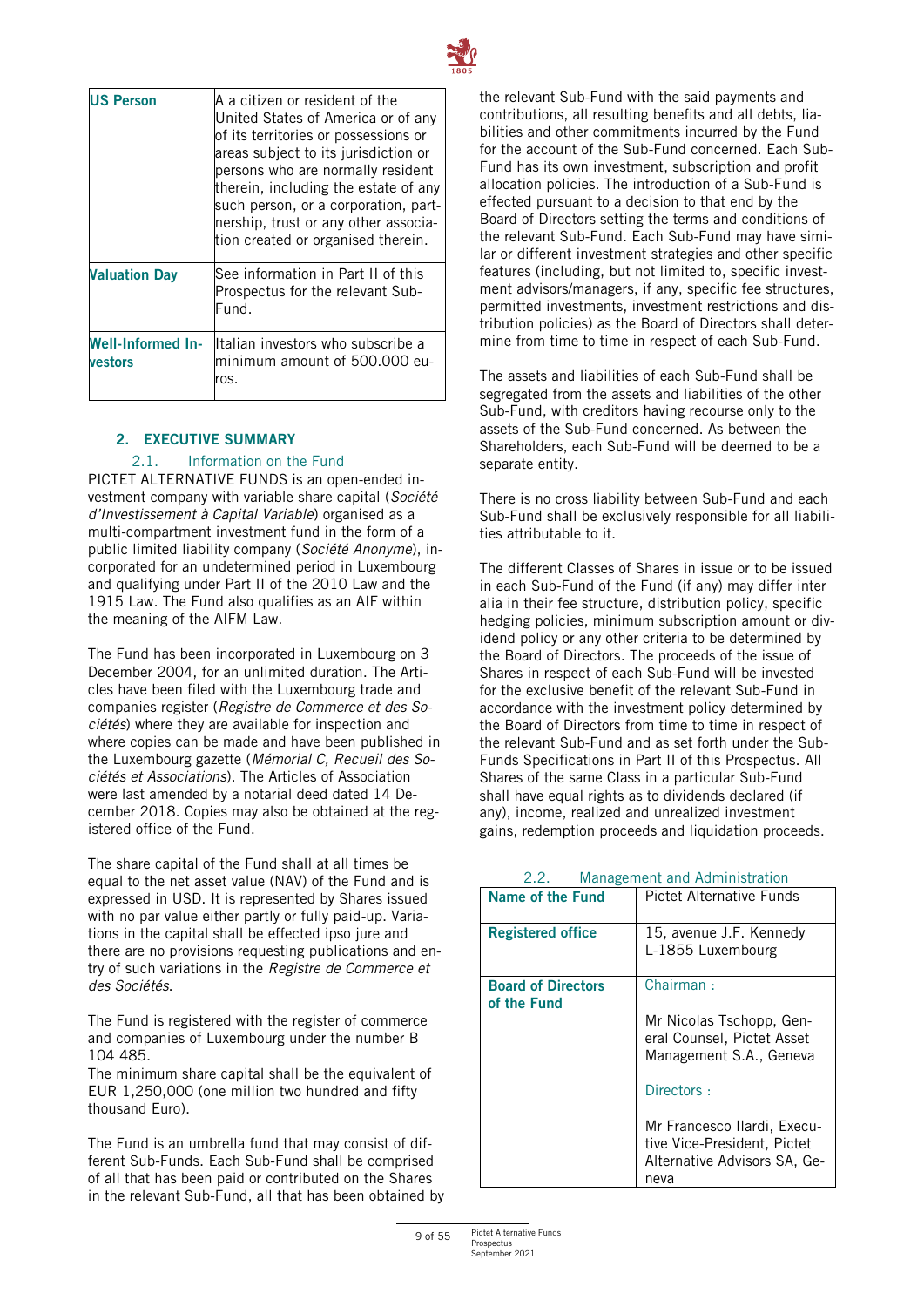| | |
|---|---|
| **US Person** | A a citizen or resident of the United States of America or of any of its territories or possessions or areas subject to its jurisdiction or persons who are normally resident therein, including the estate of any such person, or a corporation, partnership, trust or any other association created or organised therein. |
| **Valuation Day** | See information in Part II of this Prospectus for the relevant Sub-Fund. |
| **Well-Informed Investors** | Italian investors who subscribe a minimum amount of 500.000 euros. |

## 2. EXECUTIVE SUMMARY

### 2.1. Information on the Fund

PICTET ALTERNATIVE FUNDS is an open-ended investment company with variable share capital (*Société d'Investissement à Capital Variable*) organised as a multi-compartment investment fund in the form of a public limited liability company (*Société Anonyme*), incorporated for an undetermined period in Luxembourg and qualifying under Part II of the 2010 Law and the 1915 Law. The Fund also qualifies as an AIF within the meaning of the AIFM Law.

The Fund has been incorporated in Luxembourg on 3 December 2004, for an unlimited duration. The Articles have been filed with the Luxembourg trade and companies register (*Registre de Commerce et des Sociétés*) where they are available for inspection and where copies can be made and have been published in the Luxembourg gazette (*Mémorial C, Recueil des Sociétés et Associations*). The Articles of Association were last amended by a notarial deed dated 14 December 2018. Copies may also be obtained at the registered office of the Fund.

The share capital of the Fund shall at all times be equal to the net asset value (NAV) of the Fund and is expressed in USD. It is represented by Shares issued with no par value either partly or fully paid-up. Variations in the capital shall be effected ipso jure and there are no provisions requesting publications and entry of such variations in the *Registre de Commerce et des Sociétés*.

The Fund is registered with the register of commerce and companies of Luxembourg under the number B 104 485.
The minimum share capital shall be the equivalent of EUR 1,250,000 (one million two hundred and fifty thousand Euro).

The Fund is an umbrella fund that may consist of different Sub-Funds. Each Sub-Fund shall be comprised of all that has been paid or contributed on the Shares in the relevant Sub-Fund, all that has been obtained by the relevant Sub-Fund with the said payments and contributions, all resulting benefits and all debts, liabilities and other commitments incurred by the Fund for the account of the Sub-Fund concerned. Each Sub-Fund has its own investment, subscription and profit allocation policies. The introduction of a Sub-Fund is effected pursuant to a decision to that end by the Board of Directors setting the terms and conditions of the relevant Sub-Fund. Each Sub-Fund may have similar or different investment strategies and other specific features (including, but not limited to, specific investment advisors/managers, if any, specific fee structures, permitted investments, investment restrictions and distribution policies) as the Board of Directors shall determine from time to time in respect of each Sub-Fund.

The assets and liabilities of each Sub-Fund shall be segregated from the assets and liabilities of the other Sub-Fund, with creditors having recourse only to the assets of the Sub-Fund concerned. As between the Shareholders, each Sub-Fund will be deemed to be a separate entity.

There is no cross liability between Sub-Fund and each Sub-Fund shall be exclusively responsible for all liabilities attributable to it.

The different Classes of Shares in issue or to be issued in each Sub-Fund of the Fund (if any) may differ inter alia in their fee structure, distribution policy, specific hedging policies, minimum subscription amount or dividend policy or any other criteria to be determined by the Board of Directors. The proceeds of the issue of Shares in respect of each Sub-Fund will be invested for the exclusive benefit of the relevant Sub-Fund in accordance with the investment policy determined by the Board of Directors from time to time in respect of the relevant Sub-Fund and as set forth under the Sub-Funds Specifications in Part II of this Prospectus. All Shares of the same Class in a particular Sub-Fund shall have equal rights as to dividends declared (if any), income, realized and unrealized investment gains, redemption proceeds and liquidation proceeds.

### 2.2. Management and Administration

| | |
|---|---|
| **Name of the Fund** | Pictet Alternative Funds |
| **Registered office** | 15, avenue J.F. Kennedy<br>L-1855 Luxembourg |
| **Board of Directors of the Fund** | Chairman :<br><br>Mr Nicolas Tschopp, General Counsel, Pictet Asset Management S.A., Geneva<br><br>Directors :<br><br>Mr Francesco Ilardi, Executive Vice-President, Pictet Alternative Advisors SA, Geneva |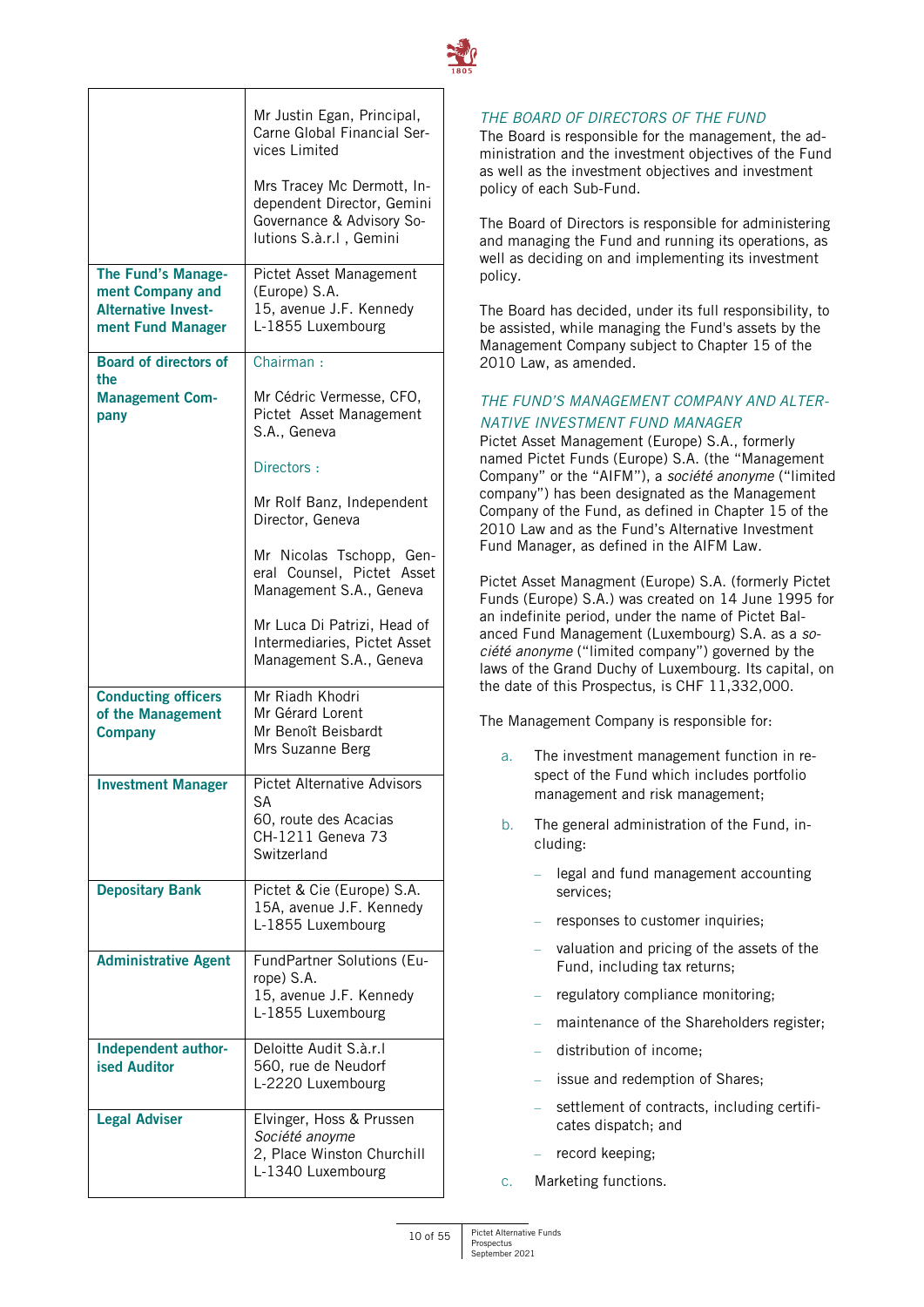| | |
|---|---|
| | Mr Justin Egan, Principal, Carne Global Financial Services Limited<br><br>Mrs Tracey Mc Dermott, Independent Director, Gemini Governance & Advisory Solutions S.à.r.l , Gemini |
| **The Fund's Management Company and Alternative Investment Fund Manager** | Pictet Asset Management (Europe) S.A.<br>15, avenue J.F. Kennedy<br>L-1855 Luxembourg |
| **Board of directors of the Management Company** | Chairman :<br><br>Mr Cédric Vermesse, CFO, Pictet Asset Management S.A., Geneva<br><br>Directors :<br><br>Mr Rolf Banz, Independent Director, Geneva<br><br>Mr Nicolas Tschopp, General Counsel, Pictet Asset Management S.A., Geneva<br><br>Mr Luca Di Patrizi, Head of Intermediaries, Pictet Asset Management S.A., Geneva |
| **Conducting officers of the Management Company** | Mr Riadh Khodri<br>Mr Gérard Lorent<br>Mr Benoît Beisbardt<br>Mrs Suzanne Berg |
| **Investment Manager** | Pictet Alternative Advisors SA<br>60, route des Acacias<br>CH-1211 Geneva 73<br>Switzerland |
| **Depositary Bank** | Pictet & Cie (Europe) S.A.<br>15A, avenue J.F. Kennedy<br>L-1855 Luxembourg |
| **Administrative Agent** | FundPartner Solutions (Europe) S.A.<br>15, avenue J.F. Kennedy<br>L-1855 Luxembourg |
| **Independent authorised Auditor** | Deloitte Audit S.à.r.l<br>560, rue de Neudorf<br>L-2220 Luxembourg |
| **Legal Adviser** | Elvinger, Hoss & Prussen<br>*Société anoyme*<br>2, Place Winston Churchill<br>L-1340 Luxembourg |

## *THE BOARD OF DIRECTORS OF THE FUND*

The Board is responsible for the management, the administration and the investment objectives of the Fund as well as the investment objectives and investment policy of each Sub-Fund.

The Board of Directors is responsible for administering and managing the Fund and running its operations, as well as deciding on and implementing its investment policy.

The Board has decided, under its full responsibility, to be assisted, while managing the Fund's assets by the Management Company subject to Chapter 15 of the 2010 Law, as amended.

## *THE FUND'S MANAGEMENT COMPANY AND ALTERNATIVE INVESTMENT FUND MANAGER*

Pictet Asset Management (Europe) S.A., formerly named Pictet Funds (Europe) S.A. (the "Management Company" or the "AIFM"), a *société anonyme* ("limited company") has been designated as the Management Company of the Fund, as defined in Chapter 15 of the 2010 Law and as the Fund's Alternative Investment Fund Manager, as defined in the AIFM Law.

Pictet Asset Managment (Europe) S.A. (formerly Pictet Funds (Europe) S.A.) was created on 14 June 1995 for an indefinite period, under the name of Pictet Balanced Fund Management (Luxembourg) S.A. as a *société anonyme* ("limited company") governed by the laws of the Grand Duchy of Luxembourg. Its capital, on the date of this Prospectus, is CHF 11,332,000.

The Management Company is responsible for:

a. The investment management function in respect of the Fund which includes portfolio management and risk management;

b. The general administration of the Fund, including:

   - legal and fund management accounting services;
   - responses to customer inquiries;
   - valuation and pricing of the assets of the Fund, including tax returns;
   - regulatory compliance monitoring;
   - maintenance of the Shareholders register;
   - distribution of income;
   - issue and redemption of Shares;
   - settlement of contracts, including certificates dispatch; and
   - record keeping;

c. Marketing functions.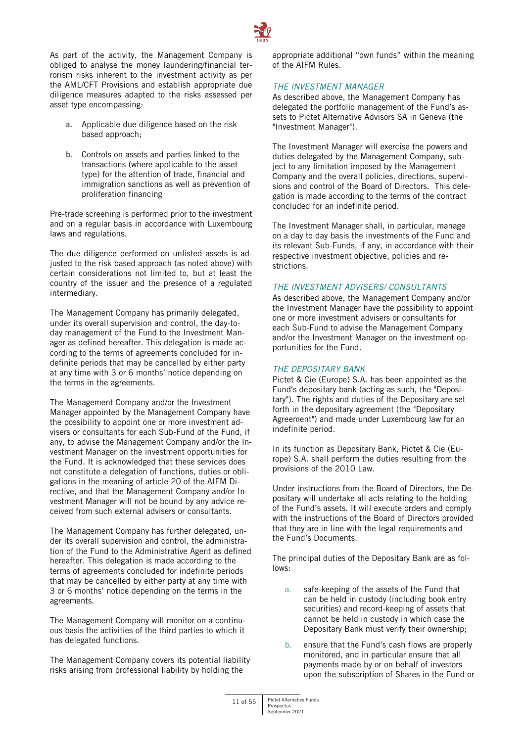As part of the activity, the Management Company is obliged to analyse the money laundering/financial terrorism risks inherent to the investment activity as per the AML/CFT Provisions and establish appropriate due diligence measures adapted to the risks assessed per asset type encompassing:

a. Applicable due diligence based on the risk based approach;

b. Controls on assets and parties linked to the transactions (where applicable to the asset type) for the attention of trade, financial and immigration sanctions as well as prevention of proliferation financing

Pre-trade screening is performed prior to the investment and on a regular basis in accordance with Luxembourg laws and regulations.

The due diligence performed on unlisted assets is adjusted to the risk based approach (as noted above) with certain considerations not limited to, but at least the country of the issuer and the presence of a regulated intermediary.

The Management Company has primarily delegated, under its overall supervision and control, the day-to-day management of the Fund to the Investment Manager as defined hereafter. This delegation is made according to the terms of agreements concluded for indefinite periods that may be cancelled by either party at any time with 3 or 6 months' notice depending on the terms in the agreements.

The Management Company and/or the Investment Manager appointed by the Management Company have the possibility to appoint one or more investment advisers or consultants for each Sub-Fund of the Fund, if any, to advise the Management Company and/or the Investment Manager on the investment opportunities for the Fund. It is acknowledged that these services does not constitute a delegation of functions, duties or obligations in the meaning of article 20 of the AIFM Directive, and that the Management Company and/or Investment Manager will not be bound by any advice received from such external advisers or consultants.

The Management Company has further delegated, under its overall supervision and control, the administration of the Fund to the Administrative Agent as defined hereafter. This delegation is made according to the terms of agreements concluded for indefinite periods that may be cancelled by either party at any time with 3 or 6 months' notice depending on the terms in the agreements.

The Management Company will monitor on a continuous basis the activities of the third parties to which it has delegated functions.

The Management Company covers its potential liability risks arising from professional liability by holding the appropriate additional "own funds" within the meaning of the AIFM Rules.

### *THE INVESTMENT MANAGER*

As described above, the Management Company has delegated the portfolio management of the Fund's assets to Pictet Alternative Advisors SA in Geneva (the "Investment Manager").

The Investment Manager will exercise the powers and duties delegated by the Management Company, subject to any limitation imposed by the Management Company and the overall policies, directions, supervisions and control of the Board of Directors. This delegation is made according to the terms of the contract concluded for an indefinite period.

The Investment Manager shall, in particular, manage on a day to day basis the investments of the Fund and its relevant Sub-Funds, if any, in accordance with their respective investment objective, policies and restrictions.

### *THE INVESTMENT ADVISERS/ CONSULTANTS*

As described above, the Management Company and/or the Investment Manager have the possibility to appoint one or more investment advisers or consultants for each Sub-Fund to advise the Management Company and/or the Investment Manager on the investment opportunities for the Fund.

### *THE DEPOSITARY BANK*

Pictet & Cie (Europe) S.A. has been appointed as the Fund's depositary bank (acting as such, the "Depositary"). The rights and duties of the Depositary are set forth in the depositary agreement (the "Depositary Agreement") and made under Luxembourg law for an indefinite period.

In its function as Depositary Bank, Pictet & Cie (Europe) S.A. shall perform the duties resulting from the provisions of the 2010 Law.

Under instructions from the Board of Directors, the Depositary will undertake all acts relating to the holding of the Fund's assets. It will execute orders and comply with the instructions of the Board of Directors provided that they are in line with the legal requirements and the Fund's Documents.

The principal duties of the Depositary Bank are as follows:

a. safe-keeping of the assets of the Fund that can be held in custody (including book entry securities) and record-keeping of assets that cannot be held in custody in which case the Depositary Bank must verify their ownership;

b. ensure that the Fund's cash flows are properly monitored, and in particular ensure that all payments made by or on behalf of investors upon the subscription of Shares in the Fund or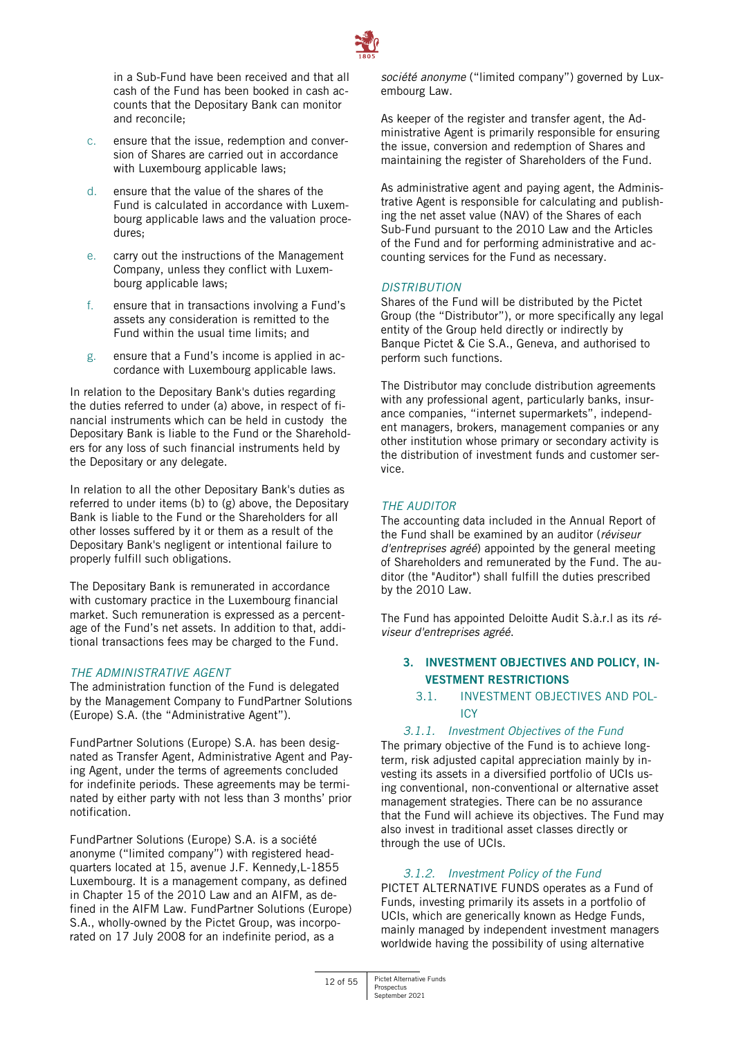in a Sub-Fund have been received and that all cash of the Fund has been booked in cash accounts that the Depositary Bank can monitor and reconcile;

c. ensure that the issue, redemption and conversion of Shares are carried out in accordance with Luxembourg applicable laws;

d. ensure that the value of the shares of the Fund is calculated in accordance with Luxembourg applicable laws and the valuation procedures;

e. carry out the instructions of the Management Company, unless they conflict with Luxembourg applicable laws;

f. ensure that in transactions involving a Fund's assets any consideration is remitted to the Fund within the usual time limits; and

g. ensure that a Fund's income is applied in accordance with Luxembourg applicable laws.

In relation to the Depositary Bank's duties regarding the duties referred to under (a) above, in respect of financial instruments which can be held in custody the Depositary Bank is liable to the Fund or the Shareholders for any loss of such financial instruments held by the Depositary or any delegate.

In relation to all the other Depositary Bank's duties as referred to under items (b) to (g) above, the Depositary Bank is liable to the Fund or the Shareholders for all other losses suffered by it or them as a result of the Depositary Bank's negligent or intentional failure to properly fulfill such obligations.

The Depositary Bank is remunerated in accordance with customary practice in the Luxembourg financial market. Such remuneration is expressed as a percentage of the Fund's net assets. In addition to that, additional transactions fees may be charged to the Fund.

*THE ADMINISTRATIVE AGENT*

The administration function of the Fund is delegated by the Management Company to FundPartner Solutions (Europe) S.A. (the "Administrative Agent").

FundPartner Solutions (Europe) S.A. has been designated as Transfer Agent, Administrative Agent and Paying Agent, under the terms of agreements concluded for indefinite periods. These agreements may be terminated by either party with not less than 3 months' prior notification.

FundPartner Solutions (Europe) S.A. is a société anonyme ("limited company") with registered headquarters located at 15, avenue J.F. Kennedy,L-1855 Luxembourg. It is a management company, as defined in Chapter 15 of the 2010 Law and an AIFM, as defined in the AIFM Law. FundPartner Solutions (Europe) S.A., wholly-owned by the Pictet Group, was incorporated on 17 July 2008 for an indefinite period, as a *société anonyme* ("limited company") governed by Luxembourg Law.

As keeper of the register and transfer agent, the Administrative Agent is primarily responsible for ensuring the issue, conversion and redemption of Shares and maintaining the register of Shareholders of the Fund.

As administrative agent and paying agent, the Administrative Agent is responsible for calculating and publishing the net asset value (NAV) of the Shares of each Sub-Fund pursuant to the 2010 Law and the Articles of the Fund and for performing administrative and accounting services for the Fund as necessary.

*DISTRIBUTION*

Shares of the Fund will be distributed by the Pictet Group (the "Distributor"), or more specifically any legal entity of the Group held directly or indirectly by Banque Pictet & Cie S.A., Geneva, and authorised to perform such functions.

The Distributor may conclude distribution agreements with any professional agent, particularly banks, insurance companies, "internet supermarkets", independent managers, brokers, management companies or any other institution whose primary or secondary activity is the distribution of investment funds and customer service.

*THE AUDITOR*

The accounting data included in the Annual Report of the Fund shall be examined by an auditor (*réviseur d'entreprises agréé*) appointed by the general meeting of Shareholders and remunerated by the Fund. The auditor (the "Auditor") shall fulfill the duties prescribed by the 2010 Law.

The Fund has appointed Deloitte Audit S.à.r.l as its *réviseur d'entreprises agréé*.

## 3. INVESTMENT OBJECTIVES AND POLICY, INVESTMENT RESTRICTIONS

### 3.1. INVESTMENT OBJECTIVES AND POLICY

#### *3.1.1. Investment Objectives of the Fund*

The primary objective of the Fund is to achieve long-term, risk adjusted capital appreciation mainly by investing its assets in a diversified portfolio of UCIs using conventional, non-conventional or alternative asset management strategies. There can be no assurance that the Fund will achieve its objectives. The Fund may also invest in traditional asset classes directly or through the use of UCIs.

#### *3.1.2. Investment Policy of the Fund*

PICTET ALTERNATIVE FUNDS operates as a Fund of Funds, investing primarily its assets in a portfolio of UCIs, which are generically known as Hedge Funds, mainly managed by independent investment managers worldwide having the possibility of using alternative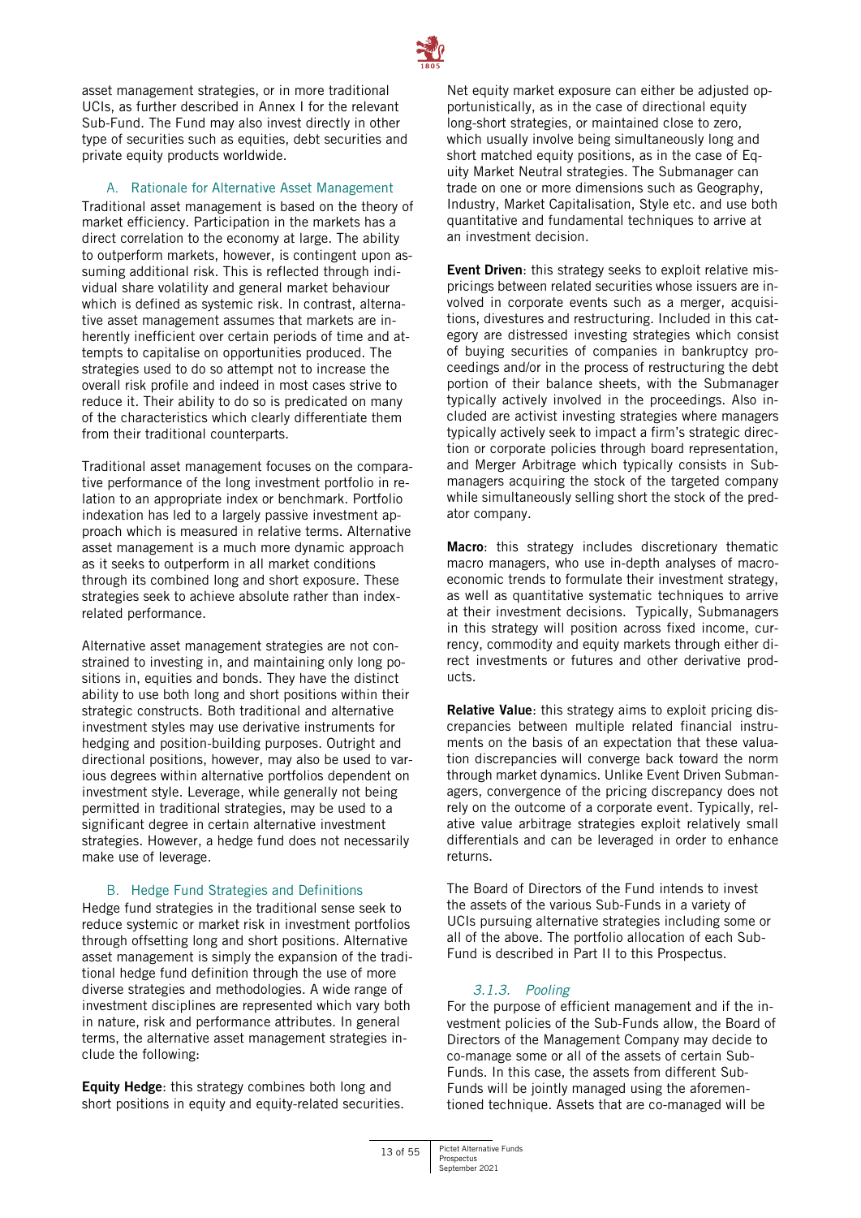asset management strategies, or in more traditional UCIs, as further described in Annex I for the relevant Sub-Fund. The Fund may also invest directly in other type of securities such as equities, debt securities and private equity products worldwide.

### A. Rationale for Alternative Asset Management

Traditional asset management is based on the theory of market efficiency. Participation in the markets has a direct correlation to the economy at large. The ability to outperform markets, however, is contingent upon assuming additional risk. This is reflected through individual share volatility and general market behaviour which is defined as systemic risk. In contrast, alternative asset management assumes that markets are inherently inefficient over certain periods of time and attempts to capitalise on opportunities produced. The strategies used to do so attempt not to increase the overall risk profile and indeed in most cases strive to reduce it. Their ability to do so is predicated on many of the characteristics which clearly differentiate them from their traditional counterparts.

Traditional asset management focuses on the comparative performance of the long investment portfolio in relation to an appropriate index or benchmark. Portfolio indexation has led to a largely passive investment approach which is measured in relative terms. Alternative asset management is a much more dynamic approach as it seeks to outperform in all market conditions through its combined long and short exposure. These strategies seek to achieve absolute rather than index-related performance.

Alternative asset management strategies are not constrained to investing in, and maintaining only long positions in, equities and bonds. They have the distinct ability to use both long and short positions within their strategic constructs. Both traditional and alternative investment styles may use derivative instruments for hedging and position-building purposes. Outright and directional positions, however, may also be used to various degrees within alternative portfolios dependent on investment style. Leverage, while generally not being permitted in traditional strategies, may be used to a significant degree in certain alternative investment strategies. However, a hedge fund does not necessarily make use of leverage.

### B. Hedge Fund Strategies and Definitions

Hedge fund strategies in the traditional sense seek to reduce systemic or market risk in investment portfolios through offsetting long and short positions. Alternative asset management is simply the expansion of the traditional hedge fund definition through the use of more diverse strategies and methodologies. A wide range of investment disciplines are represented which vary both in nature, risk and performance attributes. In general terms, the alternative asset management strategies include the following:

**Equity Hedge**: this strategy combines both long and short positions in equity and equity-related securities. Net equity market exposure can either be adjusted opportunistically, as in the case of directional equity long-short strategies, or maintained close to zero, which usually involve being simultaneously long and short matched equity positions, as in the case of Equity Market Neutral strategies. The Submanager can trade on one or more dimensions such as Geography, Industry, Market Capitalisation, Style etc. and use both quantitative and fundamental techniques to arrive at an investment decision.

**Event Driven**: this strategy seeks to exploit relative mispricings between related securities whose issuers are involved in corporate events such as a merger, acquisitions, divestures and restructuring. Included in this category are distressed investing strategies which consist of buying securities of companies in bankruptcy proceedings and/or in the process of restructuring the debt portion of their balance sheets, with the Submanager typically actively involved in the proceedings. Also included are activist investing strategies where managers typically actively seek to impact a firm's strategic direction or corporate policies through board representation, and Merger Arbitrage which typically consists in Submanagers acquiring the stock of the targeted company while simultaneously selling short the stock of the predator company.

**Macro**: this strategy includes discretionary thematic macro managers, who use in-depth analyses of macroeconomic trends to formulate their investment strategy, as well as quantitative systematic techniques to arrive at their investment decisions. Typically, Submanagers in this strategy will position across fixed income, currency, commodity and equity markets through either direct investments or futures and other derivative products.

**Relative Value**: this strategy aims to exploit pricing discrepancies between multiple related financial instruments on the basis of an expectation that these valuation discrepancies will converge back toward the norm through market dynamics. Unlike Event Driven Submanagers, convergence of the pricing discrepancy does not rely on the outcome of a corporate event. Typically, relative value arbitrage strategies exploit relatively small differentials and can be leveraged in order to enhance returns.

The Board of Directors of the Fund intends to invest the assets of the various Sub-Funds in a variety of UCIs pursuing alternative strategies including some or all of the above. The portfolio allocation of each Sub-Fund is described in Part II to this Prospectus.

#### *3.1.3. Pooling*

For the purpose of efficient management and if the investment policies of the Sub-Funds allow, the Board of Directors of the Management Company may decide to co-manage some or all of the assets of certain Sub-Funds. In this case, the assets from different Sub-Funds will be jointly managed using the aforementioned technique. Assets that are co-managed will be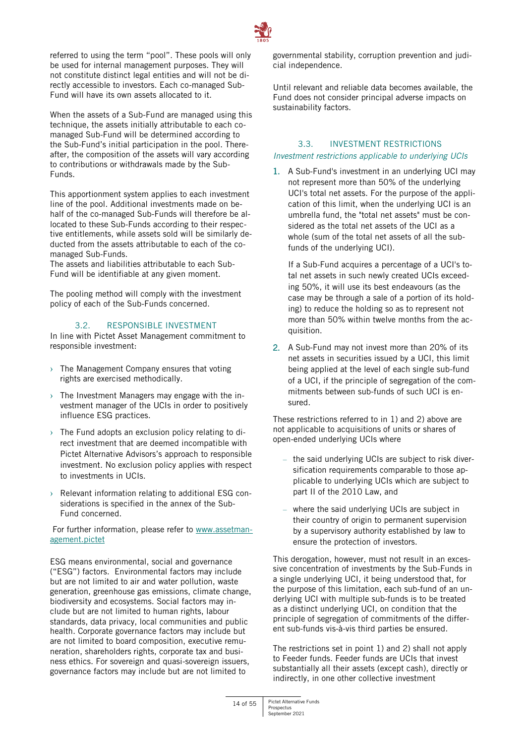referred to using the term "pool". These pools will only be used for internal management purposes. They will not constitute distinct legal entities and will not be directly accessible to investors. Each co-managed Sub-Fund will have its own assets allocated to it.

When the assets of a Sub-Fund are managed using this technique, the assets initially attributable to each co-managed Sub-Fund will be determined according to the Sub-Fund's initial participation in the pool. Thereafter, the composition of the assets will vary according to contributions or withdrawals made by the Sub-Funds.

This apportionment system applies to each investment line of the pool. Additional investments made on behalf of the co-managed Sub-Funds will therefore be allocated to these Sub-Funds according to their respective entitlements, while assets sold will be similarly deducted from the assets attributable to each of the co-managed Sub-Funds.
The assets and liabilities attributable to each Sub-Fund will be identifiable at any given moment.

The pooling method will comply with the investment policy of each of the Sub-Funds concerned.

## 3.2. RESPONSIBLE INVESTMENT

In line with Pictet Asset Management commitment to responsible investment:

- The Management Company ensures that voting rights are exercised methodically.
- The Investment Managers may engage with the investment manager of the UCIs in order to positively influence ESG practices.
- The Fund adopts an exclusion policy relating to direct investment that are deemed incompatible with Pictet Alternative Advisors's approach to responsible investment. No exclusion policy applies with respect to investments in UCIs.
- Relevant information relating to additional ESG considerations is specified in the annex of the Sub-Fund concerned.

For further information, please refer to www.assetmanagement.pictet

ESG means environmental, social and governance ("ESG") factors. Environmental factors may include but are not limited to air and water pollution, waste generation, greenhouse gas emissions, climate change, biodiversity and ecosystems. Social factors may include but are not limited to human rights, labour standards, data privacy, local communities and public health. Corporate governance factors may include but are not limited to board composition, executive remuneration, shareholders rights, corporate tax and business ethics. For sovereign and quasi-sovereign issuers, governance factors may include but are not limited to governmental stability, corruption prevention and judicial independence.

Until relevant and reliable data becomes available, the Fund does not consider principal adverse impacts on sustainability factors.

## 3.3. INVESTMENT RESTRICTIONS

*Investment restrictions applicable to underlying UCIs*

1. A Sub-Fund's investment in an underlying UCI may not represent more than 50% of the underlying UCI's total net assets. For the purpose of the application of this limit, when the underlying UCI is an umbrella fund, the "total net assets" must be considered as the total net assets of the UCI as a whole (sum of the total net assets of all the sub-funds of the underlying UCI).

   If a Sub-Fund acquires a percentage of a UCI's total net assets in such newly created UCIs exceeding 50%, it will use its best endeavours (as the case may be through a sale of a portion of its holding) to reduce the holding so as to represent not more than 50% within twelve months from the acquisition.

2. A Sub-Fund may not invest more than 20% of its net assets in securities issued by a UCI, this limit being applied at the level of each single sub-fund of a UCI, if the principle of segregation of the commitments between sub-funds of such UCI is ensured.

These restrictions referred to in 1) and 2) above are not applicable to acquisitions of units or shares of open-ended underlying UCIs where

- the said underlying UCIs are subject to risk diversification requirements comparable to those applicable to underlying UCIs which are subject to part II of the 2010 Law, and
- where the said underlying UCIs are subject in their country of origin to permanent supervision by a supervisory authority established by law to ensure the protection of investors.

This derogation, however, must not result in an excessive concentration of investments by the Sub-Funds in a single underlying UCI, it being understood that, for the purpose of this limitation, each sub-fund of an underlying UCI with multiple sub-funds is to be treated as a distinct underlying UCI, on condition that the principle of segregation of commitments of the different sub-funds vis-à-vis third parties be ensured.

The restrictions set in point 1) and 2) shall not apply to Feeder funds. Feeder funds are UCIs that invest substantially all their assets (except cash), directly or indirectly, in one other collective investment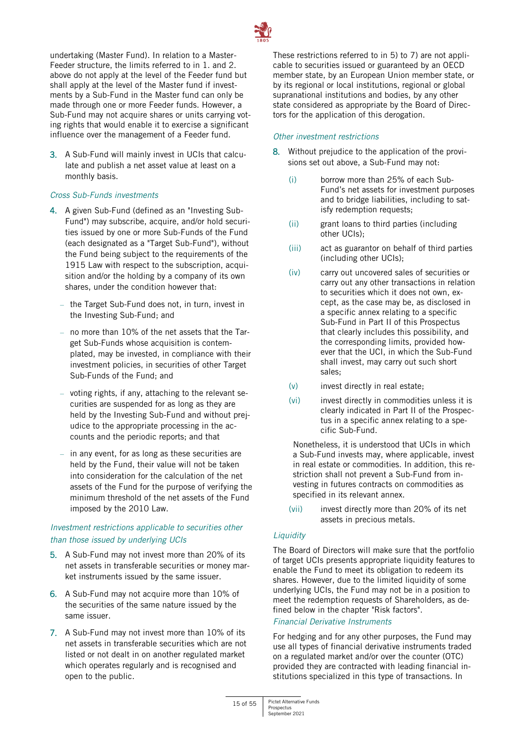undertaking (Master Fund). In relation to a Master-Feeder structure, the limits referred to in 1. and 2. above do not apply at the level of the Feeder fund but shall apply at the level of the Master fund if investments by a Sub-Fund in the Master fund can only be made through one or more Feeder funds. However, a Sub-Fund may not acquire shares or units carrying voting rights that would enable it to exercise a significant influence over the management of a Feeder fund.

3. A Sub-Fund will mainly invest in UCIs that calculate and publish a net asset value at least on a monthly basis.

*Cross Sub-Funds investments*

4. A given Sub-Fund (defined as an "Investing Sub-Fund") may subscribe, acquire, and/or hold securities issued by one or more Sub-Funds of the Fund (each designated as a "Target Sub-Fund"), without the Fund being subject to the requirements of the 1915 Law with respect to the subscription, acquisition and/or the holding by a company of its own shares, under the condition however that:
   - the Target Sub-Fund does not, in turn, invest in the Investing Sub-Fund; and
   - no more than 10% of the net assets that the Target Sub-Funds whose acquisition is contemplated, may be invested, in compliance with their investment policies, in securities of other Target Sub-Funds of the Fund; and
   - voting rights, if any, attaching to the relevant securities are suspended for as long as they are held by the Investing Sub-Fund and without prejudice to the appropriate processing in the accounts and the periodic reports; and that
   - in any event, for as long as these securities are held by the Fund, their value will not be taken into consideration for the calculation of the net assets of the Fund for the purpose of verifying the minimum threshold of the net assets of the Fund imposed by the 2010 Law.

*Investment restrictions applicable to securities other than those issued by underlying UCIs*

5. A Sub-Fund may not invest more than 20% of its net assets in transferable securities or money market instruments issued by the same issuer.
6. A Sub-Fund may not acquire more than 10% of the securities of the same nature issued by the same issuer.
7. A Sub-Fund may not invest more than 10% of its net assets in transferable securities which are not listed or not dealt in on another regulated market which operates regularly and is recognised and open to the public.

These restrictions referred to in 5) to 7) are not applicable to securities issued or guaranteed by an OECD member state, by an European Union member state, or by its regional or local institutions, regional or global supranational institutions and bodies, by any other state considered as appropriate by the Board of Directors for the application of this derogation.

*Other investment restrictions*

8. Without prejudice to the application of the provisions set out above, a Sub-Fund may not:
   - (i) borrow more than 25% of each Sub-Fund's net assets for investment purposes and to bridge liabilities, including to satisfy redemption requests;
   - (ii) grant loans to third parties (including other UCIs);
   - (iii) act as guarantor on behalf of third parties (including other UCIs);
   - (iv) carry out uncovered sales of securities or carry out any other transactions in relation to securities which it does not own, except, as the case may be, as disclosed in a specific annex relating to a specific Sub-Fund in Part II of this Prospectus that clearly includes this possibility, and the corresponding limits, provided however that the UCI, in which the Sub-Fund shall invest, may carry out such short sales;
   - (v) invest directly in real estate;
   - (vi) invest directly in commodities unless it is clearly indicated in Part II of the Prospectus in a specific annex relating to a specific Sub-Fund.

   Nonetheless, it is understood that UCIs in which a Sub-Fund invests may, where applicable, invest in real estate or commodities. In addition, this restriction shall not prevent a Sub-Fund from investing in futures contracts on commodities as specified in its relevant annex.

   - (vii) invest directly more than 20% of its net assets in precious metals.

*Liquidity*

The Board of Directors will make sure that the portfolio of target UCIs presents appropriate liquidity features to enable the Fund to meet its obligation to redeem its shares. However, due to the limited liquidity of some underlying UCIs, the Fund may not be in a position to meet the redemption requests of Shareholders, as defined below in the chapter "Risk factors".

*Financial Derivative Instruments*

For hedging and for any other purposes, the Fund may use all types of financial derivative instruments traded on a regulated market and/or over the counter (OTC) provided they are contracted with leading financial institutions specialized in this type of transactions. In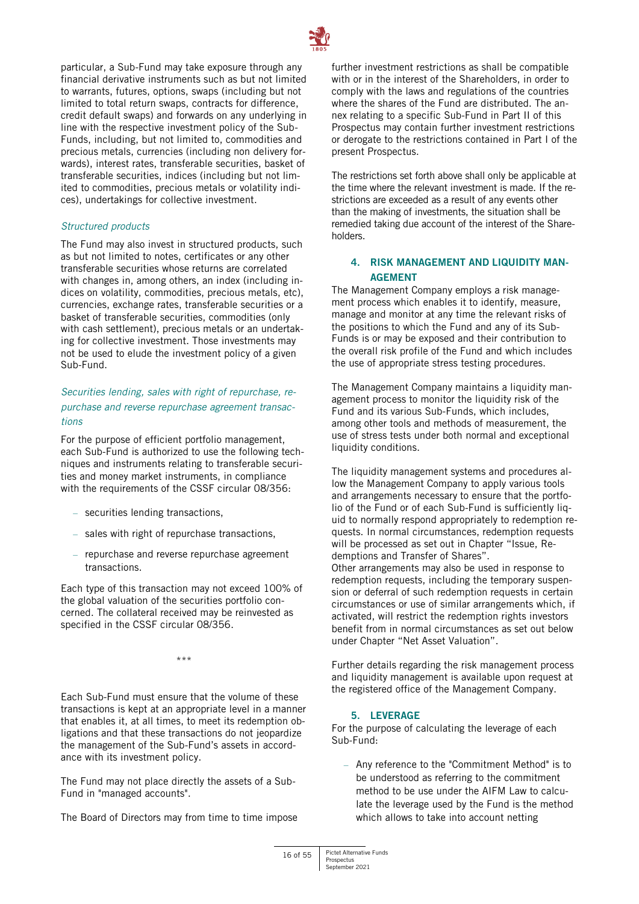particular, a Sub-Fund may take exposure through any financial derivative instruments such as but not limited to warrants, futures, options, swaps (including but not limited to total return swaps, contracts for difference, credit default swaps) and forwards on any underlying in line with the respective investment policy of the Sub-Funds, including, but not limited to, commodities and precious metals, currencies (including non delivery forwards), interest rates, transferable securities, basket of transferable securities, indices (including but not limited to commodities, precious metals or volatility indices), undertakings for collective investment.

*Structured products*

The Fund may also invest in structured products, such as but not limited to notes, certificates or any other transferable securities whose returns are correlated with changes in, among others, an index (including indices on volatility, commodities, precious metals, etc), currencies, exchange rates, transferable securities or a basket of transferable securities, commodities (only with cash settlement), precious metals or an undertaking for collective investment. Those investments may not be used to elude the investment policy of a given Sub-Fund.

*Securities lending, sales with right of repurchase, repurchase and reverse repurchase agreement transactions*

For the purpose of efficient portfolio management, each Sub-Fund is authorized to use the following techniques and instruments relating to transferable securities and money market instruments, in compliance with the requirements of the CSSF circular 08/356:

- securities lending transactions,
- sales with right of repurchase transactions,
- repurchase and reverse repurchase agreement transactions.

Each type of this transaction may not exceed 100% of the global valuation of the securities portfolio concerned. The collateral received may be reinvested as specified in the CSSF circular 08/356.

***

Each Sub-Fund must ensure that the volume of these transactions is kept at an appropriate level in a manner that enables it, at all times, to meet its redemption obligations and that these transactions do not jeopardize the management of the Sub-Fund's assets in accordance with its investment policy.

The Fund may not place directly the assets of a Sub-Fund in "managed accounts".

The Board of Directors may from time to time impose further investment restrictions as shall be compatible with or in the interest of the Shareholders, in order to comply with the laws and regulations of the countries where the shares of the Fund are distributed. The annex relating to a specific Sub-Fund in Part II of this Prospectus may contain further investment restrictions or derogate to the restrictions contained in Part I of the present Prospectus.

The restrictions set forth above shall only be applicable at the time where the relevant investment is made. If the restrictions are exceeded as a result of any events other than the making of investments, the situation shall be remedied taking due account of the interest of the Shareholders.

## 4. RISK MANAGEMENT AND LIQUIDITY MANAGEMENT

The Management Company employs a risk management process which enables it to identify, measure, manage and monitor at any time the relevant risks of the positions to which the Fund and any of its Sub-Funds is or may be exposed and their contribution to the overall risk profile of the Fund and which includes the use of appropriate stress testing procedures.

The Management Company maintains a liquidity management process to monitor the liquidity risk of the Fund and its various Sub-Funds, which includes, among other tools and methods of measurement, the use of stress tests under both normal and exceptional liquidity conditions.

The liquidity management systems and procedures allow the Management Company to apply various tools and arrangements necessary to ensure that the portfolio of the Fund or of each Sub-Fund is sufficiently liquid to normally respond appropriately to redemption requests. In normal circumstances, redemption requests will be processed as set out in Chapter "Issue, Redemptions and Transfer of Shares".
Other arrangements may also be used in response to redemption requests, including the temporary suspension or deferral of such redemption requests in certain circumstances or use of similar arrangements which, if activated, will restrict the redemption rights investors benefit from in normal circumstances as set out below under Chapter "Net Asset Valuation".

Further details regarding the risk management process and liquidity management is available upon request at the registered office of the Management Company.

## 5. LEVERAGE

For the purpose of calculating the leverage of each Sub-Fund:

- Any reference to the "Commitment Method" is to be understood as referring to the commitment method to be use under the AIFM Law to calculate the leverage used by the Fund is the method which allows to take into account netting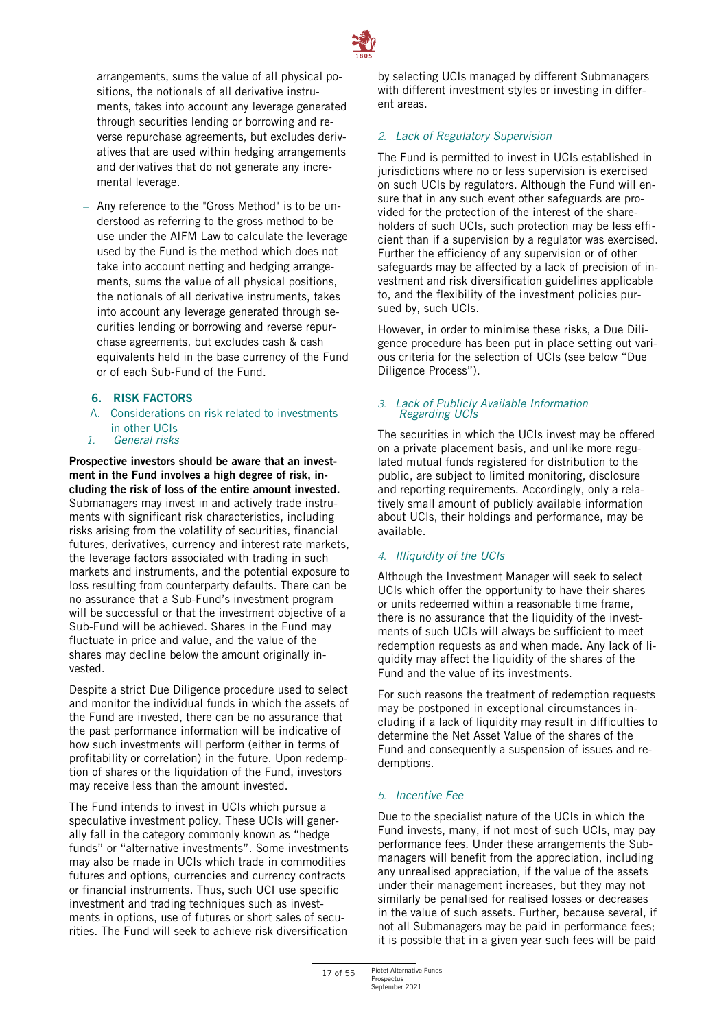arrangements, sums the value of all physical positions, the notionals of all derivative instruments, takes into account any leverage generated through securities lending or borrowing and reverse repurchase agreements, but excludes derivatives that are used within hedging arrangements and derivatives that do not generate any incremental leverage.

- Any reference to the "Gross Method" is to be understood as referring to the gross method to be use under the AIFM Law to calculate the leverage used by the Fund is the method which does not take into account netting and hedging arrangements, sums the value of all physical positions, the notionals of all derivative instruments, takes into account any leverage generated through securities lending or borrowing and reverse repurchase agreements, but excludes cash & cash equivalents held in the base currency of the Fund or of each Sub-Fund of the Fund.

## 6. RISK FACTORS

### A. Considerations on risk related to investments in other UCIs

#### *1. General risks*

**Prospective investors should be aware that an investment in the Fund involves a high degree of risk, including the risk of loss of the entire amount invested.** Submanagers may invest in and actively trade instruments with significant risk characteristics, including risks arising from the volatility of securities, financial futures, derivatives, currency and interest rate markets, the leverage factors associated with trading in such markets and instruments, and the potential exposure to loss resulting from counterparty defaults. There can be no assurance that a Sub-Fund's investment program will be successful or that the investment objective of a Sub-Fund will be achieved. Shares in the Fund may fluctuate in price and value, and the value of the shares may decline below the amount originally invested.

Despite a strict Due Diligence procedure used to select and monitor the individual funds in which the assets of the Fund are invested, there can be no assurance that the past performance information will be indicative of how such investments will perform (either in terms of profitability or correlation) in the future. Upon redemption of shares or the liquidation of the Fund, investors may receive less than the amount invested.

The Fund intends to invest in UCIs which pursue a speculative investment policy. These UCIs will generally fall in the category commonly known as "hedge funds" or "alternative investments". Some investments may also be made in UCIs which trade in commodities futures and options, currencies and currency contracts or financial instruments. Thus, such UCI use specific investment and trading techniques such as investments in options, use of futures or short sales of securities. The Fund will seek to achieve risk diversification by selecting UCIs managed by different Submanagers with different investment styles or investing in different areas.

#### *2. Lack of Regulatory Supervision*

The Fund is permitted to invest in UCIs established in jurisdictions where no or less supervision is exercised on such UCIs by regulators. Although the Fund will ensure that in any such event other safeguards are provided for the protection of the interest of the shareholders of such UCIs, such protection may be less efficient than if a supervision by a regulator was exercised. Further the efficiency of any supervision or of other safeguards may be affected by a lack of precision of investment and risk diversification guidelines applicable to, and the flexibility of the investment policies pursued by, such UCIs.

However, in order to minimise these risks, a Due Diligence procedure has been put in place setting out various criteria for the selection of UCIs (see below "Due Diligence Process").

#### *3. Lack of Publicly Available Information Regarding UCIs*

The securities in which the UCIs invest may be offered on a private placement basis, and unlike more regulated mutual funds registered for distribution to the public, are subject to limited monitoring, disclosure and reporting requirements. Accordingly, only a relatively small amount of publicly available information about UCIs, their holdings and performance, may be available.

#### *4. Illiquidity of the UCIs*

Although the Investment Manager will seek to select UCIs which offer the opportunity to have their shares or units redeemed within a reasonable time frame, there is no assurance that the liquidity of the investments of such UCIs will always be sufficient to meet redemption requests as and when made. Any lack of liquidity may affect the liquidity of the shares of the Fund and the value of its investments.

For such reasons the treatment of redemption requests may be postponed in exceptional circumstances including if a lack of liquidity may result in difficulties to determine the Net Asset Value of the shares of the Fund and consequently a suspension of issues and redemptions.

#### *5. Incentive Fee*

Due to the specialist nature of the UCIs in which the Fund invests, many, if not most of such UCIs, may pay performance fees. Under these arrangements the Submanagers will benefit from the appreciation, including any unrealised appreciation, if the value of the assets under their management increases, but they may not similarly be penalised for realised losses or decreases in the value of such assets. Further, because several, if not all Submanagers may be paid in performance fees; it is possible that in a given year such fees will be paid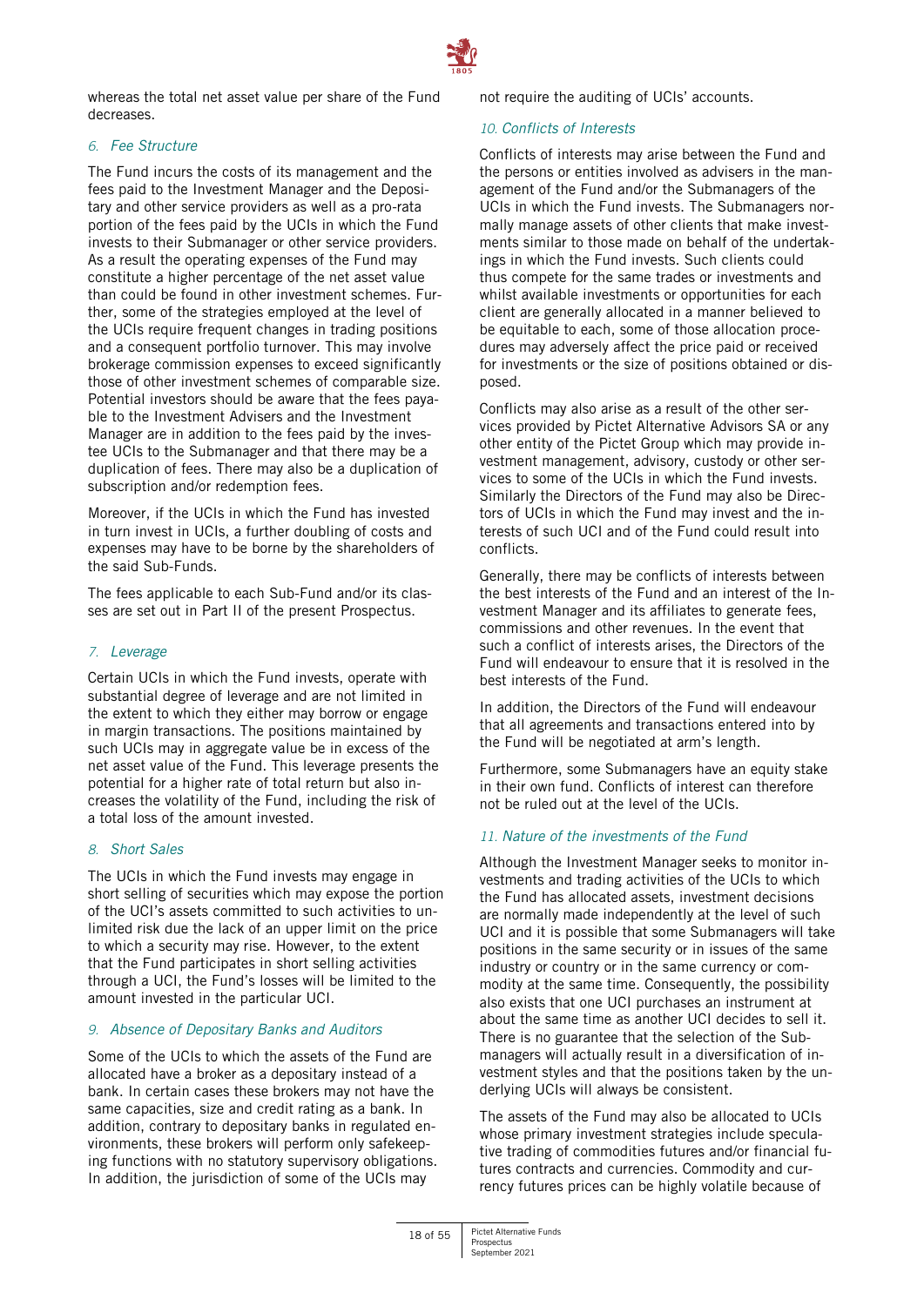whereas the total net asset value per share of the Fund decreases.

### *6. Fee Structure*

The Fund incurs the costs of its management and the fees paid to the Investment Manager and the Depositary and other service providers as well as a pro-rata portion of the fees paid by the UCIs in which the Fund invests to their Submanager or other service providers. As a result the operating expenses of the Fund may constitute a higher percentage of the net asset value than could be found in other investment schemes. Further, some of the strategies employed at the level of the UCIs require frequent changes in trading positions and a consequent portfolio turnover. This may involve brokerage commission expenses to exceed significantly those of other investment schemes of comparable size. Potential investors should be aware that the fees payable to the Investment Advisers and the Investment Manager are in addition to the fees paid by the investee UCIs to the Submanager and that there may be a duplication of fees. There may also be a duplication of subscription and/or redemption fees.

Moreover, if the UCIs in which the Fund has invested in turn invest in UCIs, a further doubling of costs and expenses may have to be borne by the shareholders of the said Sub-Funds.

The fees applicable to each Sub-Fund and/or its classes are set out in Part II of the present Prospectus.

### *7. Leverage*

Certain UCIs in which the Fund invests, operate with substantial degree of leverage and are not limited in the extent to which they either may borrow or engage in margin transactions. The positions maintained by such UCIs may in aggregate value be in excess of the net asset value of the Fund. This leverage presents the potential for a higher rate of total return but also increases the volatility of the Fund, including the risk of a total loss of the amount invested.

### *8. Short Sales*

The UCIs in which the Fund invests may engage in short selling of securities which may expose the portion of the UCI's assets committed to such activities to unlimited risk due the lack of an upper limit on the price to which a security may rise. However, to the extent that the Fund participates in short selling activities through a UCI, the Fund's losses will be limited to the amount invested in the particular UCI.

### *9. Absence of Depositary Banks and Auditors*

Some of the UCIs to which the assets of the Fund are allocated have a broker as a depositary instead of a bank. In certain cases these brokers may not have the same capacities, size and credit rating as a bank. In addition, contrary to depositary banks in regulated environments, these brokers will perform only safekeeping functions with no statutory supervisory obligations. In addition, the jurisdiction of some of the UCIs may not require the auditing of UCIs' accounts.

### *10. Conflicts of Interests*

Conflicts of interests may arise between the Fund and the persons or entities involved as advisers in the management of the Fund and/or the Submanagers of the UCIs in which the Fund invests. The Submanagers normally manage assets of other clients that make investments similar to those made on behalf of the undertakings in which the Fund invests. Such clients could thus compete for the same trades or investments and whilst available investments or opportunities for each client are generally allocated in a manner believed to be equitable to each, some of those allocation procedures may adversely affect the price paid or received for investments or the size of positions obtained or disposed.

Conflicts may also arise as a result of the other services provided by Pictet Alternative Advisors SA or any other entity of the Pictet Group which may provide investment management, advisory, custody or other services to some of the UCIs in which the Fund invests. Similarly the Directors of the Fund may also be Directors of UCIs in which the Fund may invest and the interests of such UCI and of the Fund could result into conflicts.

Generally, there may be conflicts of interests between the best interests of the Fund and an interest of the Investment Manager and its affiliates to generate fees, commissions and other revenues. In the event that such a conflict of interests arises, the Directors of the Fund will endeavour to ensure that it is resolved in the best interests of the Fund.

In addition, the Directors of the Fund will endeavour that all agreements and transactions entered into by the Fund will be negotiated at arm's length.

Furthermore, some Submanagers have an equity stake in their own Fund. Conflicts of interest can therefore not be ruled out at the level of the UCIs.

### *11. Nature of the investments of the Fund*

Although the Investment Manager seeks to monitor investments and trading activities of the UCIs to which the Fund has allocated assets, investment decisions are normally made independently at the level of such UCI and it is possible that some Submanagers will take positions in the same security or in issues of the same industry or country or in the same currency or commodity at the same time. Consequently, the possibility also exists that one UCI purchases an instrument at about the same time as another UCI decides to sell it. There is no guarantee that the selection of the Submanagers will actually result in a diversification of investment styles and that the positions taken by the underlying UCIs will always be consistent.

The assets of the Fund may also be allocated to UCIs whose primary investment strategies include speculative trading of commodities futures and/or financial futures contracts and currencies. Commodity and currency futures prices can be highly volatile because of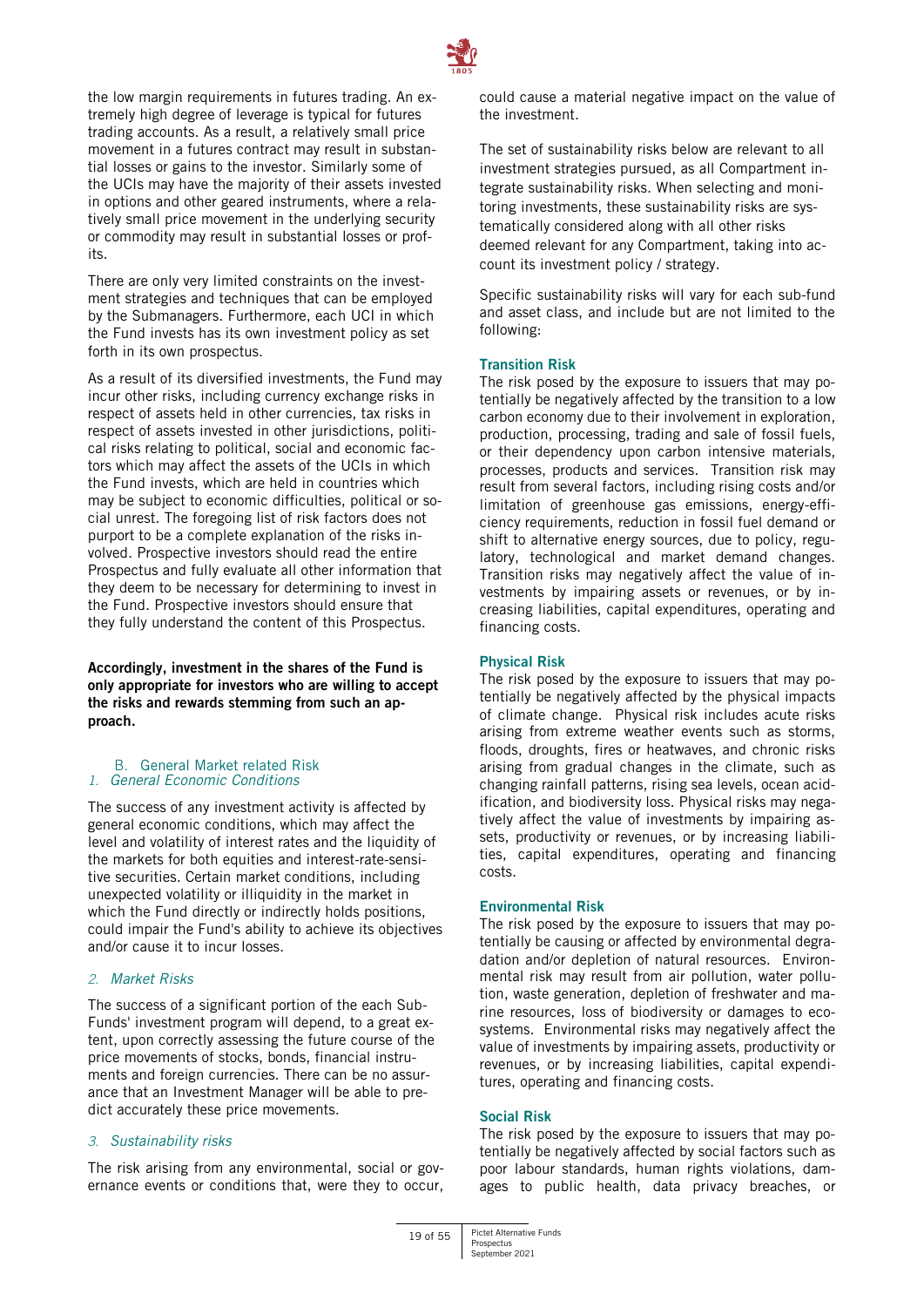the low margin requirements in futures trading. An extremely high degree of leverage is typical for futures trading accounts. As a result, a relatively small price movement in a futures contract may result in substantial losses or gains to the investor. Similarly some of the UCIs may have the majority of their assets invested in options and other geared instruments, where a relatively small price movement in the underlying security or commodity may result in substantial losses or profits.

There are only very limited constraints on the investment strategies and techniques that can be employed by the Submanagers. Furthermore, each UCI in which the Fund invests has its own investment policy as set forth in its own prospectus.

As a result of its diversified investments, the Fund may incur other risks, including currency exchange risks in respect of assets held in other currencies, tax risks in respect of assets invested in other jurisdictions, political risks relating to political, social and economic factors which may affect the assets of the UCIs in which the Fund invests, which are held in countries which may be subject to economic difficulties, political or social unrest. The foregoing list of risk factors does not purport to be a complete explanation of the risks involved. Prospective investors should read the entire Prospectus and fully evaluate all other information that they deem to be necessary for determining to invest in the Fund. Prospective investors should ensure that they fully understand the content of this Prospectus.

**Accordingly, investment in the shares of the Fund is only appropriate for investors who are willing to accept the risks and rewards stemming from such an approach.**

## B. General Market related Risk

### *1. General Economic Conditions*

The success of any investment activity is affected by general economic conditions, which may affect the level and volatility of interest rates and the liquidity of the markets for both equities and interest-rate-sensitive securities. Certain market conditions, including unexpected volatility or illiquidity in the market in which the Fund directly or indirectly holds positions, could impair the Fund's ability to achieve its objectives and/or cause it to incur losses.

### *2. Market Risks*

The success of a significant portion of the each Sub-Funds' investment program will depend, to a great extent, upon correctly assessing the future course of the price movements of stocks, bonds, financial instruments and foreign currencies. There can be no assurance that an Investment Manager will be able to predict accurately these price movements.

### *3. Sustainability risks*

The risk arising from any environmental, social or governance events or conditions that, were they to occur, could cause a material negative impact on the value of the investment.

The set of sustainability risks below are relevant to all investment strategies pursued, as all Compartment integrate sustainability risks. When selecting and monitoring investments, these sustainability risks are systematically considered along with all other risks deemed relevant for any Compartment, taking into account its investment policy / strategy.

Specific sustainability risks will vary for each sub-fund and asset class, and include but are not limited to the following:

**Transition Risk**

The risk posed by the exposure to issuers that may potentially be negatively affected by the transition to a low carbon economy due to their involvement in exploration, production, processing, trading and sale of fossil fuels, or their dependency upon carbon intensive materials, processes, products and services. Transition risk may result from several factors, including rising costs and/or limitation of greenhouse gas emissions, energy-efficiency requirements, reduction in fossil fuel demand or shift to alternative energy sources, due to policy, regulatory, technological and market demand changes. Transition risks may negatively affect the value of investments by impairing assets or revenues, or by increasing liabilities, capital expenditures, operating and financing costs.

**Physical Risk**

The risk posed by the exposure to issuers that may potentially be negatively affected by the physical impacts of climate change. Physical risk includes acute risks arising from extreme weather events such as storms, floods, droughts, fires or heatwaves, and chronic risks arising from gradual changes in the climate, such as changing rainfall patterns, rising sea levels, ocean acidification, and biodiversity loss. Physical risks may negatively affect the value of investments by impairing assets, productivity or revenues, or by increasing liabilities, capital expenditures, operating and financing costs.

**Environmental Risk**

The risk posed by the exposure to issuers that may potentially be causing or affected by environmental degradation and/or depletion of natural resources. Environmental risk may result from air pollution, water pollution, waste generation, depletion of freshwater and marine resources, loss of biodiversity or damages to ecosystems. Environmental risks may negatively affect the value of investments by impairing assets, productivity or revenues, or by increasing liabilities, capital expenditures, operating and financing costs.

**Social Risk**

The risk posed by the exposure to issuers that may potentially be negatively affected by social factors such as poor labour standards, human rights violations, damages to public health, data privacy breaches, or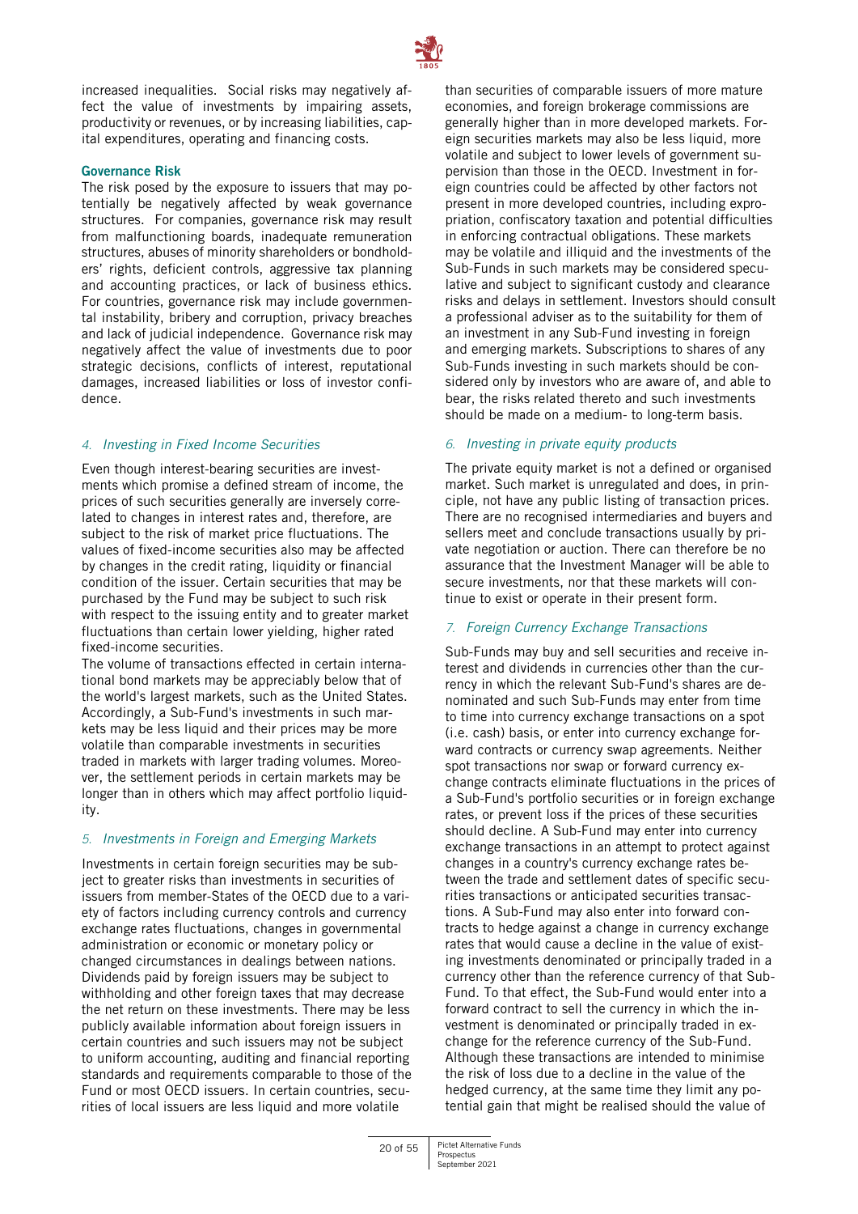increased inequalities. Social risks may negatively affect the value of investments by impairing assets, productivity or revenues, or by increasing liabilities, capital expenditures, operating and financing costs.

**Governance Risk**

The risk posed by the exposure to issuers that may potentially be negatively affected by weak governance structures. For companies, governance risk may result from malfunctioning boards, inadequate remuneration structures, abuses of minority shareholders or bondholders' rights, deficient controls, aggressive tax planning and accounting practices, or lack of business ethics. For countries, governance risk may include governmental instability, bribery and corruption, privacy breaches and lack of judicial independence. Governance risk may negatively affect the value of investments due to poor strategic decisions, conflicts of interest, reputational damages, increased liabilities or loss of investor confidence.

### *4. Investing in Fixed Income Securities*

Even though interest-bearing securities are investments which promise a defined stream of income, the prices of such securities generally are inversely correlated to changes in interest rates and, therefore, are subject to the risk of market price fluctuations. The values of fixed-income securities also may be affected by changes in the credit rating, liquidity or financial condition of the issuer. Certain securities that may be purchased by the Fund may be subject to such risk with respect to the issuing entity and to greater market fluctuations than certain lower yielding, higher rated fixed-income securities.

The volume of transactions effected in certain international bond markets may be appreciably below that of the world's largest markets, such as the United States. Accordingly, a Sub-Fund's investments in such markets may be less liquid and their prices may be more volatile than comparable investments in securities traded in markets with larger trading volumes. Moreover, the settlement periods in certain markets may be longer than in others which may affect portfolio liquidity.

### *5. Investments in Foreign and Emerging Markets*

Investments in certain foreign securities may be subject to greater risks than investments in securities of issuers from member-States of the OECD due to a variety of factors including currency controls and currency exchange rates fluctuations, changes in governmental administration or economic or monetary policy or changed circumstances in dealings between nations. Dividends paid by foreign issuers may be subject to withholding and other foreign taxes that may decrease the net return on these investments. There may be less publicly available information about foreign issuers in certain countries and such issuers may not be subject to uniform accounting, auditing and financial reporting standards and requirements comparable to those of the Fund or most OECD issuers. In certain countries, securities of local issuers are less liquid and more volatile than securities of comparable issuers of more mature economies, and foreign brokerage commissions are generally higher than in more developed markets. Foreign securities markets may also be less liquid, more volatile and subject to lower levels of government supervision than those in the OECD. Investment in foreign countries could be affected by other factors not present in more developed countries, including expropriation, confiscatory taxation and potential difficulties in enforcing contractual obligations. These markets may be volatile and illiquid and the investments of the Sub-Funds in such markets may be considered speculative and subject to significant custody and clearance risks and delays in settlement. Investors should consult a professional adviser as to the suitability for them of an investment in any Sub-Fund investing in foreign and emerging markets. Subscriptions to shares of any Sub-Funds investing in such markets should be considered only by investors who are aware of, and able to bear, the risks related thereto and such investments should be made on a medium- to long-term basis.

### *6. Investing in private equity products*

The private equity market is not a defined or organised market. Such market is unregulated and does, in principle, not have any public listing of transaction prices. There are no recognised intermediaries and buyers and sellers meet and conclude transactions usually by private negotiation or auction. There can therefore be no assurance that the Investment Manager will be able to secure investments, nor that these markets will continue to exist or operate in their present form.

### *7. Foreign Currency Exchange Transactions*

Sub-Funds may buy and sell securities and receive interest and dividends in currencies other than the currency in which the relevant Sub-Fund's shares are denominated and such Sub-Funds may enter from time to time into currency exchange transactions on a spot (i.e. cash) basis, or enter into currency exchange forward contracts or currency swap agreements. Neither spot transactions nor swap or forward currency exchange contracts eliminate fluctuations in the prices of a Sub-Fund's portfolio securities or in foreign exchange rates, or prevent loss if the prices of these securities should decline. A Sub-Fund may enter into currency exchange transactions in an attempt to protect against changes in a country's currency exchange rates between the trade and settlement dates of specific securities transactions or anticipated securities transactions. A Sub-Fund may also enter into forward contracts to hedge against a change in currency exchange rates that would cause a decline in the value of existing investments denominated or principally traded in a currency other than the reference currency of that Sub-Fund. To that effect, the Sub-Fund would enter into a forward contract to sell the currency in which the investment is denominated or principally traded in exchange for the reference currency of the Sub-Fund. Although these transactions are intended to minimise the risk of loss due to a decline in the value of the hedged currency, at the same time they limit any potential gain that might be realised should the value of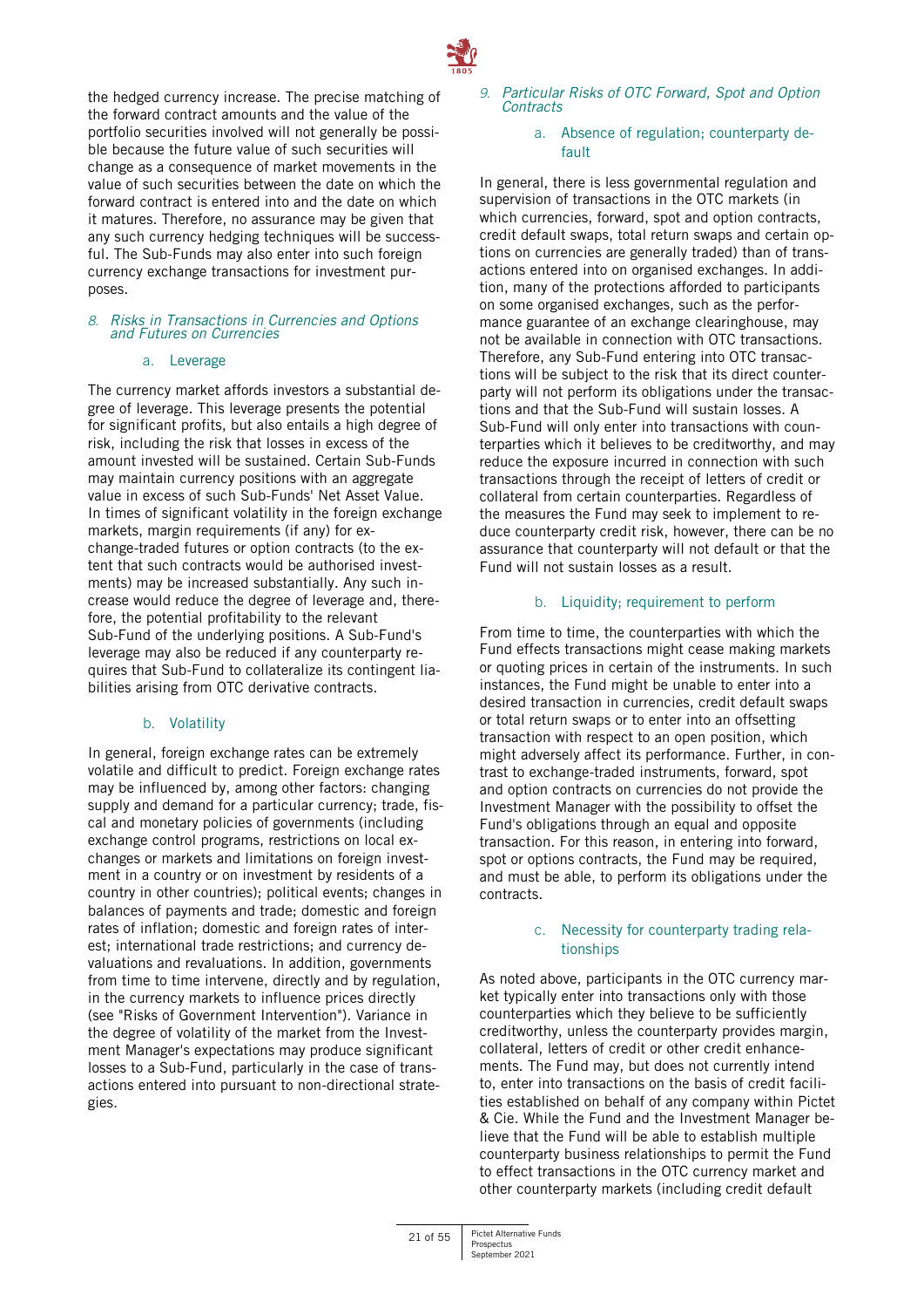the hedged currency increase. The precise matching of the forward contract amounts and the value of the portfolio securities involved will not generally be possible because the future value of such securities will change as a consequence of market movements in the value of such securities between the date on which the forward contract is entered into and the date on which it matures. Therefore, no assurance may be given that any such currency hedging techniques will be successful. The Sub-Funds may also enter into such foreign currency exchange transactions for investment purposes.

### *8. Risks in Transactions in Currencies and Options and Futures on Currencies*

#### a. Leverage

The currency market affords investors a substantial degree of leverage. This leverage presents the potential for significant profits, but also entails a high degree of risk, including the risk that losses in excess of the amount invested will be sustained. Certain Sub-Funds may maintain currency positions with an aggregate value in excess of such Sub-Funds' Net Asset Value. In times of significant volatility in the foreign exchange markets, margin requirements (if any) for exchange-traded futures or option contracts (to the extent that such contracts would be authorised investments) may be increased substantially. Any such increase would reduce the degree of leverage and, therefore, the potential profitability to the relevant Sub-Fund of the underlying positions. A Sub-Fund's leverage may also be reduced if any counterparty requires that Sub-Fund to collateralize its contingent liabilities arising from OTC derivative contracts.

#### b. Volatility

In general, foreign exchange rates can be extremely volatile and difficult to predict. Foreign exchange rates may be influenced by, among other factors: changing supply and demand for a particular currency; trade, fiscal and monetary policies of governments (including exchange control programs, restrictions on local exchanges or markets and limitations on foreign investment in a country or on investment by residents of a country in other countries); political events; changes in balances of payments and trade; domestic and foreign rates of inflation; domestic and foreign rates of interest; international trade restrictions; and currency devaluations and revaluations. In addition, governments from time to time intervene, directly and by regulation, in the currency markets to influence prices directly (see "Risks of Government Intervention"). Variance in the degree of volatility of the market from the Investment Manager's expectations may produce significant losses to a Sub-Fund, particularly in the case of transactions entered into pursuant to non-directional strategies.

### *9. Particular Risks of OTC Forward, Spot and Option Contracts*

#### a. Absence of regulation; counterparty default

In general, there is less governmental regulation and supervision of transactions in the OTC markets (in which currencies, forward, spot and option contracts, credit default swaps, total return swaps and certain options on currencies are generally traded) than of transactions entered into on organised exchanges. In addition, many of the protections afforded to participants on some organised exchanges, such as the performance guarantee of an exchange clearinghouse, may not be available in connection with OTC transactions. Therefore, any Sub-Fund entering into OTC transactions will be subject to the risk that its direct counterparty will not perform its obligations under the transactions and that the Sub-Fund will sustain losses. A Sub-Fund will only enter into transactions with counterparties which it believes to be creditworthy, and may reduce the exposure incurred in connection with such transactions through the receipt of letters of credit or collateral from certain counterparties. Regardless of the measures the Fund may seek to implement to reduce counterparty credit risk, however, there can be no assurance that counterparty will not default or that the Fund will not sustain losses as a result.

#### b. Liquidity; requirement to perform

From time to time, the counterparties with which the Fund effects transactions might cease making markets or quoting prices in certain of the instruments. In such instances, the Fund might be unable to enter into a desired transaction in currencies, credit default swaps or total return swaps or to enter into an offsetting transaction with respect to an open position, which might adversely affect its performance. Further, in contrast to exchange-traded instruments, forward, spot and option contracts on currencies do not provide the Investment Manager with the possibility to offset the Fund's obligations through an equal and opposite transaction. For this reason, in entering into forward, spot or options contracts, the Fund may be required, and must be able, to perform its obligations under the contracts.

#### c. Necessity for counterparty trading relationships

As noted above, participants in the OTC currency market typically enter into transactions only with those counterparties which they believe to be sufficiently creditworthy, unless the counterparty provides margin, collateral, letters of credit or other credit enhancements. The Fund may, but does not currently intend to, enter into transactions on the basis of credit facilities established on behalf of any company within Pictet & Cie. While the Fund and the Investment Manager believe that the Fund will be able to establish multiple counterparty business relationships to permit the Fund to effect transactions in the OTC currency market and other counterparty markets (including credit default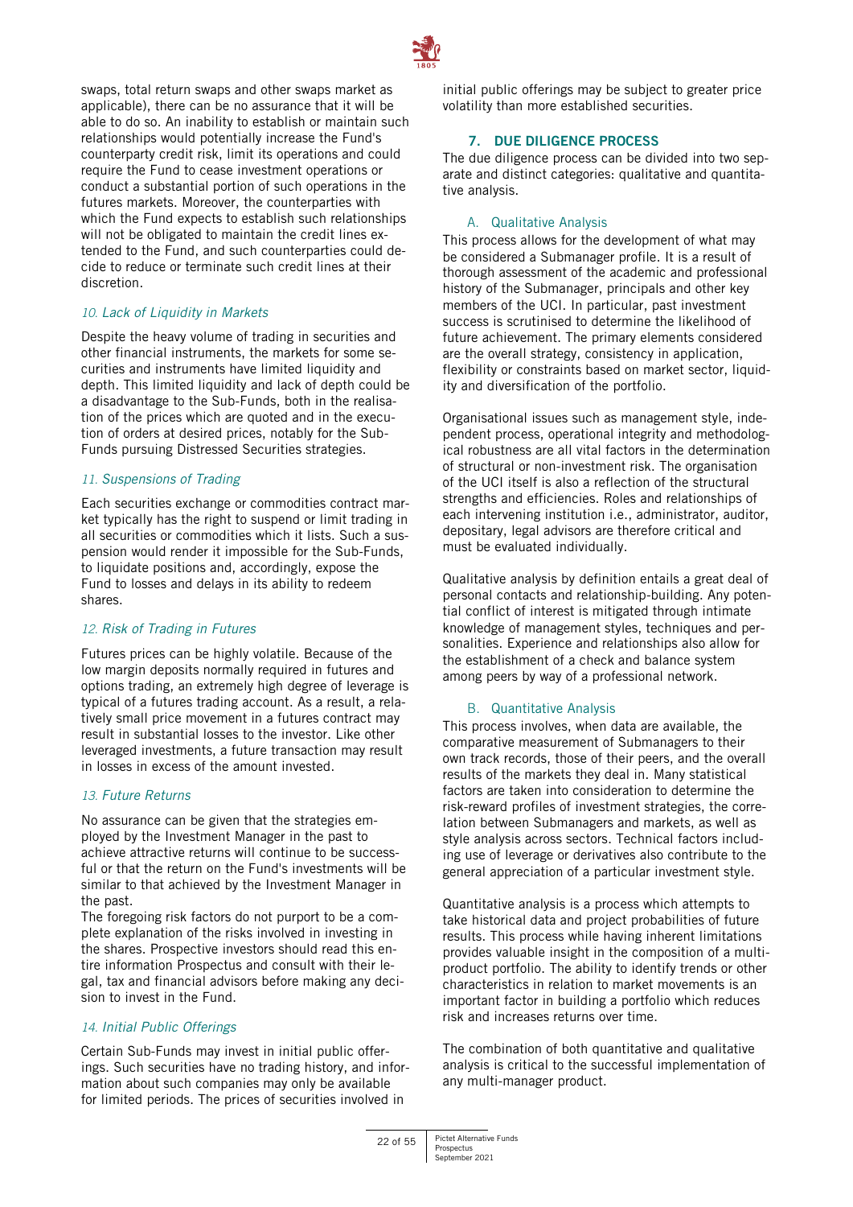swaps, total return swaps and other swaps market as applicable), there can be no assurance that it will be able to do so. An inability to establish or maintain such relationships would potentially increase the Fund's counterparty credit risk, limit its operations and could require the Fund to cease investment operations or conduct a substantial portion of such operations in the futures markets. Moreover, the counterparties with which the Fund expects to establish such relationships will not be obligated to maintain the credit lines extended to the Fund, and such counterparties could decide to reduce or terminate such credit lines at their discretion.

*10. Lack of Liquidity in Markets*

Despite the heavy volume of trading in securities and other financial instruments, the markets for some securities and instruments have limited liquidity and depth. This limited liquidity and lack of depth could be a disadvantage to the Sub-Funds, both in the realisation of the prices which are quoted and in the execution of orders at desired prices, notably for the Sub-Funds pursuing Distressed Securities strategies.

*11. Suspensions of Trading*

Each securities exchange or commodities contract market typically has the right to suspend or limit trading in all securities or commodities which it lists. Such a suspension would render it impossible for the Sub-Funds, to liquidate positions and, accordingly, expose the Fund to losses and delays in its ability to redeem shares.

*12. Risk of Trading in Futures*

Futures prices can be highly volatile. Because of the low margin deposits normally required in futures and options trading, an extremely high degree of leverage is typical of a futures trading account. As a result, a relatively small price movement in a futures contract may result in substantial losses to the investor. Like other leveraged investments, a future transaction may result in losses in excess of the amount invested.

*13. Future Returns*

No assurance can be given that the strategies employed by the Investment Manager in the past to achieve attractive returns will continue to be successful or that the return on the Fund's investments will be similar to that achieved by the Investment Manager in the past.

The foregoing risk factors do not purport to be a complete explanation of the risks involved in investing in the shares. Prospective investors should read this entire information Prospectus and consult with their legal, tax and financial advisors before making any decision to invest in the Fund.

*14. Initial Public Offerings*

Certain Sub-Funds may invest in initial public offerings. Such securities have no trading history, and information about such companies may only be available for limited periods. The prices of securities involved in initial public offerings may be subject to greater price volatility than more established securities.

## 7. DUE DILIGENCE PROCESS

The due diligence process can be divided into two separate and distinct categories: qualitative and quantitative analysis.

### A. Qualitative Analysis

This process allows for the development of what may be considered a Submanager profile. It is a result of thorough assessment of the academic and professional history of the Submanager, principals and other key members of the UCI. In particular, past investment success is scrutinised to determine the likelihood of future achievement. The primary elements considered are the overall strategy, consistency in application, flexibility or constraints based on market sector, liquidity and diversification of the portfolio.

Organisational issues such as management style, independent process, operational integrity and methodological robustness are all vital factors in the determination of structural or non-investment risk. The organisation of the UCI itself is also a reflection of the structural strengths and efficiencies. Roles and relationships of each intervening institution i.e., administrator, auditor, depositary, legal advisors are therefore critical and must be evaluated individually.

Qualitative analysis by definition entails a great deal of personal contacts and relationship-building. Any potential conflict of interest is mitigated through intimate knowledge of management styles, techniques and personalities. Experience and relationships also allow for the establishment of a check and balance system among peers by way of a professional network.

### B. Quantitative Analysis

This process involves, when data are available, the comparative measurement of Submanagers to their own track records, those of their peers, and the overall results of the markets they deal in. Many statistical factors are taken into consideration to determine the risk-reward profiles of investment strategies, the correlation between Submanagers and markets, as well as style analysis across sectors. Technical factors including use of leverage or derivatives also contribute to the general appreciation of a particular investment style.

Quantitative analysis is a process which attempts to take historical data and project probabilities of future results. This process while having inherent limitations provides valuable insight in the composition of a multi-product portfolio. The ability to identify trends or other characteristics in relation to market movements is an important factor in building a portfolio which reduces risk and increases returns over time.

The combination of both quantitative and qualitative analysis is critical to the successful implementation of any multi-manager product.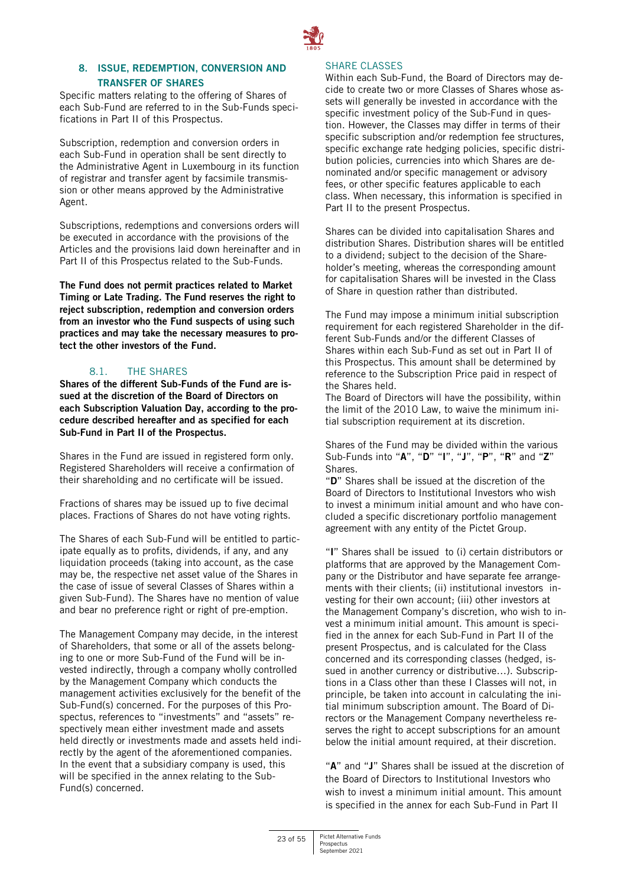## 8. ISSUE, REDEMPTION, CONVERSION AND TRANSFER OF SHARES

Specific matters relating to the offering of Shares of each Sub-Fund are referred to in the Sub-Funds specifications in Part II of this Prospectus.

Subscription, redemption and conversion orders in each Sub-Fund in operation shall be sent directly to the Administrative Agent in Luxembourg in its function of registrar and transfer agent by facsimile transmission or other means approved by the Administrative Agent.

Subscriptions, redemptions and conversions orders will be executed in accordance with the provisions of the Articles and the provisions laid down hereinafter and in Part II of this Prospectus related to the Sub-Funds.

**The Fund does not permit practices related to Market Timing or Late Trading. The Fund reserves the right to reject subscription, redemption and conversion orders from an investor who the Fund suspects of using such practices and may take the necessary measures to protect the other investors of the Fund.**

### 8.1. THE SHARES

**Shares of the different Sub-Funds of the Fund are issued at the discretion of the Board of Directors on each Subscription Valuation Day, according to the procedure described hereafter and as specified for each Sub-Fund in Part II of the Prospectus.**

Shares in the Fund are issued in registered form only. Registered Shareholders will receive a confirmation of their shareholding and no certificate will be issued.

Fractions of shares may be issued up to five decimal places. Fractions of Shares do not have voting rights.

The Shares of each Sub-Fund will be entitled to participate equally as to profits, dividends, if any, and any liquidation proceeds (taking into account, as the case may be, the respective net asset value of the Shares in the case of issue of several Classes of Shares within a given Sub-Fund). The Shares have no mention of value and bear no preference right or right of pre-emption.

The Management Company may decide, in the interest of Shareholders, that some or all of the assets belonging to one or more Sub-Fund of the Fund will be invested indirectly, through a company wholly controlled by the Management Company which conducts the management activities exclusively for the benefit of the Sub-Fund(s) concerned. For the purposes of this Prospectus, references to "investments" and "assets" respectively mean either investment made and assets held directly or investments made and assets held indirectly by the agent of the aforementioned companies. In the event that a subsidiary company is used, this will be specified in the annex relating to the Sub-Fund(s) concerned.

### SHARE CLASSES

Within each Sub-Fund, the Board of Directors may decide to create two or more Classes of Shares whose assets will generally be invested in accordance with the specific investment policy of the Sub-Fund in question. However, the Classes may differ in terms of their specific subscription and/or redemption fee structures, specific exchange rate hedging policies, specific distribution policies, currencies into which Shares are denominated and/or specific management or advisory fees, or other specific features applicable to each class. When necessary, this information is specified in Part II to the present Prospectus.

Shares can be divided into capitalisation Shares and distribution Shares. Distribution shares will be entitled to a dividend; subject to the decision of the Shareholder's meeting, whereas the corresponding amount for capitalisation Shares will be invested in the Class of Share in question rather than distributed.

The Fund may impose a minimum initial subscription requirement for each registered Shareholder in the different Sub-Funds and/or the different Classes of Shares within each Sub-Fund as set out in Part II of this Prospectus. This amount shall be determined by reference to the Subscription Price paid in respect of the Shares held.
The Board of Directors will have the possibility, within the limit of the 2010 Law, to waive the minimum initial subscription requirement at its discretion.

Shares of the Fund may be divided within the various Sub-Funds into "**A**", "**D**" "**I**", "**J**", "**P**", "**R**" and "**Z**" Shares.
"**D**" Shares shall be issued at the discretion of the Board of Directors to Institutional Investors who wish to invest a minimum initial amount and who have concluded a specific discretionary portfolio management agreement with any entity of the Pictet Group.

"**I**" Shares shall be issued to (i) certain distributors or platforms that are approved by the Management Company or the Distributor and have separate fee arrangements with their clients; (ii) institutional investors investing for their own account; (iii) other investors at the Management Company's discretion, who wish to invest a minimum initial amount. This amount is specified in the annex for each Sub-Fund in Part II of the present Prospectus, and is calculated for the Class concerned and its corresponding classes (hedged, issued in another currency or distributive…). Subscriptions in a Class other than these I Classes will not, in principle, be taken into account in calculating the initial minimum subscription amount. The Board of Directors or the Management Company nevertheless reserves the right to accept subscriptions for an amount below the initial amount required, at their discretion.

"**A**" and "**J**" Shares shall be issued at the discretion of the Board of Directors to Institutional Investors who wish to invest a minimum initial amount. This amount is specified in the annex for each Sub-Fund in Part II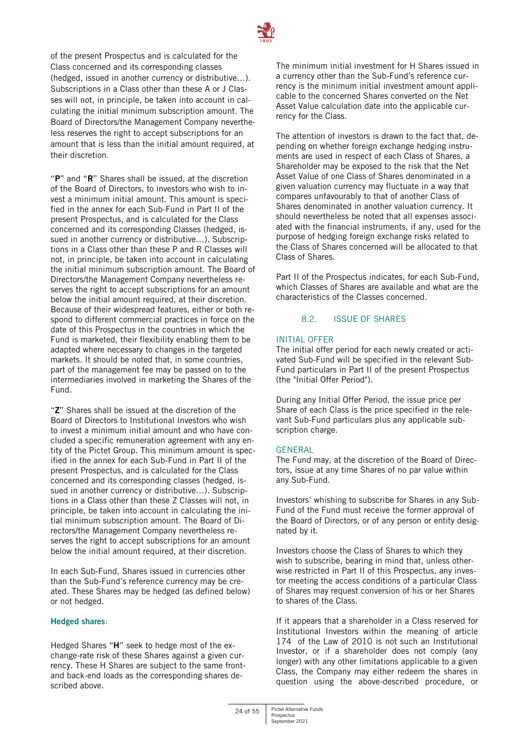of the present Prospectus and is calculated for the Class concerned and its corresponding classes (hedged, issued in another currency or distributive…). Subscriptions in a Class other than these A or J Classes will not, in principle, be taken into account in calculating the initial minimum subscription amount. The Board of Directors/the Management Company nevertheless reserves the right to accept subscriptions for an amount that is less than the initial amount required, at their discretion.

"**P**" and "**R**" Shares shall be issued, at the discretion of the Board of Directors, to investors who wish to invest a minimum initial amount. This amount is specified in the annex for each Sub-Fund in Part II of the present Prospectus, and is calculated for the Class concerned and its corresponding Classes (hedged, issued in another currency or distributive…). Subscriptions in a Class other than these P and R Classes will not, in principle, be taken into account in calculating the initial minimum subscription amount. The Board of Directors/the Management Company nevertheless reserves the right to accept subscriptions for an amount below the initial amount required, at their discretion. Because of their widespread features, either or both respond to different commercial practices in force on the date of this Prospectus in the countries in which the Fund is marketed, their flexibility enabling them to be adapted where necessary to changes in the targeted markets. It should be noted that, in some countries, part of the management fee may be passed on to the intermediaries involved in marketing the Shares of the Fund.

"**Z**" Shares shall be issued at the discretion of the Board of Directors to Institutional Investors who wish to invest a minimum initial amount and who have concluded a specific remuneration agreement with any entity of the Pictet Group. This minimum amount is specified in the annex for each Sub-Fund in Part II of the present Prospectus, and is calculated for the Class concerned and its corresponding Classes (hedged, issued in another currency or distributive…). Subscriptions in a Class other than these Z Classes will not, in principle, be taken into account in calculating the initial minimum subscription amount. The Board of Directors/the Management Company nevertheless reserves the right to accept subscriptions for an amount below the initial amount required, at their discretion.

In each Sub-Fund, Shares issued in currencies other than the Sub-Fund's reference currency may be created. These Shares may be hedged (as defined below) or not hedged.

**Hedged shares:**

Hedged Shares "**H**" seek to hedge most of the exchange-rate risk of these Shares against a given currency. These H Shares are subject to the same front- and back-end loads as the corresponding shares described above.

The minimum initial investment for H Shares issued in a currency other than the Sub-Fund's reference currency is the minimum initial investment amount applicable to the concerned Shares converted on the Net Asset Value calculation date into the applicable currency for the Class.

The attention of investors is drawn to the fact that, depending on whether foreign exchange hedging instruments are used in respect of each Class of Shares, a Shareholder may be exposed to the risk that the Net Asset Value of one Class of Shares denominated in a given valuation currency may fluctuate in a way that compares unfavourably to that of another Class of Shares denominated in another valuation currency. It should nevertheless be noted that all expenses associated with the financial instruments, if any, used for the purpose of hedging foreign exchange risks related to the Class of Shares concerned will be allocated to that Class of Shares.

Part II of the Prospectus indicates, for each Sub-Fund, which Classes of Shares are available and what are the characteristics of the Classes concerned.

### 8.2. ISSUE OF SHARES

#### INITIAL OFFER

The initial offer period for each newly created or activated Sub-Fund will be specified in the relevant Sub-Fund particulars in Part II of the present Prospectus (the "Initial Offer Period").

During any Initial Offer Period, the issue price per Share of each Class is the price specified in the relevant Sub-Fund particulars plus any applicable subscription charge.

#### GENERAL

The Fund may, at the discretion of the Board of Directors, issue at any time Shares of no par value within any Sub-Fund.

Investors' whishing to subscribe for Shares in any Sub-Fund of the Fund must receive the former approval of the Board of Directors, or of any person or entity designated by it.

Investors choose the Class of Shares to which they wish to subscribe, bearing in mind that, unless otherwise restricted in Part II of this Prospectus, any investor meeting the access conditions of a particular Class of Shares may request conversion of his or her Shares to shares of the Class.

If it appears that a shareholder in a Class reserved for Institutional Investors within the meaning of article 174 of the Law of 2010 is not such an Institutional Investor, or if a shareholder does not comply (any longer) with any other limitations applicable to a given Class, the Company may either redeem the shares in question using the above-described procedure, or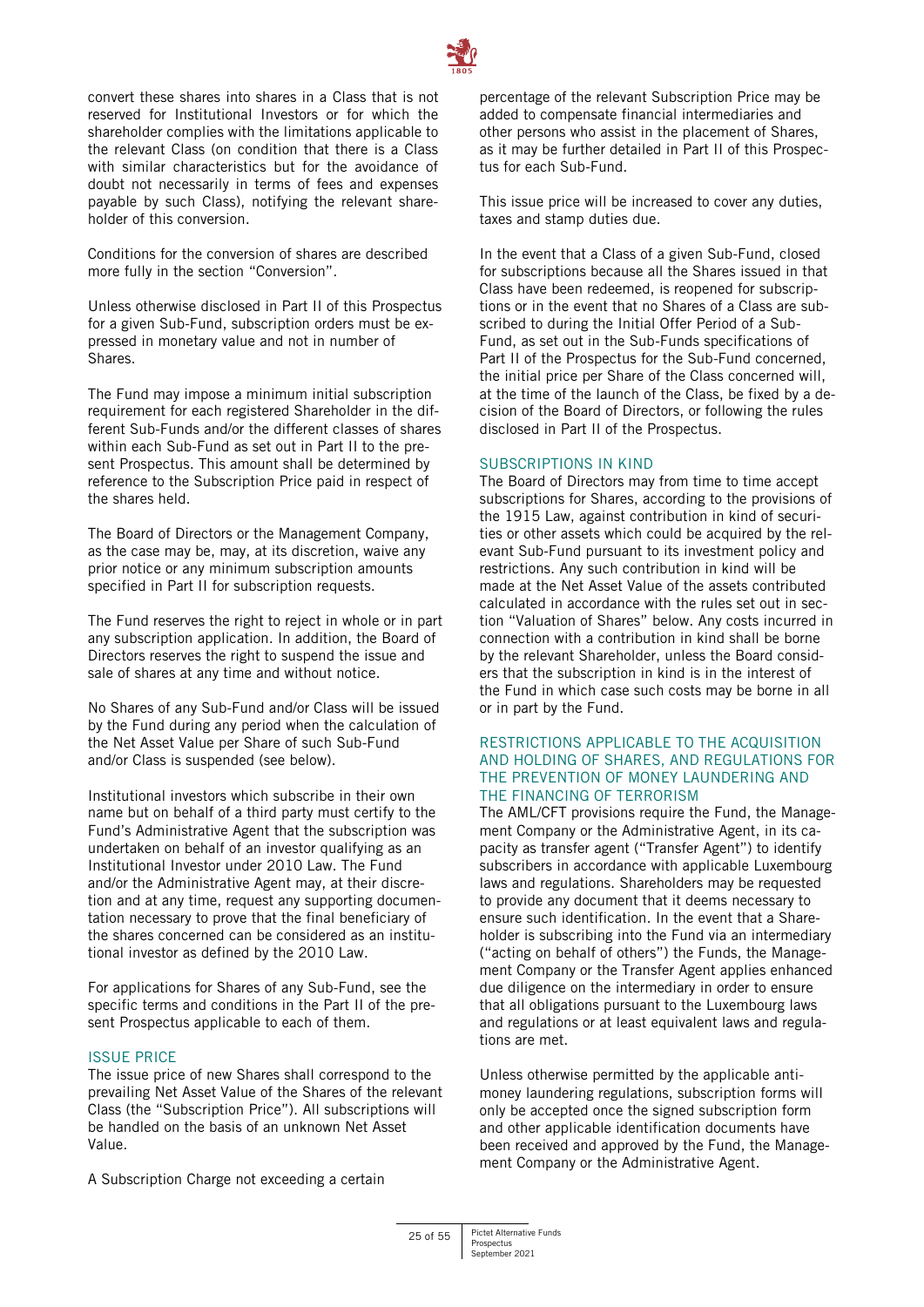convert these shares into shares in a Class that is not reserved for Institutional Investors or for which the shareholder complies with the limitations applicable to the relevant Class (on condition that there is a Class with similar characteristics but for the avoidance of doubt not necessarily in terms of fees and expenses payable by such Class), notifying the relevant shareholder of this conversion.

Conditions for the conversion of shares are described more fully in the section "Conversion".

Unless otherwise disclosed in Part II of this Prospectus for a given Sub-Fund, subscription orders must be expressed in monetary value and not in number of Shares.

The Fund may impose a minimum initial subscription requirement for each registered Shareholder in the different Sub-Funds and/or the different classes of shares within each Sub-Fund as set out in Part II to the present Prospectus. This amount shall be determined by reference to the Subscription Price paid in respect of the shares held.

The Board of Directors or the Management Company, as the case may be, may, at its discretion, waive any prior notice or any minimum subscription amounts specified in Part II for subscription requests.

The Fund reserves the right to reject in whole or in part any subscription application. In addition, the Board of Directors reserves the right to suspend the issue and sale of shares at any time and without notice.

No Shares of any Sub-Fund and/or Class will be issued by the Fund during any period when the calculation of the Net Asset Value per Share of such Sub-Fund and/or Class is suspended (see below).

Institutional investors which subscribe in their own name but on behalf of a third party must certify to the Fund's Administrative Agent that the subscription was undertaken on behalf of an investor qualifying as an Institutional Investor under 2010 Law. The Fund and/or the Administrative Agent may, at their discretion and at any time, request any supporting documentation necessary to prove that the final beneficiary of the shares concerned can be considered as an institutional investor as defined by the 2010 Law.

For applications for Shares of any Sub-Fund, see the specific terms and conditions in the Part II of the present Prospectus applicable to each of them.

## ISSUE PRICE

The issue price of new Shares shall correspond to the prevailing Net Asset Value of the Shares of the relevant Class (the "Subscription Price"). All subscriptions will be handled on the basis of an unknown Net Asset Value.

A Subscription Charge not exceeding a certain percentage of the relevant Subscription Price may be added to compensate financial intermediaries and other persons who assist in the placement of Shares, as it may be further detailed in Part II of this Prospectus for each Sub-Fund.

This issue price will be increased to cover any duties, taxes and stamp duties due.

In the event that a Class of a given Sub-Fund, closed for subscriptions because all the Shares issued in that Class have been redeemed, is reopened for subscriptions or in the event that no Shares of a Class are subscribed to during the Initial Offer Period of a Sub-Fund, as set out in the Sub-Funds specifications of Part II of the Prospectus for the Sub-Fund concerned, the initial price per Share of the Class concerned will, at the time of the launch of the Class, be fixed by a decision of the Board of Directors, or following the rules disclosed in Part II of the Prospectus.

## SUBSCRIPTIONS IN KIND

The Board of Directors may from time to time accept subscriptions for Shares, according to the provisions of the 1915 Law, against contribution in kind of securities or other assets which could be acquired by the relevant Sub-Fund pursuant to its investment policy and restrictions. Any such contribution in kind will be made at the Net Asset Value of the assets contributed calculated in accordance with the rules set out in section "Valuation of Shares" below. Any costs incurred in connection with a contribution in kind shall be borne by the relevant Shareholder, unless the Board considers that the subscription in kind is in the interest of the Fund in which case such costs may be borne in all or in part by the Fund.

## RESTRICTIONS APPLICABLE TO THE ACQUISITION AND HOLDING OF SHARES, AND REGULATIONS FOR THE PREVENTION OF MONEY LAUNDERING AND THE FINANCING OF TERRORISM

The AML/CFT provisions require the Fund, the Management Company or the Administrative Agent, in its capacity as transfer agent ("Transfer Agent") to identify subscribers in accordance with applicable Luxembourg laws and regulations. Shareholders may be requested to provide any document that it deems necessary to ensure such identification. In the event that a Shareholder is subscribing into the Fund via an intermediary ("acting on behalf of others") the Funds, the Management Company or the Transfer Agent applies enhanced due diligence on the intermediary in order to ensure that all obligations pursuant to the Luxembourg laws and regulations or at least equivalent laws and regulations are met.

Unless otherwise permitted by the applicable anti-money laundering regulations, subscription forms will only be accepted once the signed subscription form and other applicable identification documents have been received and approved by the Fund, the Management Company or the Administrative Agent.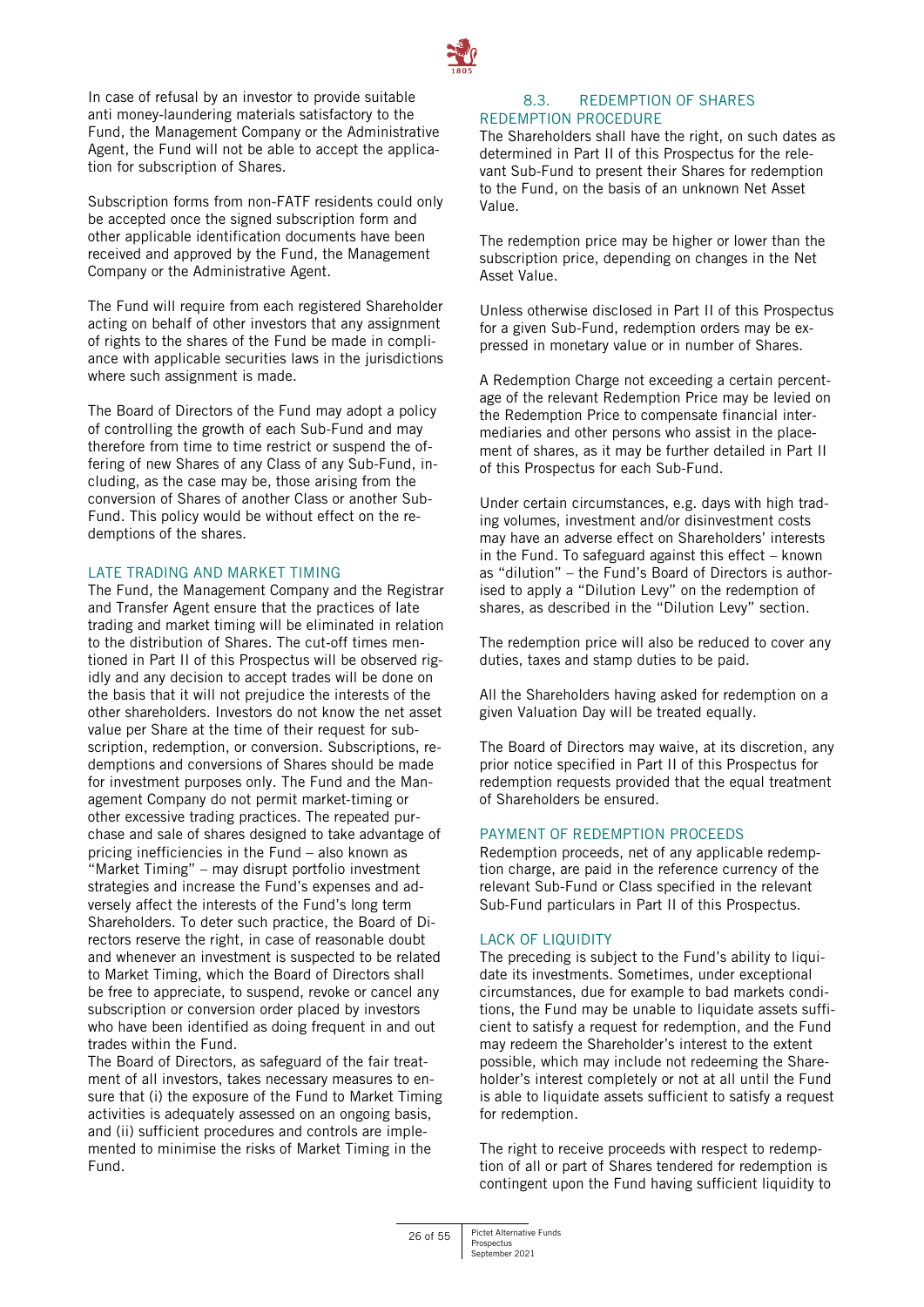In case of refusal by an investor to provide suitable anti money-laundering materials satisfactory to the Fund, the Management Company or the Administrative Agent, the Fund will not be able to accept the application for subscription of Shares.

Subscription forms from non-FATF residents could only be accepted once the signed subscription form and other applicable identification documents have been received and approved by the Fund, the Management Company or the Administrative Agent.

The Fund will require from each registered Shareholder acting on behalf of other investors that any assignment of rights to the shares of the Fund be made in compliance with applicable securities laws in the jurisdictions where such assignment is made.

The Board of Directors of the Fund may adopt a policy of controlling the growth of each Sub-Fund and may therefore from time to time restrict or suspend the offering of new Shares of any Class of any Sub-Fund, including, as the case may be, those arising from the conversion of Shares of another Class or another Sub-Fund. This policy would be without effect on the redemptions of the shares.

#### LATE TRADING AND MARKET TIMING

The Fund, the Management Company and the Registrar and Transfer Agent ensure that the practices of late trading and market timing will be eliminated in relation to the distribution of Shares. The cut-off times mentioned in Part II of this Prospectus will be observed rigidly and any decision to accept trades will be done on the basis that it will not prejudice the interests of the other shareholders. Investors do not know the net asset value per Share at the time of their request for subscription, redemption, or conversion. Subscriptions, redemptions and conversions of Shares should be made for investment purposes only. The Fund and the Management Company do not permit market-timing or other excessive trading practices. The repeated purchase and sale of shares designed to take advantage of pricing inefficiencies in the Fund – also known as "Market Timing" – may disrupt portfolio investment strategies and increase the Fund's expenses and adversely affect the interests of the Fund's long term Shareholders. To deter such practice, the Board of Directors reserve the right, in case of reasonable doubt and whenever an investment is suspected to be related to Market Timing, which the Board of Directors shall be free to appreciate, to suspend, revoke or cancel any subscription or conversion order placed by investors who have been identified as doing frequent in and out trades within the Fund.

The Board of Directors, as safeguard of the fair treatment of all investors, takes necessary measures to ensure that (i) the exposure of the Fund to Market Timing activities is adequately assessed on an ongoing basis, and (ii) sufficient procedures and controls are implemented to minimise the risks of Market Timing in the Fund.

### 8.3. REDEMPTION OF SHARES

#### REDEMPTION PROCEDURE

The Shareholders shall have the right, on such dates as determined in Part II of this Prospectus for the relevant Sub-Fund to present their Shares for redemption to the Fund, on the basis of an unknown Net Asset Value.

The redemption price may be higher or lower than the subscription price, depending on changes in the Net Asset Value.

Unless otherwise disclosed in Part II of this Prospectus for a given Sub-Fund, redemption orders may be expressed in monetary value or in number of Shares.

A Redemption Charge not exceeding a certain percentage of the relevant Redemption Price may be levied on the Redemption Price to compensate financial intermediaries and other persons who assist in the placement of shares, as it may be further detailed in Part II of this Prospectus for each Sub-Fund.

Under certain circumstances, e.g. days with high trading volumes, investment and/or disinvestment costs may have an adverse effect on Shareholders' interests in the Fund. To safeguard against this effect – known as "dilution" – the Fund's Board of Directors is authorised to apply a "Dilution Levy" on the redemption of shares, as described in the "Dilution Levy" section.

The redemption price will also be reduced to cover any duties, taxes and stamp duties to be paid.

All the Shareholders having asked for redemption on a given Valuation Day will be treated equally.

The Board of Directors may waive, at its discretion, any prior notice specified in Part II of this Prospectus for redemption requests provided that the equal treatment of Shareholders be ensured.

#### PAYMENT OF REDEMPTION PROCEEDS

Redemption proceeds, net of any applicable redemption charge, are paid in the reference currency of the relevant Sub-Fund or Class specified in the relevant Sub-Fund particulars in Part II of this Prospectus.

#### LACK OF LIQUIDITY

The preceding is subject to the Fund's ability to liquidate its investments. Sometimes, under exceptional circumstances, due for example to bad markets conditions, the Fund may be unable to liquidate assets sufficient to satisfy a request for redemption, and the Fund may redeem the Shareholder's interest to the extent possible, which may include not redeeming the Shareholder's interest completely or not at all until the Fund is able to liquidate assets sufficient to satisfy a request for redemption.

The right to receive proceeds with respect to redemption of all or part of Shares tendered for redemption is contingent upon the Fund having sufficient liquidity to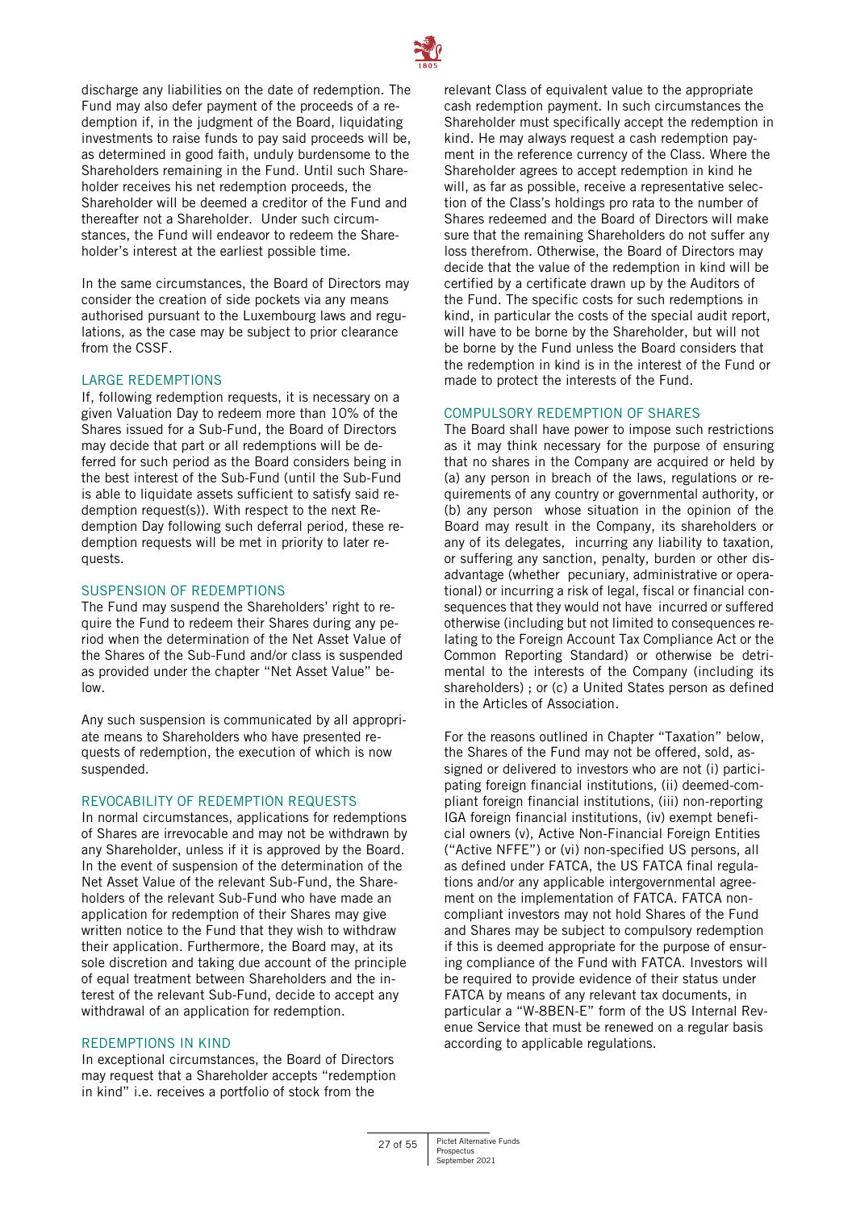discharge any liabilities on the date of redemption. The Fund may also defer payment of the proceeds of a redemption if, in the judgment of the Board, liquidating investments to raise funds to pay said proceeds will be, as determined in good faith, unduly burdensome to the Shareholders remaining in the Fund. Until such Shareholder receives his net redemption proceeds, the Shareholder will be deemed a creditor of the Fund and thereafter not a Shareholder. Under such circumstances, the Fund will endeavor to redeem the Shareholder's interest at the earliest possible time.

In the same circumstances, the Board of Directors may consider the creation of side pockets via any means authorised pursuant to the Luxembourg laws and regulations, as the case may be subject to prior clearance from the CSSF.

### LARGE REDEMPTIONS

If, following redemption requests, it is necessary on a given Valuation Day to redeem more than 10% of the Shares issued for a Sub-Fund, the Board of Directors may decide that part or all redemptions will be deferred for such period as the Board considers being in the best interest of the Sub-Fund (until the Sub-Fund is able to liquidate assets sufficient to satisfy said redemption request(s)). With respect to the next Redemption Day following such deferral period, these redemption requests will be met in priority to later requests.

### SUSPENSION OF REDEMPTIONS

The Fund may suspend the Shareholders' right to require the Fund to redeem their Shares during any period when the determination of the Net Asset Value of the Shares of the Sub-Fund and/or class is suspended as provided under the chapter "Net Asset Value" below.

Any such suspension is communicated by all appropriate means to Shareholders who have presented requests of redemption, the execution of which is now suspended.

### REVOCABILITY OF REDEMPTION REQUESTS

In normal circumstances, applications for redemptions of Shares are irrevocable and may not be withdrawn by any Shareholder, unless if it is approved by the Board. In the event of suspension of the determination of the Net Asset Value of the relevant Sub-Fund, the Shareholders of the relevant Sub-Fund who have made an application for redemption of their Shares may give written notice to the Fund that they wish to withdraw their application. Furthermore, the Board may, at its sole discretion and taking due account of the principle of equal treatment between Shareholders and the interest of the relevant Sub-Fund, decide to accept any withdrawal of an application for redemption.

### REDEMPTIONS IN KIND

In exceptional circumstances, the Board of Directors may request that a Shareholder accepts "redemption in kind" i.e. receives a portfolio of stock from the relevant Class of equivalent value to the appropriate cash redemption payment. In such circumstances the Shareholder must specifically accept the redemption in kind. He may always request a cash redemption payment in the reference currency of the Class. Where the Shareholder agrees to accept redemption in kind he will, as far as possible, receive a representative selection of the Class's holdings pro rata to the number of Shares redeemed and the Board of Directors will make sure that the remaining Shareholders do not suffer any loss therefrom. Otherwise, the Board of Directors may decide that the value of the redemption in kind will be certified by a certificate drawn up by the Auditors of the Fund. The specific costs for such redemptions in kind, in particular the costs of the special audit report, will have to be borne by the Shareholder, but will not be borne by the Fund unless the Board considers that the redemption in kind is in the interest of the Fund or made to protect the interests of the Fund.

### COMPULSORY REDEMPTION OF SHARES

The Board shall have power to impose such restrictions as it may think necessary for the purpose of ensuring that no shares in the Company are acquired or held by (a) any person in breach of the laws, regulations or requirements of any country or governmental authority, or (b) any person whose situation in the opinion of the Board may result in the Company, its shareholders or any of its delegates, incurring any liability to taxation, or suffering any sanction, penalty, burden or other disadvantage (whether pecuniary, administrative or operational) or incurring a risk of legal, fiscal or financial consequences that they would not have incurred or suffered otherwise (including but not limited to consequences relating to the Foreign Account Tax Compliance Act or the Common Reporting Standard) or otherwise be detrimental to the interests of the Company (including its shareholders) ; or (c) a United States person as defined in the Articles of Association.

For the reasons outlined in Chapter "Taxation" below, the Shares of the Fund may not be offered, sold, assigned or delivered to investors who are not (i) participating foreign financial institutions, (ii) deemed-compliant foreign financial institutions, (iii) non-reporting IGA foreign financial institutions, (iv) exempt beneficial owners (v), Active Non-Financial Foreign Entities ("Active NFFE") or (vi) non-specified US persons, all as defined under FATCA, the US FATCA final regulations and/or any applicable intergovernmental agreement on the implementation of FATCA. FATCA non-compliant investors may not hold Shares of the Fund and Shares may be subject to compulsory redemption if this is deemed appropriate for the purpose of ensuring compliance of the Fund with FATCA. Investors will be required to provide evidence of their status under FATCA by means of any relevant tax documents, in particular a "W-8BEN-E" form of the US Internal Revenue Service that must be renewed on a regular basis according to applicable regulations.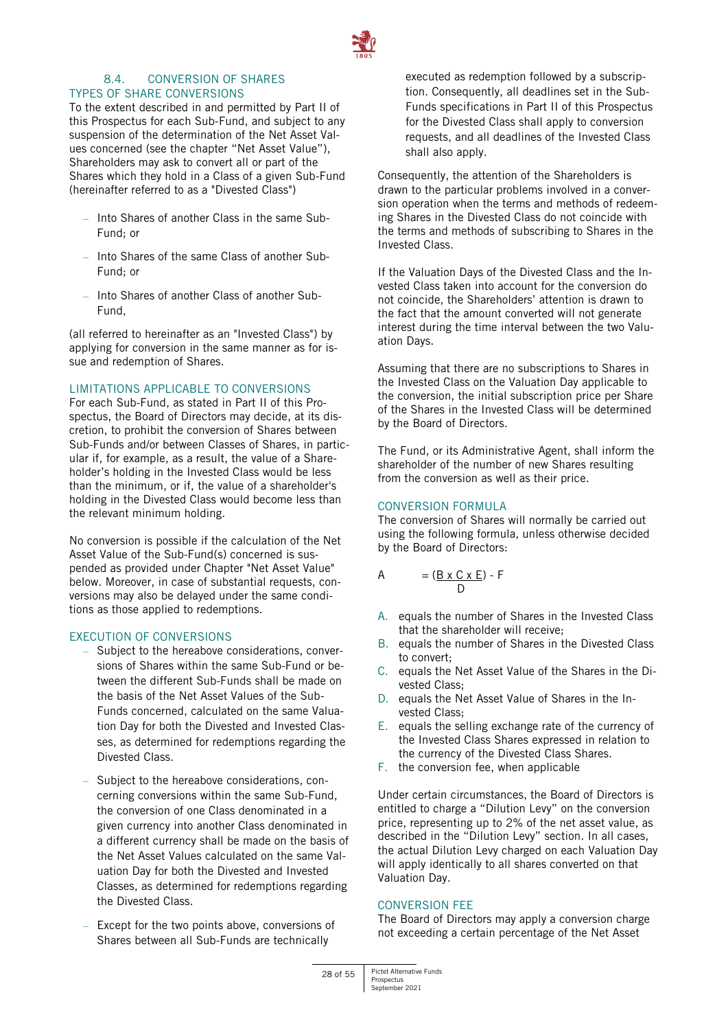## 8.4. CONVERSION OF SHARES

### TYPES OF SHARE CONVERSIONS

To the extent described in and permitted by Part II of this Prospectus for each Sub-Fund, and subject to any suspension of the determination of the Net Asset Values concerned (see the chapter "Net Asset Value"), Shareholders may ask to convert all or part of the Shares which they hold in a Class of a given Sub-Fund (hereinafter referred to as a "Divested Class")

- Into Shares of another Class in the same Sub-Fund; or
- Into Shares of the same Class of another Sub-Fund; or
- Into Shares of another Class of another Sub-Fund,

(all referred to hereinafter as an "Invested Class") by applying for conversion in the same manner as for issue and redemption of Shares.

### LIMITATIONS APPLICABLE TO CONVERSIONS

For each Sub-Fund, as stated in Part II of this Prospectus, the Board of Directors may decide, at its discretion, to prohibit the conversion of Shares between Sub-Funds and/or between Classes of Shares, in particular if, for example, as a result, the value of a Shareholder's holding in the Invested Class would be less than the minimum, or if, the value of a shareholder's holding in the Divested Class would become less than the relevant minimum holding.

No conversion is possible if the calculation of the Net Asset Value of the Sub-Fund(s) concerned is suspended as provided under Chapter "Net Asset Value" below. Moreover, in case of substantial requests, conversions may also be delayed under the same conditions as those applied to redemptions.

### EXECUTION OF CONVERSIONS

- Subject to the hereabove considerations, conversions of Shares within the same Sub-Fund or between the different Sub-Funds shall be made on the basis of the Net Asset Values of the Sub-Funds concerned, calculated on the same Valuation Day for both the Divested and Invested Classes, as determined for redemptions regarding the Divested Class.
- Subject to the hereabove considerations, concerning conversions within the same Sub-Fund, the conversion of one Class denominated in a given currency into another Class denominated in a different currency shall be made on the basis of the Net Asset Values calculated on the same Valuation Day for both the Divested and Invested Classes, as determined for redemptions regarding the Divested Class.
- Except for the two points above, conversions of Shares between all Sub-Funds are technically executed as redemption followed by a subscription. Consequently, all deadlines set in the Sub-Funds specifications in Part II of this Prospectus for the Divested Class shall apply to conversion requests, and all deadlines of the Invested Class shall also apply.

Consequently, the attention of the Shareholders is drawn to the particular problems involved in a conversion operation when the terms and methods of redeeming Shares in the Divested Class do not coincide with the terms and methods of subscribing to Shares in the Invested Class.

If the Valuation Days of the Divested Class and the Invested Class taken into account for the conversion do not coincide, the Shareholders' attention is drawn to the fact that the amount converted will not generate interest during the time interval between the two Valuation Days.

Assuming that there are no subscriptions to Shares in the Invested Class on the Valuation Day applicable to the conversion, the initial subscription price per Share of the Shares in the Invested Class will be determined by the Board of Directors.

The Fund, or its Administrative Agent, shall inform the shareholder of the number of new Shares resulting from the conversion as well as their price.

### CONVERSION FORMULA

The conversion of Shares will normally be carried out using the following formula, unless otherwise decided by the Board of Directors:

$$A = \frac{B \times C \times E}{D} - F$$

A. equals the number of Shares in the Invested Class that the shareholder will receive;
B. equals the number of Shares in the Divested Class to convert;
C. equals the Net Asset Value of the Shares in the Divested Class;
D. equals the Net Asset Value of Shares in the Invested Class;
E. equals the selling exchange rate of the currency of the Invested Class Shares expressed in relation to the currency of the Divested Class Shares.
F. the conversion fee, when applicable

Under certain circumstances, the Board of Directors is entitled to charge a "Dilution Levy" on the conversion price, representing up to 2% of the net asset value, as described in the "Dilution Levy" section. In all cases, the actual Dilution Levy charged on each Valuation Day will apply identically to all shares converted on that Valuation Day.

### CONVERSION FEE

The Board of Directors may apply a conversion charge not exceeding a certain percentage of the Net Asset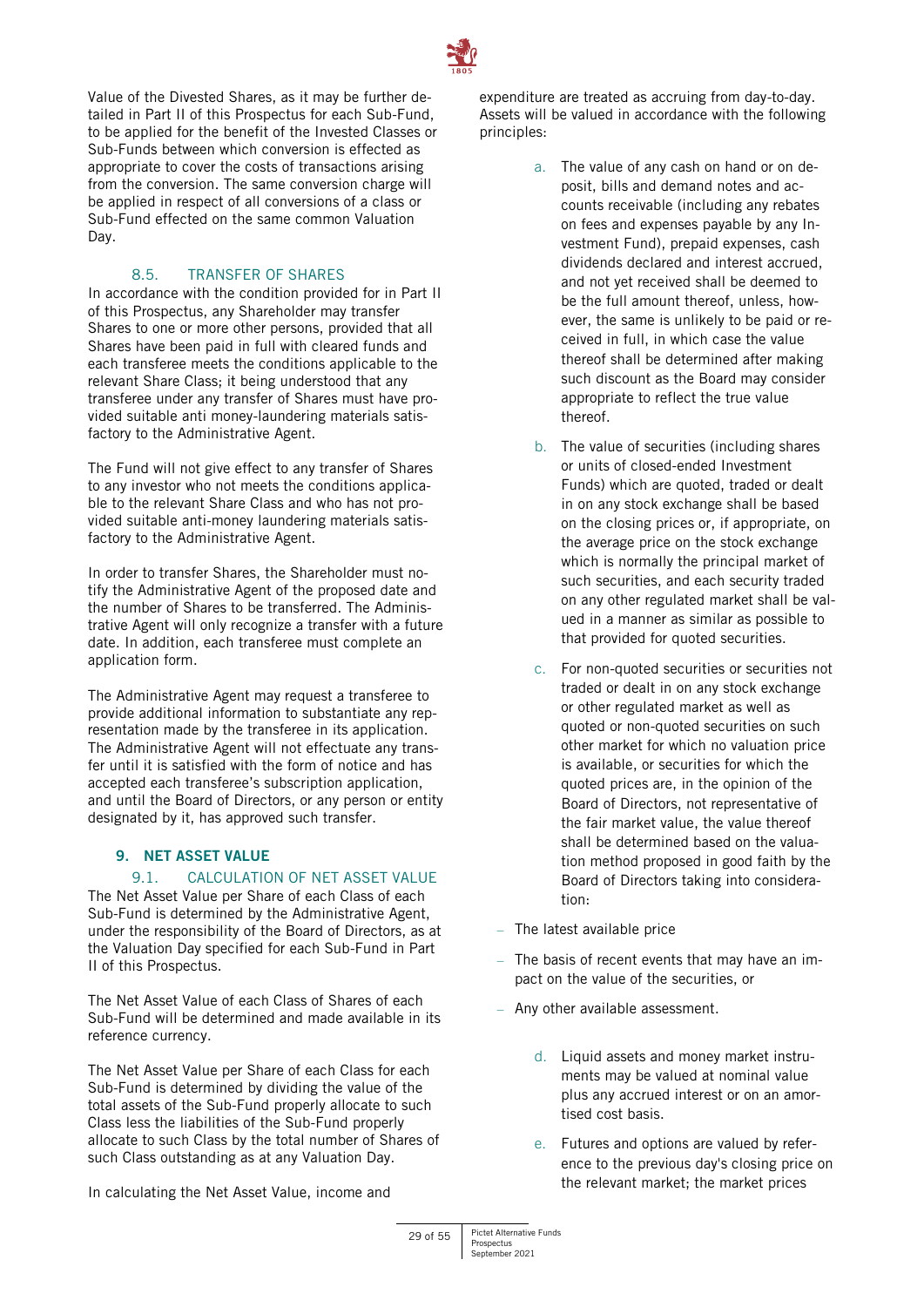Value of the Divested Shares, as it may be further detailed in Part II of this Prospectus for each Sub-Fund, to be applied for the benefit of the Invested Classes or Sub-Funds between which conversion is effected as appropriate to cover the costs of transactions arising from the conversion. The same conversion charge will be applied in respect of all conversions of a class or Sub-Fund effected on the same common Valuation Day.

### 8.5. TRANSFER OF SHARES

In accordance with the condition provided for in Part II of this Prospectus, any Shareholder may transfer Shares to one or more other persons, provided that all Shares have been paid in full with cleared funds and each transferee meets the conditions applicable to the relevant Share Class; it being understood that any transferee under any transfer of Shares must have provided suitable anti money-laundering materials satisfactory to the Administrative Agent.

The Fund will not give effect to any transfer of Shares to any investor who not meets the conditions applicable to the relevant Share Class and who has not provided suitable anti-money laundering materials satisfactory to the Administrative Agent.

In order to transfer Shares, the Shareholder must notify the Administrative Agent of the proposed date and the number of Shares to be transferred. The Administrative Agent will only recognize a transfer with a future date. In addition, each transferee must complete an application form.

The Administrative Agent may request a transferee to provide additional information to substantiate any representation made by the transferee in its application. The Administrative Agent will not effectuate any transfer until it is satisfied with the form of notice and has accepted each transferee's subscription application, and until the Board of Directors, or any person or entity designated by it, has approved such transfer.

## 9. NET ASSET VALUE

### 9.1. CALCULATION OF NET ASSET VALUE

The Net Asset Value per Share of each Class of each Sub-Fund is determined by the Administrative Agent, under the responsibility of the Board of Directors, as at the Valuation Day specified for each Sub-Fund in Part II of this Prospectus.

The Net Asset Value of each Class of Shares of each Sub-Fund will be determined and made available in its reference currency.

The Net Asset Value per Share of each Class for each Sub-Fund is determined by dividing the value of the total assets of the Sub-Fund properly allocate to such Class less the liabilities of the Sub-Fund properly allocate to such Class by the total number of Shares of such Class outstanding as at any Valuation Day.

In calculating the Net Asset Value, income and expenditure are treated as accruing from day-to-day. Assets will be valued in accordance with the following principles:

a. The value of any cash on hand or on deposit, bills and demand notes and accounts receivable (including any rebates on fees and expenses payable by any Investment Fund), prepaid expenses, cash dividends declared and interest accrued, and not yet received shall be deemed to be the full amount thereof, unless, however, the same is unlikely to be paid or received in full, in which case the value thereof shall be determined after making such discount as the Board may consider appropriate to reflect the true value thereof.

b. The value of securities (including shares or units of closed-ended Investment Funds) which are quoted, traded or dealt in on any stock exchange shall be based on the closing prices or, if appropriate, on the average price on the stock exchange which is normally the principal market of such securities, and each security traded on any other regulated market shall be valued in a manner as similar as possible to that provided for quoted securities.

c. For non-quoted securities or securities not traded or dealt in on any stock exchange or other regulated market as well as quoted or non-quoted securities on such other market for which no valuation price is available, or securities for which the quoted prices are, in the opinion of the Board of Directors, not representative of the fair market value, the value thereof shall be determined based on the valuation method proposed in good faith by the Board of Directors taking into consideration:

- The latest available price
- The basis of recent events that may have an impact on the value of the securities, or
- Any other available assessment.

d. Liquid assets and money market instruments may be valued at nominal value plus any accrued interest or on an amortised cost basis.

e. Futures and options are valued by reference to the previous day's closing price on the relevant market; the market prices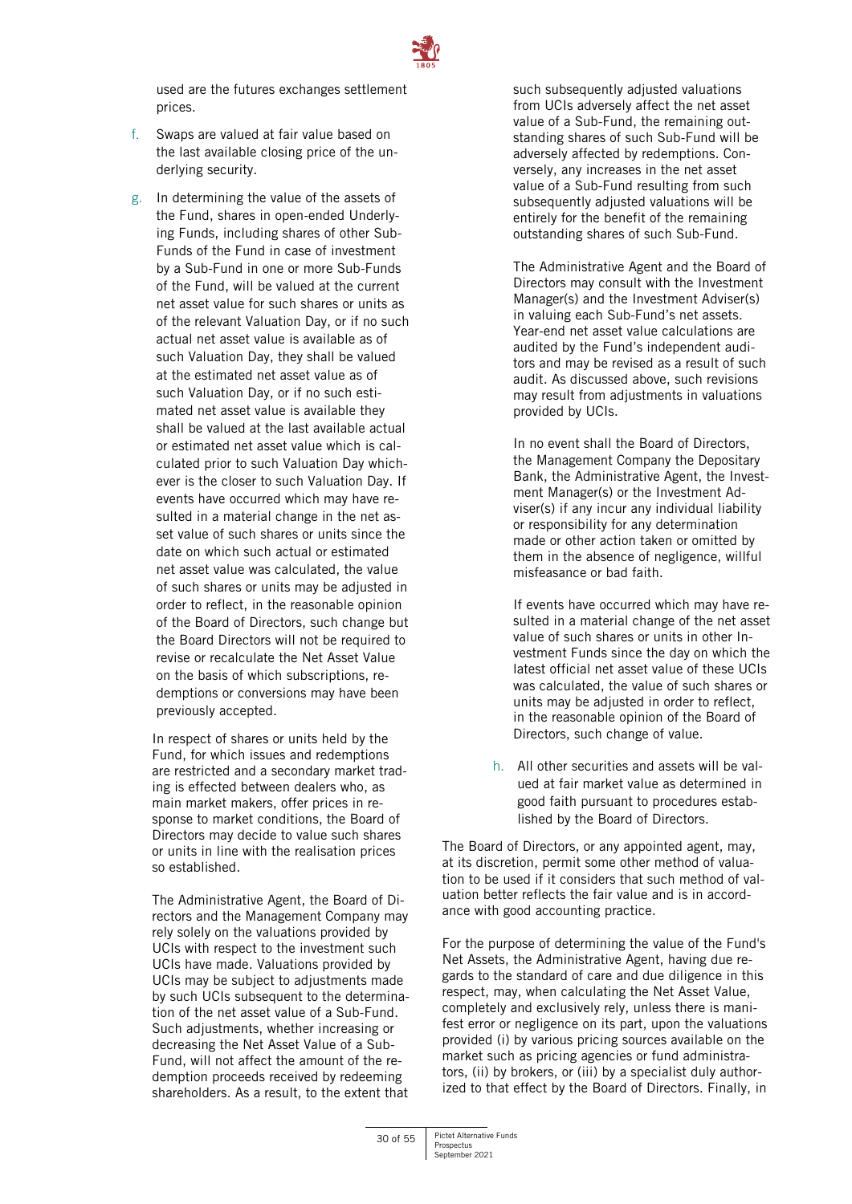used are the futures exchanges settlement prices.

f. Swaps are valued at fair value based on the last available closing price of the underlying security.

g. In determining the value of the assets of the Fund, shares in open-ended Underlying Funds, including shares of other Sub-Funds of the Fund in case of investment by a Sub-Fund in one or more Sub-Funds of the Fund, will be valued at the current net asset value for such shares or units as of the relevant Valuation Day, or if no such actual net asset value is available as of such Valuation Day, they shall be valued at the estimated net asset value as of such Valuation Day, or if no such estimated net asset value is available they shall be valued at the last available actual or estimated net asset value which is calculated prior to such Valuation Day whichever is the closer to such Valuation Day. If events have occurred which may have resulted in a material change in the net asset value of such shares or units since the date on which such actual or estimated net asset value was calculated, the value of such shares or units may be adjusted in order to reflect, in the reasonable opinion of the Board of Directors, such change but the Board Directors will not be required to revise or recalculate the Net Asset Value on the basis of which subscriptions, redemptions or conversions may have been previously accepted.

   In respect of shares or units held by the Fund, for which issues and redemptions are restricted and a secondary market trading is effected between dealers who, as main market makers, offer prices in response to market conditions, the Board of Directors may decide to value such shares or units in line with the realisation prices so established.

   The Administrative Agent, the Board of Directors and the Management Company may rely solely on the valuations provided by UCIs with respect to the investment such UCIs have made. Valuations provided by UCIs may be subject to adjustments made by such UCIs subsequent to the determination of the net asset value of a Sub-Fund. Such adjustments, whether increasing or decreasing the Net Asset Value of a Sub-Fund, will not affect the amount of the redemption proceeds received by redeeming shareholders. As a result, to the extent that such subsequently adjusted valuations from UCIs adversely affect the net asset value of a Sub-Fund, the remaining outstanding shares of such Sub-Fund will be adversely affected by redemptions. Conversely, any increases in the net asset value of a Sub-Fund resulting from such subsequently adjusted valuations will be entirely for the benefit of the remaining outstanding shares of such Sub-Fund.

   The Administrative Agent and the Board of Directors may consult with the Investment Manager(s) and the Investment Adviser(s) in valuing each Sub-Fund's net assets. Year-end net asset value calculations are audited by the Fund's independent auditors and may be revised as a result of such audit. As discussed above, such revisions may result from adjustments in valuations provided by UCIs.

   In no event shall the Board of Directors, the Management Company the Depositary Bank, the Administrative Agent, the Investment Manager(s) or the Investment Adviser(s) if any incur any individual liability or responsibility for any determination made or other action taken or omitted by them in the absence of negligence, willful misfeasance or bad faith.

   If events have occurred which may have resulted in a material change of the net asset value of such shares or units in other Investment Funds since the day on which the latest official net asset value of these UCIs was calculated, the value of such shares or units may be adjusted in order to reflect, in the reasonable opinion of the Board of Directors, such change of value.

h. All other securities and assets will be valued at fair market value as determined in good faith pursuant to procedures established by the Board of Directors.

The Board of Directors, or any appointed agent, may, at its discretion, permit some other method of valuation to be used if it considers that such method of valuation better reflects the fair value and is in accordance with good accounting practice.

For the purpose of determining the value of the Fund's Net Assets, the Administrative Agent, having due regards to the standard of care and due diligence in this respect, may, when calculating the Net Asset Value, completely and exclusively rely, unless there is manifest error or negligence on its part, upon the valuations provided (i) by various pricing sources available on the market such as pricing agencies or fund administrators, (ii) by brokers, or (iii) by a specialist duly authorized to that effect by the Board of Directors. Finally, in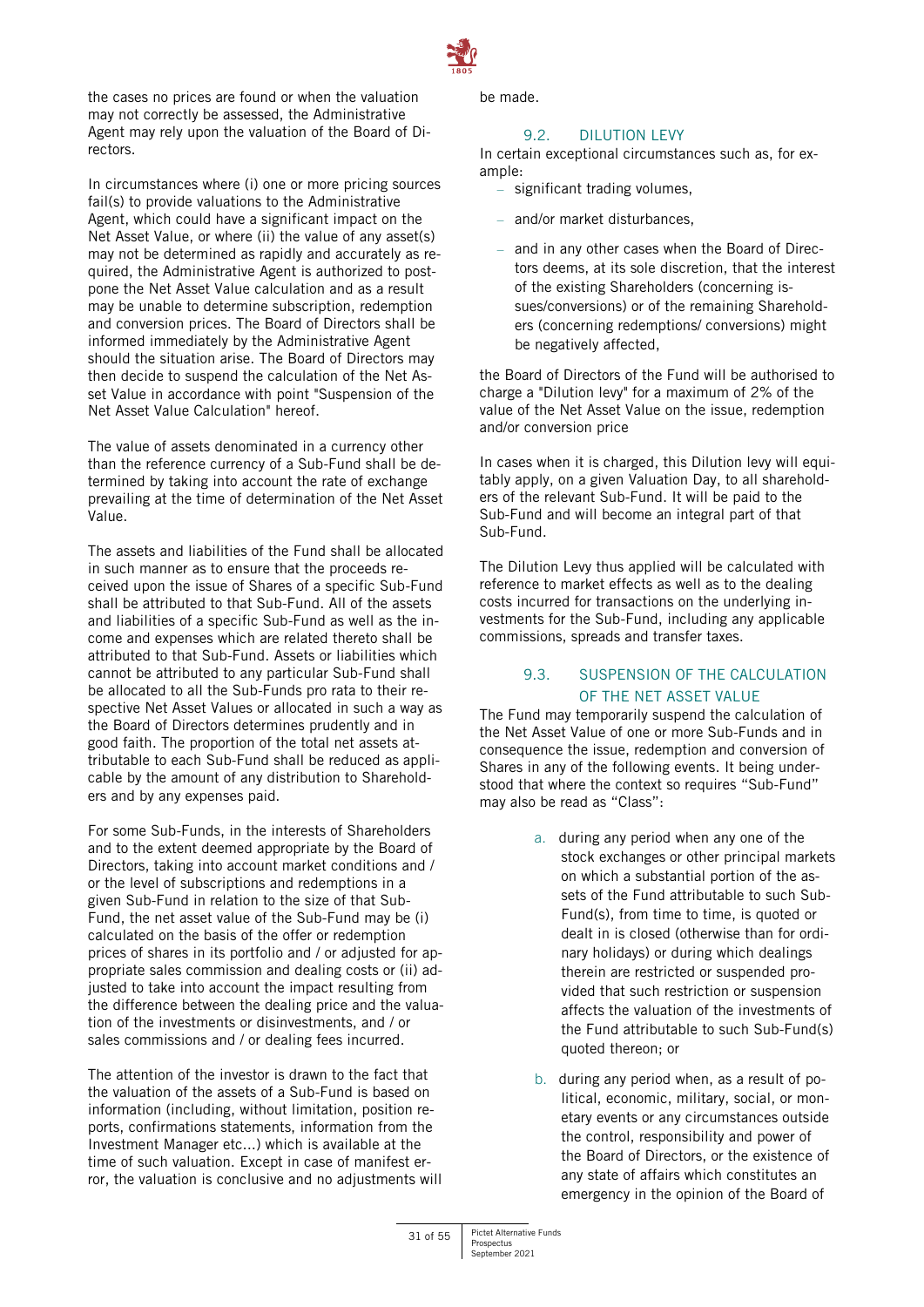the cases no prices are found or when the valuation may not correctly be assessed, the Administrative Agent may rely upon the valuation of the Board of Directors.

In circumstances where (i) one or more pricing sources fail(s) to provide valuations to the Administrative Agent, which could have a significant impact on the Net Asset Value, or where (ii) the value of any asset(s) may not be determined as rapidly and accurately as required, the Administrative Agent is authorized to postpone the Net Asset Value calculation and as a result may be unable to determine subscription, redemption and conversion prices. The Board of Directors shall be informed immediately by the Administrative Agent should the situation arise. The Board of Directors may then decide to suspend the calculation of the Net Asset Value in accordance with point "Suspension of the Net Asset Value Calculation" hereof.

The value of assets denominated in a currency other than the reference currency of a Sub-Fund shall be determined by taking into account the rate of exchange prevailing at the time of determination of the Net Asset Value.

The assets and liabilities of the Fund shall be allocated in such manner as to ensure that the proceeds received upon the issue of Shares of a specific Sub-Fund shall be attributed to that Sub-Fund. All of the assets and liabilities of a specific Sub-Fund as well as the income and expenses which are related thereto shall be attributed to that Sub-Fund. Assets or liabilities which cannot be attributed to any particular Sub-Fund shall be allocated to all the Sub-Funds pro rata to their respective Net Asset Values or allocated in such a way as the Board of Directors determines prudently and in good faith. The proportion of the total net assets attributable to each Sub-Fund shall be reduced as applicable by the amount of any distribution to Shareholders and by any expenses paid.

For some Sub-Funds, in the interests of Shareholders and to the extent deemed appropriate by the Board of Directors, taking into account market conditions and / or the level of subscriptions and redemptions in a given Sub-Fund in relation to the size of that Sub-Fund, the net asset value of the Sub-Fund may be (i) calculated on the basis of the offer or redemption prices of shares in its portfolio and / or adjusted for appropriate sales commission and dealing costs or (ii) adjusted to take into account the impact resulting from the difference between the dealing price and the valuation of the investments or disinvestments, and / or sales commissions and / or dealing fees incurred.

The attention of the investor is drawn to the fact that the valuation of the assets of a Sub-Fund is based on information (including, without limitation, position reports, confirmations statements, information from the Investment Manager etc...) which is available at the time of such valuation. Except in case of manifest error, the valuation is conclusive and no adjustments will be made.

### 9.2. DILUTION LEVY

In certain exceptional circumstances such as, for example:

- significant trading volumes,
- and/or market disturbances,
- and in any other cases when the Board of Directors deems, at its sole discretion, that the interest of the existing Shareholders (concerning issues/conversions) or of the remaining Shareholders (concerning redemptions/ conversions) might be negatively affected,

the Board of Directors of the Fund will be authorised to charge a "Dilution levy" for a maximum of 2% of the value of the Net Asset Value on the issue, redemption and/or conversion price

In cases when it is charged, this Dilution levy will equitably apply, on a given Valuation Day, to all shareholders of the relevant Sub-Fund. It will be paid to the Sub-Fund and will become an integral part of that Sub-Fund.

The Dilution Levy thus applied will be calculated with reference to market effects as well as to the dealing costs incurred for transactions on the underlying investments for the Sub-Fund, including any applicable commissions, spreads and transfer taxes.

### 9.3. SUSPENSION OF THE CALCULATION OF THE NET ASSET VALUE

The Fund may temporarily suspend the calculation of the Net Asset Value of one or more Sub-Funds and in consequence the issue, redemption and conversion of Shares in any of the following events. It being understood that where the context so requires "Sub-Fund" may also be read as "Class":

a. during any period when any one of the stock exchanges or other principal markets on which a substantial portion of the assets of the Fund attributable to such Sub-Fund(s), from time to time, is quoted or dealt in is closed (otherwise than for ordinary holidays) or during which dealings therein are restricted or suspended provided that such restriction or suspension affects the valuation of the investments of the Fund attributable to such Sub-Fund(s) quoted thereon; or

b. during any period when, as a result of political, economic, military, social, or monetary events or any circumstances outside the control, responsibility and power of the Board of Directors, or the existence of any state of affairs which constitutes an emergency in the opinion of the Board of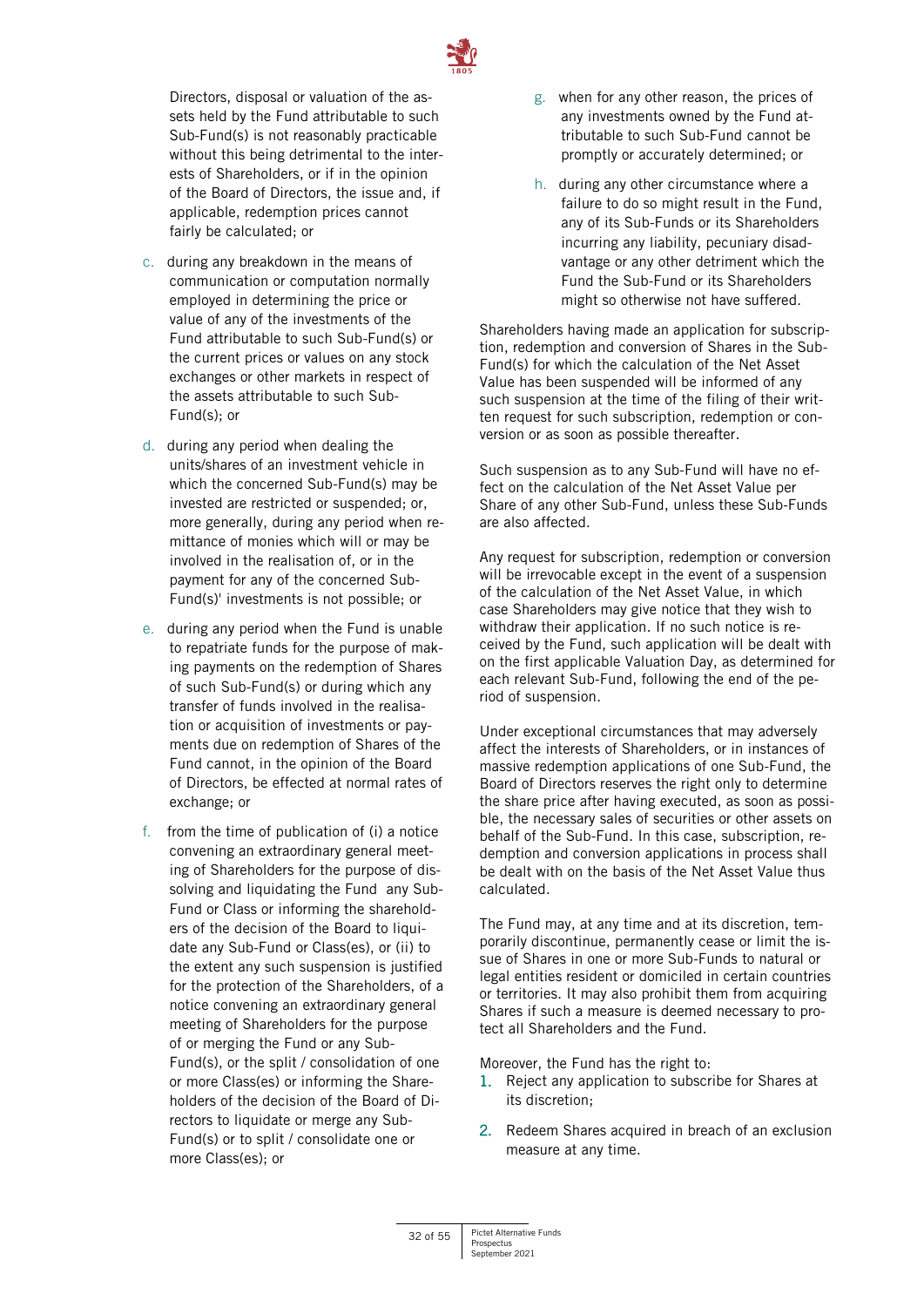Directors, disposal or valuation of the assets held by the Fund attributable to such Sub-Fund(s) is not reasonably practicable without this being detrimental to the interests of Shareholders, or if in the opinion of the Board of Directors, the issue and, if applicable, redemption prices cannot fairly be calculated; or

c. during any breakdown in the means of communication or computation normally employed in determining the price or value of any of the investments of the Fund attributable to such Sub-Fund(s) or the current prices or values on any stock exchanges or other markets in respect of the assets attributable to such Sub-Fund(s); or

d. during any period when dealing the units/shares of an investment vehicle in which the concerned Sub-Fund(s) may be invested are restricted or suspended; or, more generally, during any period when remittance of monies which will or may be involved in the realisation of, or in the payment for any of the concerned Sub-Fund(s)' investments is not possible; or

e. during any period when the Fund is unable to repatriate funds for the purpose of making payments on the redemption of Shares of such Sub-Fund(s) or during which any transfer of funds involved in the realisation or acquisition of investments or payments due on redemption of Shares of the Fund cannot, in the opinion of the Board of Directors, be effected at normal rates of exchange; or

f. from the time of publication of (i) a notice convening an extraordinary general meeting of Shareholders for the purpose of dissolving and liquidating the Fund any Sub-Fund or Class or informing the shareholders of the decision of the Board to liquidate any Sub-Fund or Class(es), or (ii) to the extent any such suspension is justified for the protection of the Shareholders, of a notice convening an extraordinary general meeting of Shareholders for the purpose of or merging the Fund or any Sub-Fund(s), or the split / consolidation of one or more Class(es) or informing the Shareholders of the decision of the Board of Directors to liquidate or merge any Sub-Fund(s) or to split / consolidate one or more Class(es); or

g. when for any other reason, the prices of any investments owned by the Fund attributable to such Sub-Fund cannot be promptly or accurately determined; or

h. during any other circumstance where a failure to do so might result in the Fund, any of its Sub-Funds or its Shareholders incurring any liability, pecuniary disadvantage or any other detriment which the Fund the Sub-Fund or its Shareholders might so otherwise not have suffered.

Shareholders having made an application for subscription, redemption and conversion of Shares in the Sub-Fund(s) for which the calculation of the Net Asset Value has been suspended will be informed of any such suspension at the time of the filing of their written request for such subscription, redemption or conversion or as soon as possible thereafter.

Such suspension as to any Sub-Fund will have no effect on the calculation of the Net Asset Value per Share of any other Sub-Fund, unless these Sub-Funds are also affected.

Any request for subscription, redemption or conversion will be irrevocable except in the event of a suspension of the calculation of the Net Asset Value, in which case Shareholders may give notice that they wish to withdraw their application. If no such notice is received by the Fund, such application will be dealt with on the first applicable Valuation Day, as determined for each relevant Sub-Fund, following the end of the period of suspension.

Under exceptional circumstances that may adversely affect the interests of Shareholders, or in instances of massive redemption applications of one Sub-Fund, the Board of Directors reserves the right only to determine the share price after having executed, as soon as possible, the necessary sales of securities or other assets on behalf of the Sub-Fund. In this case, subscription, redemption and conversion applications in process shall be dealt with on the basis of the Net Asset Value thus calculated.

The Fund may, at any time and at its discretion, temporarily discontinue, permanently cease or limit the issue of Shares in one or more Sub-Funds to natural or legal entities resident or domiciled in certain countries or territories. It may also prohibit them from acquiring Shares if such a measure is deemed necessary to protect all Shareholders and the Fund.

Moreover, the Fund has the right to:

1. Reject any application to subscribe for Shares at its discretion;
2. Redeem Shares acquired in breach of an exclusion measure at any time.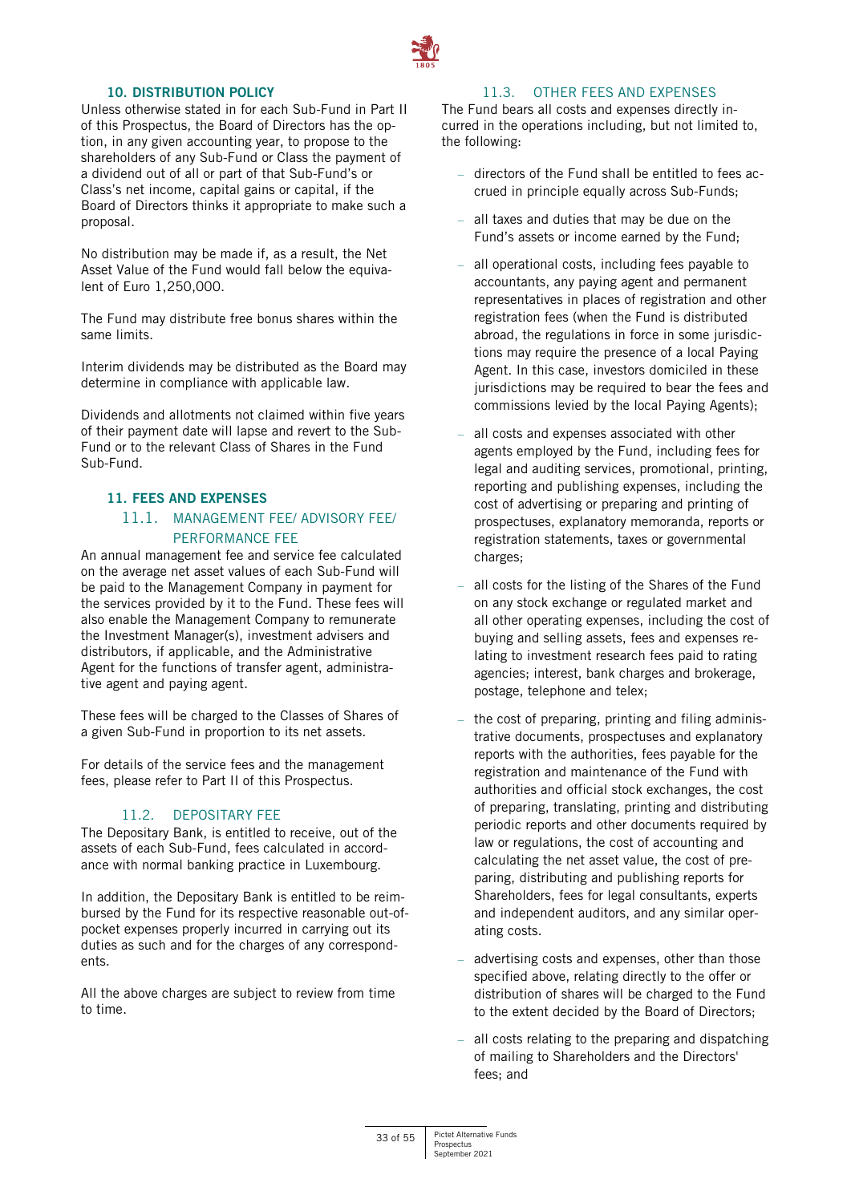## 10. DISTRIBUTION POLICY

Unless otherwise stated in for each Sub-Fund in Part II of this Prospectus, the Board of Directors has the option, in any given accounting year, to propose to the shareholders of any Sub-Fund or Class the payment of a dividend out of all or part of that Sub-Fund's or Class's net income, capital gains or capital, if the Board of Directors thinks it appropriate to make such a proposal.

No distribution may be made if, as a result, the Net Asset Value of the Fund would fall below the equivalent of Euro 1,250,000.

The Fund may distribute free bonus shares within the same limits.

Interim dividends may be distributed as the Board may determine in compliance with applicable law.

Dividends and allotments not claimed within five years of their payment date will lapse and revert to the Sub-Fund or to the relevant Class of Shares in the Fund Sub-Fund.

## 11. FEES AND EXPENSES

### 11.1. MANAGEMENT FEE/ ADVISORY FEE/ PERFORMANCE FEE

An annual management fee and service fee calculated on the average net asset values of each Sub-Fund will be paid to the Management Company in payment for the services provided by it to the Fund. These fees will also enable the Management Company to remunerate the Investment Manager(s), investment advisers and distributors, if applicable, and the Administrative Agent for the functions of transfer agent, administrative agent and paying agent.

These fees will be charged to the Classes of Shares of a given Sub-Fund in proportion to its net assets.

For details of the service fees and the management fees, please refer to Part II of this Prospectus.

### 11.2. DEPOSITARY FEE

The Depositary Bank, is entitled to receive, out of the assets of each Sub-Fund, fees calculated in accordance with normal banking practice in Luxembourg.

In addition, the Depositary Bank is entitled to be reimbursed by the Fund for its respective reasonable out-of-pocket expenses properly incurred in carrying out its duties as such and for the charges of any correspondents.

All the above charges are subject to review from time to time.

### 11.3. OTHER FEES AND EXPENSES

The Fund bears all costs and expenses directly incurred in the operations including, but not limited to, the following:

- directors of the Fund shall be entitled to fees accrued in principle equally across Sub-Funds;
- all taxes and duties that may be due on the Fund's assets or income earned by the Fund;
- all operational costs, including fees payable to accountants, any paying agent and permanent representatives in places of registration and other registration fees (when the Fund is distributed abroad, the regulations in force in some jurisdictions may require the presence of a local Paying Agent. In this case, investors domiciled in these jurisdictions may be required to bear the fees and commissions levied by the local Paying Agents);
- all costs and expenses associated with other agents employed by the Fund, including fees for legal and auditing services, promotional, printing, reporting and publishing expenses, including the cost of advertising or preparing and printing of prospectuses, explanatory memoranda, reports or registration statements, taxes or governmental charges;
- all costs for the listing of the Shares of the Fund on any stock exchange or regulated market and all other operating expenses, including the cost of buying and selling assets, fees and expenses relating to investment research fees paid to rating agencies; interest, bank charges and brokerage, postage, telephone and telex;
- the cost of preparing, printing and filing administrative documents, prospectuses and explanatory reports with the authorities, fees payable for the registration and maintenance of the Fund with authorities and official stock exchanges, the cost of preparing, translating, printing and distributing periodic reports and other documents required by law or regulations, the cost of accounting and calculating the net asset value, the cost of preparing, distributing and publishing reports for Shareholders, fees for legal consultants, experts and independent auditors, and any similar operating costs.
- advertising costs and expenses, other than those specified above, relating directly to the offer or distribution of shares will be charged to the Fund to the extent decided by the Board of Directors;
- all costs relating to the preparing and dispatching of mailing to Shareholders and the Directors' fees; and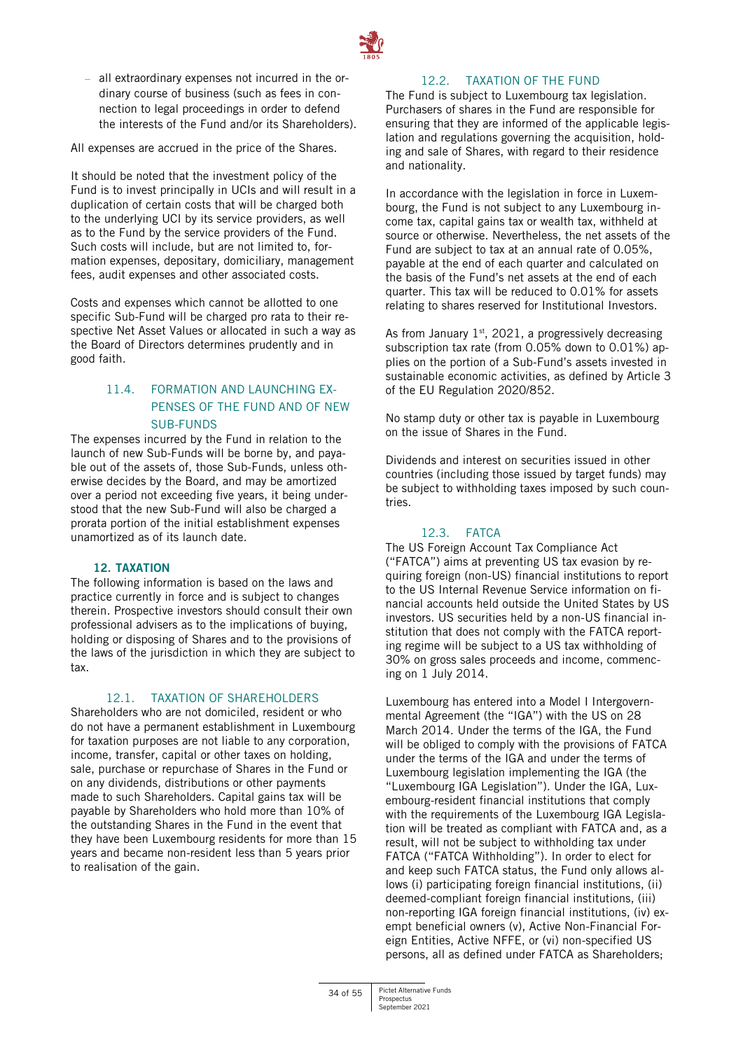- all extraordinary expenses not incurred in the ordinary course of business (such as fees in connection to legal proceedings in order to defend the interests of the Fund and/or its Shareholders).

All expenses are accrued in the price of the Shares.

It should be noted that the investment policy of the Fund is to invest principally in UCIs and will result in a duplication of certain costs that will be charged both to the underlying UCI by its service providers, as well as to the Fund by the service providers of the Fund. Such costs will include, but are not limited to, formation expenses, depositary, domiciliary, management fees, audit expenses and other associated costs.

Costs and expenses which cannot be allotted to one specific Sub-Fund will be charged pro rata to their respective Net Asset Values or allocated in such a way as the Board of Directors determines prudently and in good faith.

### 11.4. FORMATION AND LAUNCHING EXPENSES OF THE FUND AND OF NEW SUB-FUNDS

The expenses incurred by the Fund in relation to the launch of new Sub-Funds will be borne by, and payable out of the assets of, those Sub-Funds, unless otherwise decides by the Board, and may be amortized over a period not exceeding five years, it being understood that the new Sub-Fund will also be charged a prorata portion of the initial establishment expenses unamortized as of its launch date.

## 12. TAXATION

The following information is based on the laws and practice currently in force and is subject to changes therein. Prospective investors should consult their own professional advisers as to the implications of buying, holding or disposing of Shares and to the provisions of the laws of the jurisdiction in which they are subject to tax.

### 12.1. TAXATION OF SHAREHOLDERS

Shareholders who are not domiciled, resident or who do not have a permanent establishment in Luxembourg for taxation purposes are not liable to any corporation, income, transfer, capital or other taxes on holding, sale, purchase or repurchase of Shares in the Fund or on any dividends, distributions or other payments made to such Shareholders. Capital gains tax will be payable by Shareholders who hold more than 10% of the outstanding Shares in the Fund in the event that they have been Luxembourg residents for more than 15 years and became non-resident less than 5 years prior to realisation of the gain.

### 12.2. TAXATION OF THE FUND

The Fund is subject to Luxembourg tax legislation. Purchasers of shares in the Fund are responsible for ensuring that they are informed of the applicable legislation and regulations governing the acquisition, holding and sale of Shares, with regard to their residence and nationality.

In accordance with the legislation in force in Luxembourg, the Fund is not subject to any Luxembourg income tax, capital gains tax or wealth tax, withheld at source or otherwise. Nevertheless, the net assets of the Fund are subject to tax at an annual rate of 0.05%, payable at the end of each quarter and calculated on the basis of the Fund's net assets at the end of each quarter. This tax will be reduced to 0.01% for assets relating to shares reserved for Institutional Investors.

As from January 1st, 2021, a progressively decreasing subscription tax rate (from 0.05% down to 0.01%) applies on the portion of a Sub-Fund's assets invested in sustainable economic activities, as defined by Article 3 of the EU Regulation 2020/852.

No stamp duty or other tax is payable in Luxembourg on the issue of Shares in the Fund.

Dividends and interest on securities issued in other countries (including those issued by target funds) may be subject to withholding taxes imposed by such countries.

### 12.3. FATCA

The US Foreign Account Tax Compliance Act ("FATCA") aims at preventing US tax evasion by requiring foreign (non-US) financial institutions to report to the US Internal Revenue Service information on financial accounts held outside the United States by US investors. US securities held by a non-US financial institution that does not comply with the FATCA reporting regime will be subject to a US tax withholding of 30% on gross sales proceeds and income, commencing on 1 July 2014.

Luxembourg has entered into a Model I Intergovernmental Agreement (the "IGA") with the US on 28 March 2014. Under the terms of the IGA, the Fund will be obliged to comply with the provisions of FATCA under the terms of the IGA and under the terms of Luxembourg legislation implementing the IGA (the "Luxembourg IGA Legislation"). Under the IGA, Luxembourg-resident financial institutions that comply with the requirements of the Luxembourg IGA Legislation will be treated as compliant with FATCA and, as a result, will not be subject to withholding tax under FATCA ("FATCA Withholding"). In order to elect for and keep such FATCA status, the Fund only allows allows (i) participating foreign financial institutions, (ii) deemed-compliant foreign financial institutions, (iii) non-reporting IGA foreign financial institutions, (iv) exempt beneficial owners (v), Active Non-Financial Foreign Entities, Active NFFE, or (vi) non-specified US persons, all as defined under FATCA as Shareholders;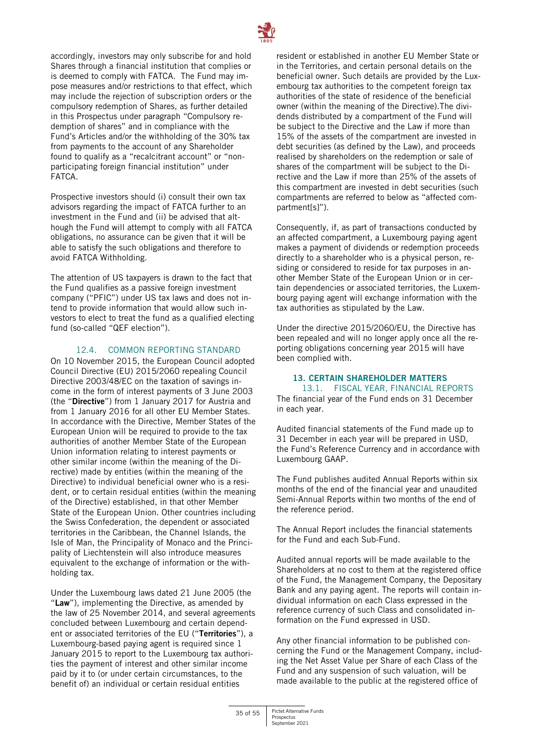accordingly, investors may only subscribe for and hold Shares through a financial institution that complies or is deemed to comply with FATCA. The Fund may impose measures and/or restrictions to that effect, which may include the rejection of subscription orders or the compulsory redemption of Shares, as further detailed in this Prospectus under paragraph "Compulsory redemption of shares" and in compliance with the Fund's Articles and/or the withholding of the 30% tax from payments to the account of any Shareholder found to qualify as a "recalcitrant account" or "non-participating foreign financial institution" under FATCA.

Prospective investors should (i) consult their own tax advisors regarding the impact of FATCA further to an investment in the Fund and (ii) be advised that although the Fund will attempt to comply with all FATCA obligations, no assurance can be given that it will be able to satisfy the such obligations and therefore to avoid FATCA Withholding.

The attention of US taxpayers is drawn to the fact that the Fund qualifies as a passive foreign investment company ("PFIC") under US tax laws and does not intend to provide information that would allow such investors to elect to treat the fund as a qualified electing fund (so-called "QEF election").

### 12.4. COMMON REPORTING STANDARD

On 10 November 2015, the European Council adopted Council Directive (EU) 2015/2060 repealing Council Directive 2003/48/EC on the taxation of savings income in the form of interest payments of 3 June 2003 (the "**Directive**") from 1 January 2017 for Austria and from 1 January 2016 for all other EU Member States. In accordance with the Directive, Member States of the European Union will be required to provide to the tax authorities of another Member State of the European Union information relating to interest payments or other similar income (within the meaning of the Directive) made by entities (within the meaning of the Directive) to individual beneficial owner who is a resident, or to certain residual entities (within the meaning of the Directive) established, in that other Member State of the European Union. Other countries including the Swiss Confederation, the dependent or associated territories in the Caribbean, the Channel Islands, the Isle of Man, the Principality of Monaco and the Principality of Liechtenstein will also introduce measures equivalent to the exchange of information or the withholding tax.

Under the Luxembourg laws dated 21 June 2005 (the "**Law**"), implementing the Directive, as amended by the law of 25 November 2014, and several agreements concluded between Luxembourg and certain dependent or associated territories of the EU ("**Territories**"), a Luxembourg-based paying agent is required since 1 January 2015 to report to the Luxembourg tax authorities the payment of interest and other similar income paid by it to (or under certain circumstances, to the benefit of) an individual or certain residual entities resident or established in another EU Member State or in the Territories, and certain personal details on the beneficial owner. Such details are provided by the Luxembourg tax authorities to the competent foreign tax authorities of the state of residence of the beneficial owner (within the meaning of the Directive).The dividends distributed by a compartment of the Fund will be subject to the Directive and the Law if more than 15% of the assets of the compartment are invested in debt securities (as defined by the Law), and proceeds realised by shareholders on the redemption or sale of shares of the compartment will be subject to the Directive and the Law if more than 25% of the assets of this compartment are invested in debt securities (such compartments are referred to below as "affected compartment[s]").

Consequently, if, as part of transactions conducted by an affected compartment, a Luxembourg paying agent makes a payment of dividends or redemption proceeds directly to a shareholder who is a physical person, residing or considered to reside for tax purposes in another Member State of the European Union or in certain dependencies or associated territories, the Luxembourg paying agent will exchange information with the tax authorities as stipulated by the Law.

Under the directive 2015/2060/EU, the Directive has been repealed and will no longer apply once all the reporting obligations concerning year 2015 will have been complied with.

## 13. CERTAIN SHAREHOLDER MATTERS

### 13.1. FISCAL YEAR, FINANCIAL REPORTS

The financial year of the Fund ends on 31 December in each year.

Audited financial statements of the Fund made up to 31 December in each year will be prepared in USD, the Fund's Reference Currency and in accordance with Luxembourg GAAP.

The Fund publishes audited Annual Reports within six months of the end of the financial year and unaudited Semi-Annual Reports within two months of the end of the reference period.

The Annual Report includes the financial statements for the Fund and each Sub-Fund.

Audited annual reports will be made available to the Shareholders at no cost to them at the registered office of the Fund, the Management Company, the Depositary Bank and any paying agent. The reports will contain individual information on each Class expressed in the reference currency of such Class and consolidated information on the Fund expressed in USD.

Any other financial information to be published concerning the Fund or the Management Company, including the Net Asset Value per Share of each Class of the Fund and any suspension of such valuation, will be made available to the public at the registered office of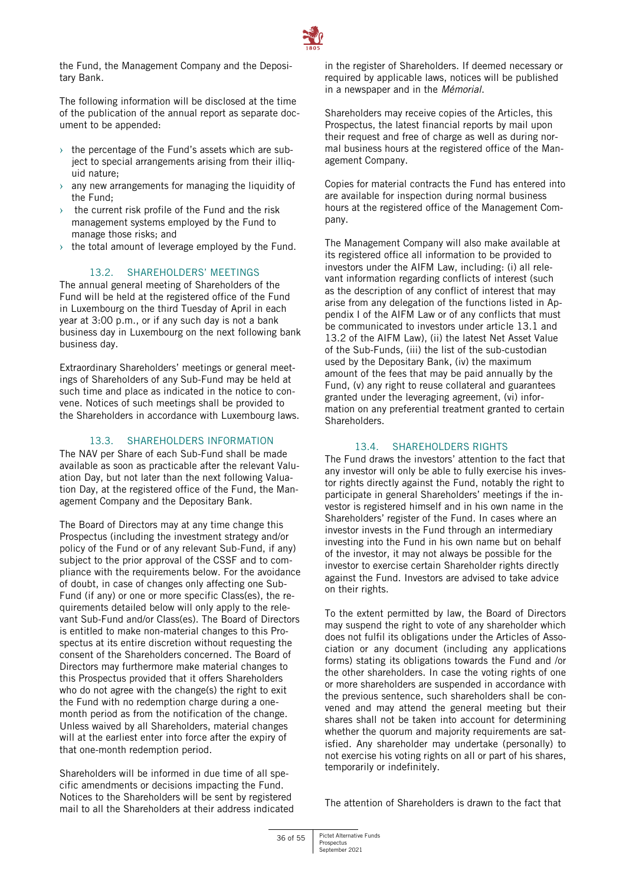the Fund, the Management Company and the Depositary Bank.

The following information will be disclosed at the time of the publication of the annual report as separate document to be appended:

- the percentage of the Fund's assets which are subject to special arrangements arising from their illiquid nature;
- any new arrangements for managing the liquidity of the Fund;
- the current risk profile of the Fund and the risk management systems employed by the Fund to manage those risks; and
- the total amount of leverage employed by the Fund.

### 13.2. SHAREHOLDERS' MEETINGS

The annual general meeting of Shareholders of the Fund will be held at the registered office of the Fund in Luxembourg on the third Tuesday of April in each year at 3:00 p.m., or if any such day is not a bank business day in Luxembourg on the next following bank business day.

Extraordinary Shareholders' meetings or general meetings of Shareholders of any Sub-Fund may be held at such time and place as indicated in the notice to convene. Notices of such meetings shall be provided to the Shareholders in accordance with Luxembourg laws.

### 13.3. SHAREHOLDERS INFORMATION

The NAV per Share of each Sub-Fund shall be made available as soon as practicable after the relevant Valuation Day, but not later than the next following Valuation Day, at the registered office of the Fund, the Management Company and the Depositary Bank.

The Board of Directors may at any time change this Prospectus (including the investment strategy and/or policy of the Fund or of any relevant Sub-Fund, if any) subject to the prior approval of the CSSF and to compliance with the requirements below. For the avoidance of doubt, in case of changes only affecting one Sub-Fund (if any) or one or more specific Class(es), the requirements detailed below will only apply to the relevant Sub-Fund and/or Class(es). The Board of Directors is entitled to make non-material changes to this Prospectus at its entire discretion without requesting the consent of the Shareholders concerned. The Board of Directors may furthermore make material changes to this Prospectus provided that it offers Shareholders who do not agree with the change(s) the right to exit the Fund with no redemption charge during a one-month period as from the notification of the change. Unless waived by all Shareholders, material changes will at the earliest enter into force after the expiry of that one-month redemption period.

Shareholders will be informed in due time of all specific amendments or decisions impacting the Fund. Notices to the Shareholders will be sent by registered mail to all the Shareholders at their address indicated in the register of Shareholders. If deemed necessary or required by applicable laws, notices will be published in a newspaper and in the *Mémorial*.

Shareholders may receive copies of the Articles, this Prospectus, the latest financial reports by mail upon their request and free of charge as well as during normal business hours at the registered office of the Management Company.

Copies for material contracts the Fund has entered into are available for inspection during normal business hours at the registered office of the Management Company.

The Management Company will also make available at its registered office all information to be provided to investors under the AIFM Law, including: (i) all relevant information regarding conflicts of interest (such as the description of any conflict of interest that may arise from any delegation of the functions listed in Appendix I of the AIFM Law or of any conflicts that must be communicated to investors under article 13.1 and 13.2 of the AIFM Law), (ii) the latest Net Asset Value of the Sub-Funds, (iii) the list of the sub-custodian used by the Depositary Bank, (iv) the maximum amount of the fees that may be paid annually by the Fund, (v) any right to reuse collateral and guarantees granted under the leveraging agreement, (vi) information on any preferential treatment granted to certain Shareholders.

### 13.4. SHAREHOLDERS RIGHTS

The Fund draws the investors' attention to the fact that any investor will only be able to fully exercise his investor rights directly against the Fund, notably the right to participate in general Shareholders' meetings if the investor is registered himself and in his own name in the Shareholders' register of the Fund. In cases where an investor invests in the Fund through an intermediary investing into the Fund in his own name but on behalf of the investor, it may not always be possible for the investor to exercise certain Shareholder rights directly against the Fund. Investors are advised to take advice on their rights.

To the extent permitted by law, the Board of Directors may suspend the right to vote of any shareholder which does not fulfil its obligations under the Articles of Association or any document (including any applications forms) stating its obligations towards the Fund and /or the other shareholders. In case the voting rights of one or more shareholders are suspended in accordance with the previous sentence, such shareholders shall be convened and may attend the general meeting but their shares shall not be taken into account for determining whether the quorum and majority requirements are satisfied. Any shareholder may undertake (personally) to not exercise his voting rights on all or part of his shares, temporarily or indefinitely.

The attention of Shareholders is drawn to the fact that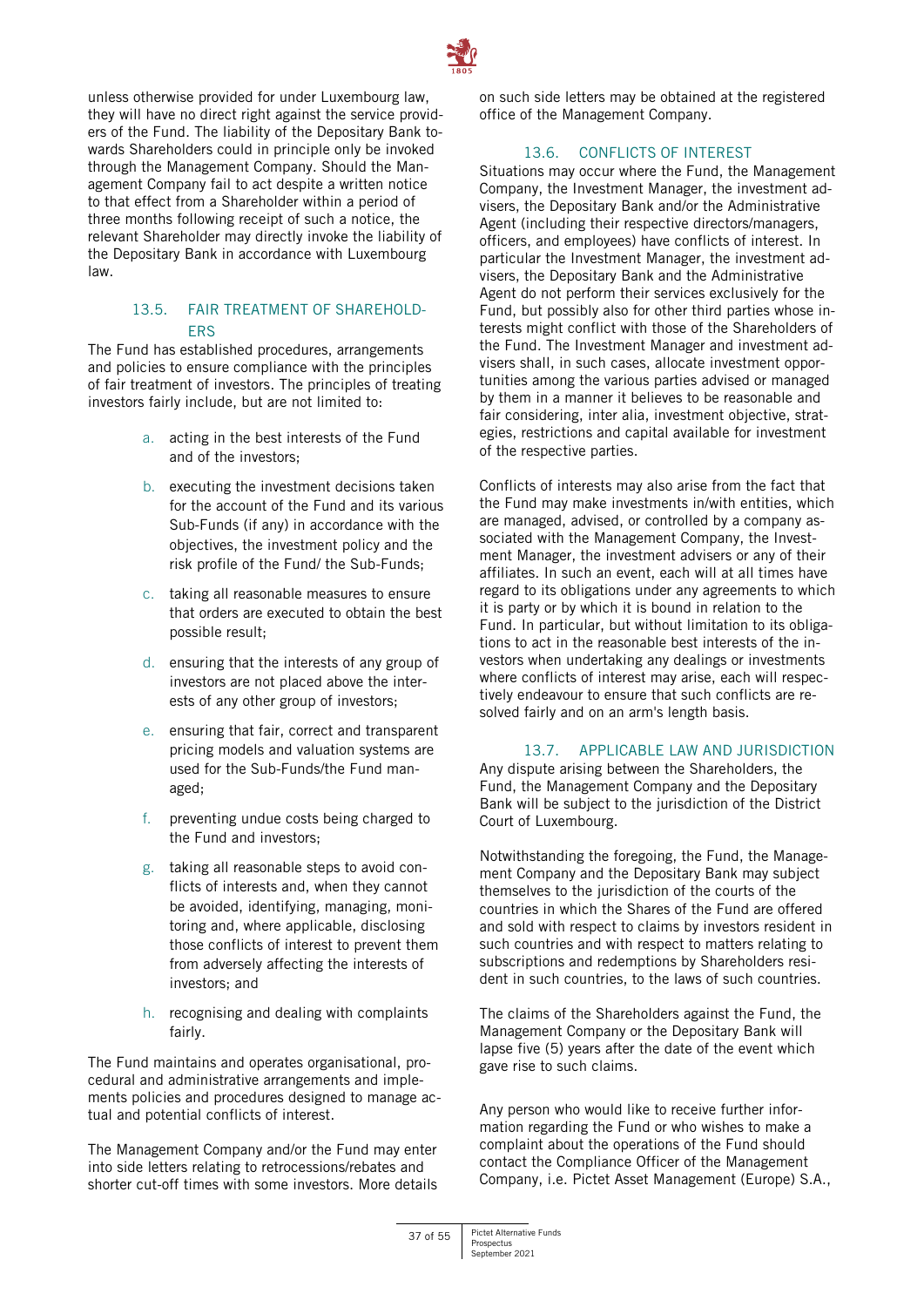unless otherwise provided for under Luxembourg law, they will have no direct right against the service providers of the Fund. The liability of the Depositary Bank towards Shareholders could in principle only be invoked through the Management Company. Should the Management Company fail to act despite a written notice to that effect from a Shareholder within a period of three months following receipt of such a notice, the relevant Shareholder may directly invoke the liability of the Depositary Bank in accordance with Luxembourg law.

### 13.5. FAIR TREATMENT OF SHAREHOLDERS

The Fund has established procedures, arrangements and policies to ensure compliance with the principles of fair treatment of investors. The principles of treating investors fairly include, but are not limited to:

a. acting in the best interests of the Fund and of the investors;

b. executing the investment decisions taken for the account of the Fund and its various Sub-Funds (if any) in accordance with the objectives, the investment policy and the risk profile of the Fund/ the Sub-Funds;

c. taking all reasonable measures to ensure that orders are executed to obtain the best possible result;

d. ensuring that the interests of any group of investors are not placed above the interests of any other group of investors;

e. ensuring that fair, correct and transparent pricing models and valuation systems are used for the Sub-Funds/the Fund managed;

f. preventing undue costs being charged to the Fund and investors;

g. taking all reasonable steps to avoid conflicts of interests and, when they cannot be avoided, identifying, managing, monitoring and, where applicable, disclosing those conflicts of interest to prevent them from adversely affecting the interests of investors; and

h. recognising and dealing with complaints fairly.

The Fund maintains and operates organisational, procedural and administrative arrangements and implements policies and procedures designed to manage actual and potential conflicts of interest.

The Management Company and/or the Fund may enter into side letters relating to retrocessions/rebates and shorter cut-off times with some investors. More details on such side letters may be obtained at the registered office of the Management Company.

### 13.6. CONFLICTS OF INTEREST

Situations may occur where the Fund, the Management Company, the Investment Manager, the investment advisers, the Depositary Bank and/or the Administrative Agent (including their respective directors/managers, officers, and employees) have conflicts of interest. In particular the Investment Manager, the investment advisers, the Depositary Bank and the Administrative Agent do not perform their services exclusively for the Fund, but possibly also for other third parties whose interests might conflict with those of the Shareholders of the Fund. The Investment Manager and investment advisers shall, in such cases, allocate investment opportunities among the various parties advised or managed by them in a manner it believes to be reasonable and fair considering, inter alia, investment objective, strategies, restrictions and capital available for investment of the respective parties.

Conflicts of interests may also arise from the fact that the Fund may make investments in/with entities, which are managed, advised, or controlled by a company associated with the Management Company, the Investment Manager, the investment advisers or any of their affiliates. In such an event, each will at all times have regard to its obligations under any agreements to which it is party or by which it is bound in relation to the Fund. In particular, but without limitation to its obligations to act in the reasonable best interests of the investors when undertaking any dealings or investments where conflicts of interest may arise, each will respectively endeavour to ensure that such conflicts are resolved fairly and on an arm's length basis.

### 13.7. APPLICABLE LAW AND JURISDICTION

Any dispute arising between the Shareholders, the Fund, the Management Company and the Depositary Bank will be subject to the jurisdiction of the District Court of Luxembourg.

Notwithstanding the foregoing, the Fund, the Management Company and the Depositary Bank may subject themselves to the jurisdiction of the courts of the countries in which the Shares of the Fund are offered and sold with respect to claims by investors resident in such countries and with respect to matters relating to subscriptions and redemptions by Shareholders resident in such countries, to the laws of such countries.

The claims of the Shareholders against the Fund, the Management Company or the Depositary Bank will lapse five (5) years after the date of the event which gave rise to such claims.

Any person who would like to receive further information regarding the Fund or who wishes to make a complaint about the operations of the Fund should contact the Compliance Officer of the Management Company, i.e. Pictet Asset Management (Europe) S.A.,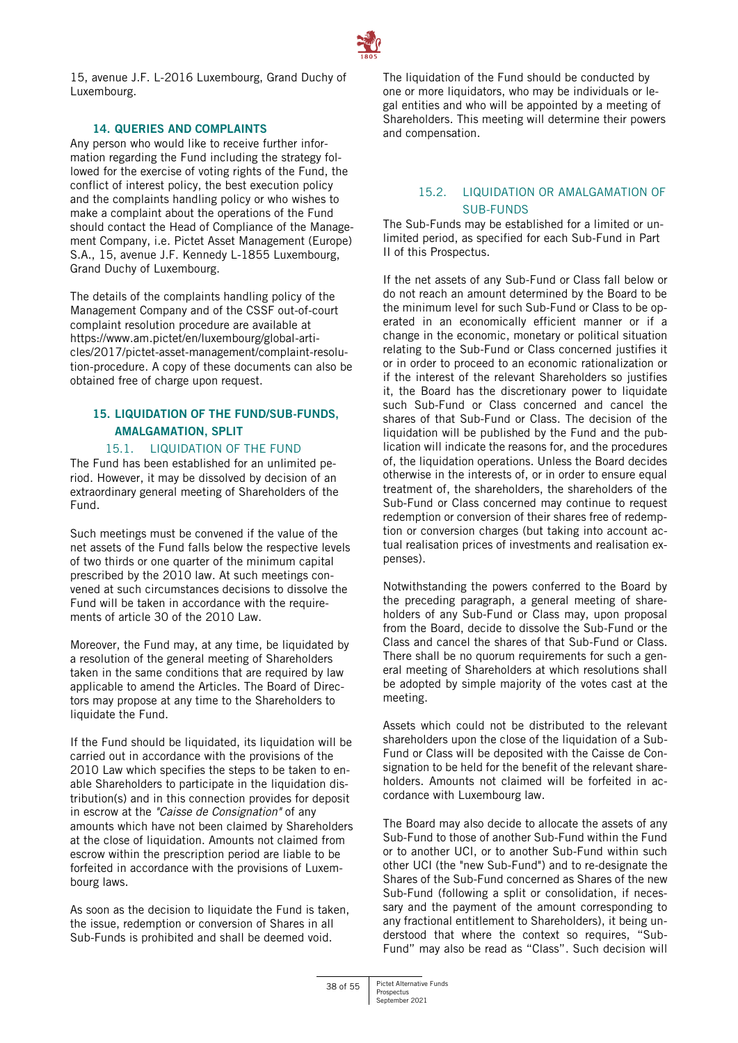15, avenue J.F. L-2016 Luxembourg, Grand Duchy of Luxembourg.

## 14. QUERIES AND COMPLAINTS

Any person who would like to receive further information regarding the Fund including the strategy followed for the exercise of voting rights of the Fund, the conflict of interest policy, the best execution policy and the complaints handling policy or who wishes to make a complaint about the operations of the Fund should contact the Head of Compliance of the Management Company, i.e. Pictet Asset Management (Europe) S.A., 15, avenue J.F. Kennedy L-1855 Luxembourg, Grand Duchy of Luxembourg.

The details of the complaints handling policy of the Management Company and of the CSSF out-of-court complaint resolution procedure are available at https://www.am.pictet/en/luxembourg/global-articles/2017/pictet-asset-management/complaint-resolution-procedure. A copy of these documents can also be obtained free of charge upon request.

## 15. LIQUIDATION OF THE FUND/SUB-FUNDS, AMALGAMATION, SPLIT

### 15.1. LIQUIDATION OF THE FUND

The Fund has been established for an unlimited period. However, it may be dissolved by decision of an extraordinary general meeting of Shareholders of the Fund.

Such meetings must be convened if the value of the net assets of the Fund falls below the respective levels of two thirds or one quarter of the minimum capital prescribed by the 2010 law. At such meetings convened at such circumstances decisions to dissolve the Fund will be taken in accordance with the requirements of article 30 of the 2010 Law.

Moreover, the Fund may, at any time, be liquidated by a resolution of the general meeting of Shareholders taken in the same conditions that are required by law applicable to amend the Articles. The Board of Directors may propose at any time to the Shareholders to liquidate the Fund.

If the Fund should be liquidated, its liquidation will be carried out in accordance with the provisions of the 2010 Law which specifies the steps to be taken to enable Shareholders to participate in the liquidation distribution(s) and in this connection provides for deposit in escrow at the *"Caisse de Consignation"* of any amounts which have not been claimed by Shareholders at the close of liquidation. Amounts not claimed from escrow within the prescription period are liable to be forfeited in accordance with the provisions of Luxembourg laws.

As soon as the decision to liquidate the Fund is taken, the issue, redemption or conversion of Shares in all Sub-Funds is prohibited and shall be deemed void.

The liquidation of the Fund should be conducted by one or more liquidators, who may be individuals or legal entities and who will be appointed by a meeting of Shareholders. This meeting will determine their powers and compensation.

### 15.2. LIQUIDATION OR AMALGAMATION OF SUB-FUNDS

The Sub-Funds may be established for a limited or unlimited period, as specified for each Sub-Fund in Part II of this Prospectus.

If the net assets of any Sub-Fund or Class fall below or do not reach an amount determined by the Board to be the minimum level for such Sub-Fund or Class to be operated in an economically efficient manner or if a change in the economic, monetary or political situation relating to the Sub-Fund or Class concerned justifies it or in order to proceed to an economic rationalization or if the interest of the relevant Shareholders so justifies it, the Board has the discretionary power to liquidate such Sub-Fund or Class concerned and cancel the shares of that Sub-Fund or Class. The decision of the liquidation will be published by the Fund and the publication will indicate the reasons for, and the procedures of, the liquidation operations. Unless the Board decides otherwise in the interests of, or in order to ensure equal treatment of, the shareholders, the shareholders of the Sub-Fund or Class concerned may continue to request redemption or conversion of their shares free of redemption or conversion charges (but taking into account actual realisation prices of investments and realisation expenses).

Notwithstanding the powers conferred to the Board by the preceding paragraph, a general meeting of shareholders of any Sub-Fund or Class may, upon proposal from the Board, decide to dissolve the Sub-Fund or the Class and cancel the shares of that Sub-Fund or Class. There shall be no quorum requirements for such a general meeting of Shareholders at which resolutions shall be adopted by simple majority of the votes cast at the meeting.

Assets which could not be distributed to the relevant shareholders upon the close of the liquidation of a Sub-Fund or Class will be deposited with the Caisse de Consignation to be held for the benefit of the relevant shareholders. Amounts not claimed will be forfeited in accordance with Luxembourg law.

The Board may also decide to allocate the assets of any Sub-Fund to those of another Sub-Fund within the Fund or to another UCI, or to another Sub-Fund within such other UCI (the "new Sub-Fund") and to re-designate the Shares of the Sub-Fund concerned as Shares of the new Sub-Fund (following a split or consolidation, if necessary and the payment of the amount corresponding to any fractional entitlement to Shareholders), it being understood that where the context so requires, "Sub-Fund" may also be read as "Class". Such decision will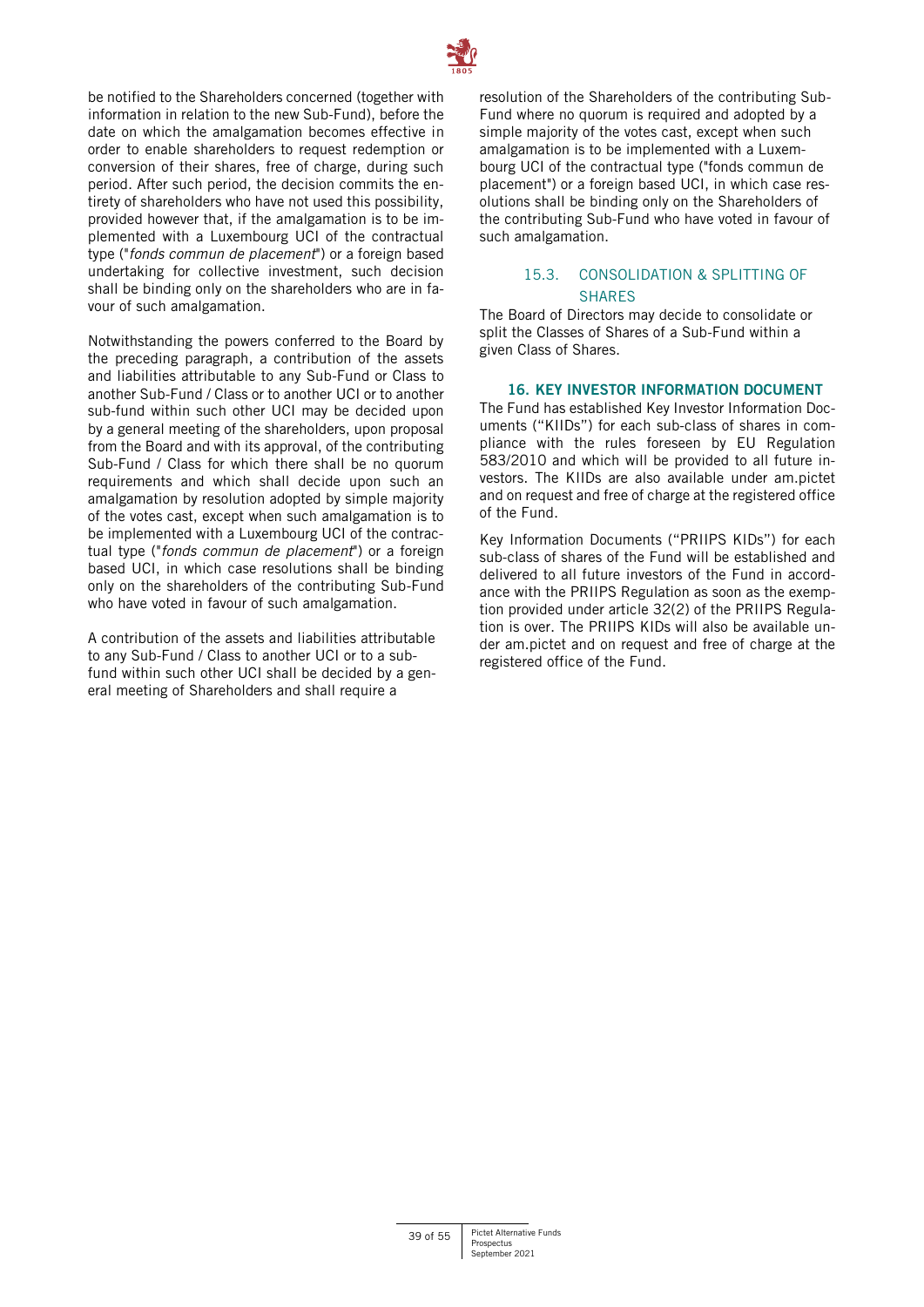be notified to the Shareholders concerned (together with information in relation to the new Sub-Fund), before the date on which the amalgamation becomes effective in order to enable shareholders to request redemption or conversion of their shares, free of charge, during such period. After such period, the decision commits the entirety of shareholders who have not used this possibility, provided however that, if the amalgamation is to be implemented with a Luxembourg UCI of the contractual type ("*fonds commun de placement*") or a foreign based undertaking for collective investment, such decision shall be binding only on the shareholders who are in favour of such amalgamation.

Notwithstanding the powers conferred to the Board by the preceding paragraph, a contribution of the assets and liabilities attributable to any Sub-Fund or Class to another Sub-Fund / Class or to another UCI or to another sub-fund within such other UCI may be decided upon by a general meeting of the shareholders, upon proposal from the Board and with its approval, of the contributing Sub-Fund / Class for which there shall be no quorum requirements and which shall decide upon such an amalgamation by resolution adopted by simple majority of the votes cast, except when such amalgamation is to be implemented with a Luxembourg UCI of the contractual type ("*fonds commun de placement*") or a foreign based UCI, in which case resolutions shall be binding only on the shareholders of the contributing Sub-Fund who have voted in favour of such amalgamation.

A contribution of the assets and liabilities attributable to any Sub-Fund / Class to another UCI or to a sub-fund within such other UCI shall be decided by a general meeting of Shareholders and shall require a resolution of the Shareholders of the contributing Sub-Fund where no quorum is required and adopted by a simple majority of the votes cast, except when such amalgamation is to be implemented with a Luxembourg UCI of the contractual type ("fonds commun de placement") or a foreign based UCI, in which case resolutions shall be binding only on the Shareholders of the contributing Sub-Fund who have voted in favour of such amalgamation.

### 15.3. CONSOLIDATION & SPLITTING OF SHARES

The Board of Directors may decide to consolidate or split the Classes of Shares of a Sub-Fund within a given Class of Shares.

## 16. KEY INVESTOR INFORMATION DOCUMENT

The Fund has established Key Investor Information Documents ("KIIDs") for each sub-class of shares in compliance with the rules foreseen by EU Regulation 583/2010 and which will be provided to all future investors. The KIIDs are also available under am.pictet and on request and free of charge at the registered office of the Fund.

Key Information Documents ("PRIIPS KIDs") for each sub-class of shares of the Fund will be established and delivered to all future investors of the Fund in accordance with the PRIIPS Regulation as soon as the exemption provided under article 32(2) of the PRIIPS Regulation is over. The PRIIPS KIDs will also be available under am.pictet and on request and free of charge at the registered office of the Fund.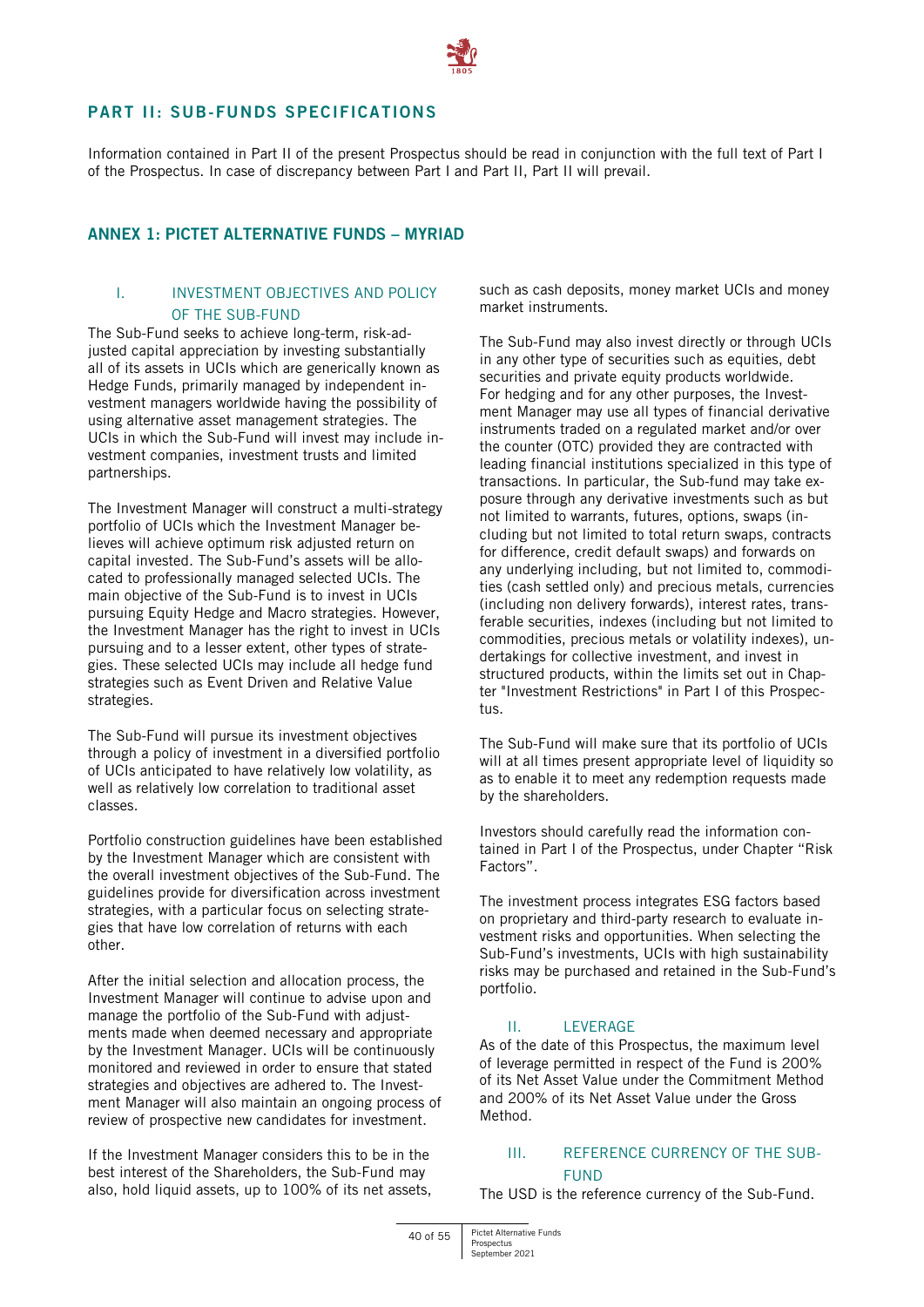## PART II: SUB-FUNDS SPECIFICATIONS

Information contained in Part II of the present Prospectus should be read in conjunction with the full text of Part I of the Prospectus. In case of discrepancy between Part I and Part II, Part II will prevail.

## ANNEX 1: PICTET ALTERNATIVE FUNDS – MYRIAD

### I. INVESTMENT OBJECTIVES AND POLICY OF THE SUB-FUND

The Sub-Fund seeks to achieve long-term, risk-adjusted capital appreciation by investing substantially all of its assets in UCIs which are generically known as Hedge Funds, primarily managed by independent investment managers worldwide having the possibility of using alternative asset management strategies. The UCIs in which the Sub-Fund will invest may include investment companies, investment trusts and limited partnerships.

The Investment Manager will construct a multi-strategy portfolio of UCIs which the Investment Manager believes will achieve optimum risk adjusted return on capital invested. The Sub-Fund's assets will be allocated to professionally managed selected UCIs. The main objective of the Sub-Fund is to invest in UCIs pursuing Equity Hedge and Macro strategies. However, the Investment Manager has the right to invest in UCIs pursuing and to a lesser extent, other types of strategies. These selected UCIs may include all hedge fund strategies such as Event Driven and Relative Value strategies.

The Sub-Fund will pursue its investment objectives through a policy of investment in a diversified portfolio of UCIs anticipated to have relatively low volatility, as well as relatively low correlation to traditional asset classes.

Portfolio construction guidelines have been established by the Investment Manager which are consistent with the overall investment objectives of the Sub-Fund. The guidelines provide for diversification across investment strategies, with a particular focus on selecting strategies that have low correlation of returns with each other.

After the initial selection and allocation process, the Investment Manager will continue to advise upon and manage the portfolio of the Sub-Fund with adjustments made when deemed necessary and appropriate by the Investment Manager. UCIs will be continuously monitored and reviewed in order to ensure that stated strategies and objectives are adhered to. The Investment Manager will also maintain an ongoing process of review of prospective new candidates for investment.

If the Investment Manager considers this to be in the best interest of the Shareholders, the Sub-Fund may also, hold liquid assets, up to 100% of its net assets, such as cash deposits, money market UCIs and money market instruments.

The Sub-Fund may also invest directly or through UCIs in any other type of securities such as equities, debt securities and private equity products worldwide. For hedging and for any other purposes, the Investment Manager may use all types of financial derivative instruments traded on a regulated market and/or over the counter (OTC) provided they are contracted with leading financial institutions specialized in this type of transactions. In particular, the Sub-fund may take exposure through any derivative investments such as but not limited to warrants, futures, options, swaps (including but not limited to total return swaps, contracts for difference, credit default swaps) and forwards on any underlying including, but not limited to, commodities (cash settled only) and precious metals, currencies (including non delivery forwards), interest rates, transferable securities, indexes (including but not limited to commodities, precious metals or volatility indexes), undertakings for collective investment, and invest in structured products, within the limits set out in Chapter "Investment Restrictions" in Part I of this Prospectus.

The Sub-Fund will make sure that its portfolio of UCIs will at all times present appropriate level of liquidity so as to enable it to meet any redemption requests made by the shareholders.

Investors should carefully read the information contained in Part I of the Prospectus, under Chapter "Risk Factors".

The investment process integrates ESG factors based on proprietary and third-party research to evaluate investment risks and opportunities. When selecting the Sub-Fund's investments, UCIs with high sustainability risks may be purchased and retained in the Sub-Fund's portfolio.

### II. LEVERAGE

As of the date of this Prospectus, the maximum level of leverage permitted in respect of the Fund is 200% of its Net Asset Value under the Commitment Method and 200% of its Net Asset Value under the Gross Method.

### III. REFERENCE CURRENCY OF THE SUB-FUND

The USD is the reference currency of the Sub-Fund.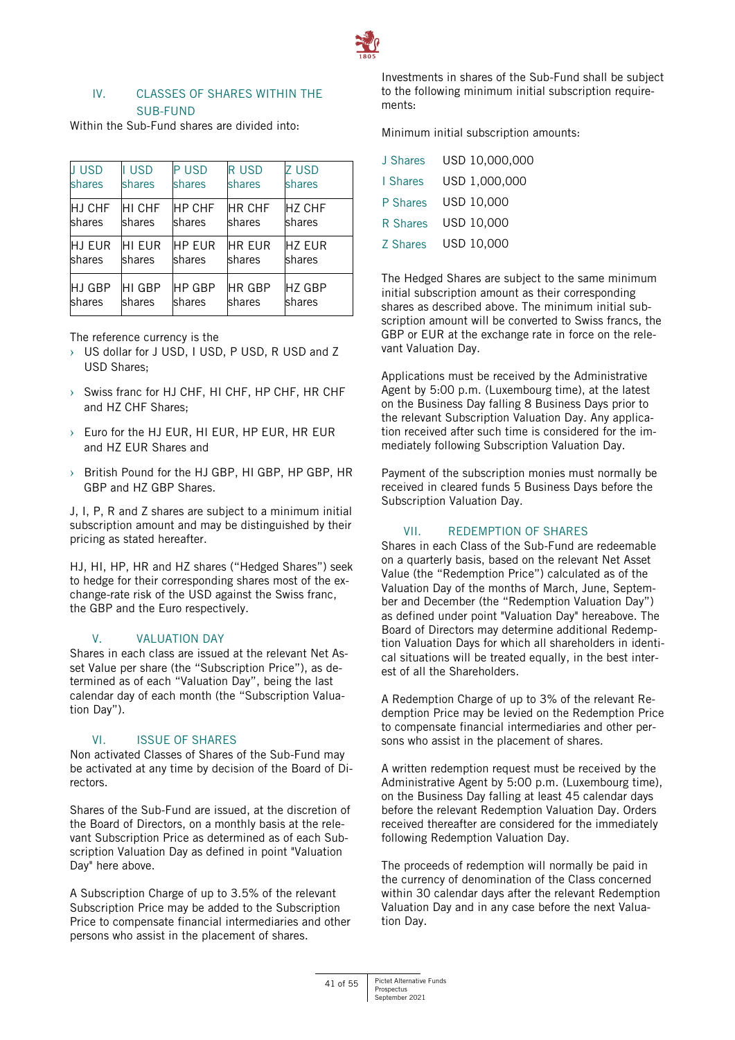## IV. CLASSES OF SHARES WITHIN THE SUB-FUND

Within the Sub-Fund shares are divided into:

| J USD shares | I USD shares | P USD shares | R USD shares | Z USD shares |
|---|---|---|---|---|
| HJ CHF shares | HI CHF shares | HP CHF shares | HR CHF shares | HZ CHF shares |
| HJ EUR shares | HI EUR shares | HP EUR shares | HR EUR shares | HZ EUR shares |
| HJ GBP shares | HI GBP shares | HP GBP shares | HR GBP shares | HZ GBP shares |

The reference currency is the

- US dollar for J USD, I USD, P USD, R USD and Z USD Shares;
- Swiss franc for HJ CHF, HI CHF, HP CHF, HR CHF and HZ CHF Shares;
- Euro for the HJ EUR, HI EUR, HP EUR, HR EUR and HZ EUR Shares and
- British Pound for the HJ GBP, HI GBP, HP GBP, HR GBP and HZ GBP Shares.

J, I, P, R and Z shares are subject to a minimum initial subscription amount and may be distinguished by their pricing as stated hereafter.

HJ, HI, HP, HR and HZ shares ("Hedged Shares") seek to hedge for their corresponding shares most of the exchange-rate risk of the USD against the Swiss franc, the GBP and the Euro respectively.

## V. VALUATION DAY

Shares in each class are issued at the relevant Net Asset Value per share (the "Subscription Price"), as determined as of each "Valuation Day", being the last calendar day of each month (the "Subscription Valuation Day").

## VI. ISSUE OF SHARES

Non activated Classes of Shares of the Sub-Fund may be activated at any time by decision of the Board of Directors.

Shares of the Sub-Fund are issued, at the discretion of the Board of Directors, on a monthly basis at the relevant Subscription Price as determined as of each Subscription Valuation Day as defined in point "Valuation Day" here above.

A Subscription Charge of up to 3.5% of the relevant Subscription Price may be added to the Subscription Price to compensate financial intermediaries and other persons who assist in the placement of shares.

Investments in shares of the Sub-Fund shall be subject to the following minimum initial subscription requirements:

Minimum initial subscription amounts:

| | |
|---|---|
| J Shares | USD 10,000,000 |
| I Shares | USD 1,000,000 |
| P Shares | USD 10,000 |
| R Shares | USD 10,000 |
| Z Shares | USD 10,000 |

The Hedged Shares are subject to the same minimum initial subscription amount as their corresponding shares as described above. The minimum initial subscription amount will be converted to Swiss francs, the GBP or EUR at the exchange rate in force on the relevant Valuation Day.

Applications must be received by the Administrative Agent by 5:00 p.m. (Luxembourg time), at the latest on the Business Day falling 8 Business Days prior to the relevant Subscription Valuation Day. Any application received after such time is considered for the immediately following Subscription Valuation Day.

Payment of the subscription monies must normally be received in cleared funds 5 Business Days before the Subscription Valuation Day.

## VII. REDEMPTION OF SHARES

Shares in each Class of the Sub-Fund are redeemable on a quarterly basis, based on the relevant Net Asset Value (the "Redemption Price") calculated as of the Valuation Day of the months of March, June, September and December (the "Redemption Valuation Day") as defined under point "Valuation Day" hereabove. The Board of Directors may determine additional Redemption Valuation Days for which all shareholders in identical situations will be treated equally, in the best interest of all the Shareholders.

A Redemption Charge of up to 3% of the relevant Redemption Price may be levied on the Redemption Price to compensate financial intermediaries and other persons who assist in the placement of shares.

A written redemption request must be received by the Administrative Agent by 5:00 p.m. (Luxembourg time), on the Business Day falling at least 45 calendar days before the relevant Redemption Valuation Day. Orders received thereafter are considered for the immediately following Redemption Valuation Day.

The proceeds of redemption will normally be paid in the currency of denomination of the Class concerned within 30 calendar days after the relevant Redemption Valuation Day and in any case before the next Valuation Day.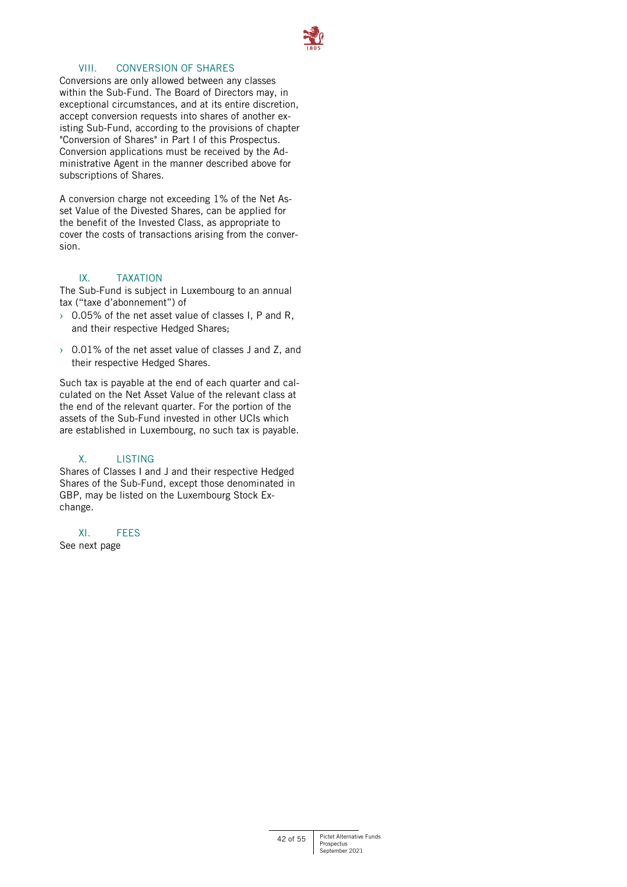## VIII. CONVERSION OF SHARES

Conversions are only allowed between any classes within the Sub-Fund. The Board of Directors may, in exceptional circumstances, and at its entire discretion, accept conversion requests into shares of another existing Sub-Fund, according to the provisions of chapter "Conversion of Shares" in Part I of this Prospectus. Conversion applications must be received by the Administrative Agent in the manner described above for subscriptions of Shares.

A conversion charge not exceeding 1% of the Net Asset Value of the Divested Shares, can be applied for the benefit of the Invested Class, as appropriate to cover the costs of transactions arising from the conversion.

## IX. TAXATION

The Sub-Fund is subject in Luxembourg to an annual tax ("taxe d'abonnement") of

- 0.05% of the net asset value of classes I, P and R, and their respective Hedged Shares;
- 0.01% of the net asset value of classes J and Z, and their respective Hedged Shares.

Such tax is payable at the end of each quarter and calculated on the Net Asset Value of the relevant class at the end of the relevant quarter. For the portion of the assets of the Sub-Fund invested in other UCIs which are established in Luxembourg, no such tax is payable.

## X. LISTING

Shares of Classes I and J and their respective Hedged Shares of the Sub-Fund, except those denominated in GBP, may be listed on the Luxembourg Stock Exchange.

## XI. FEES

See next page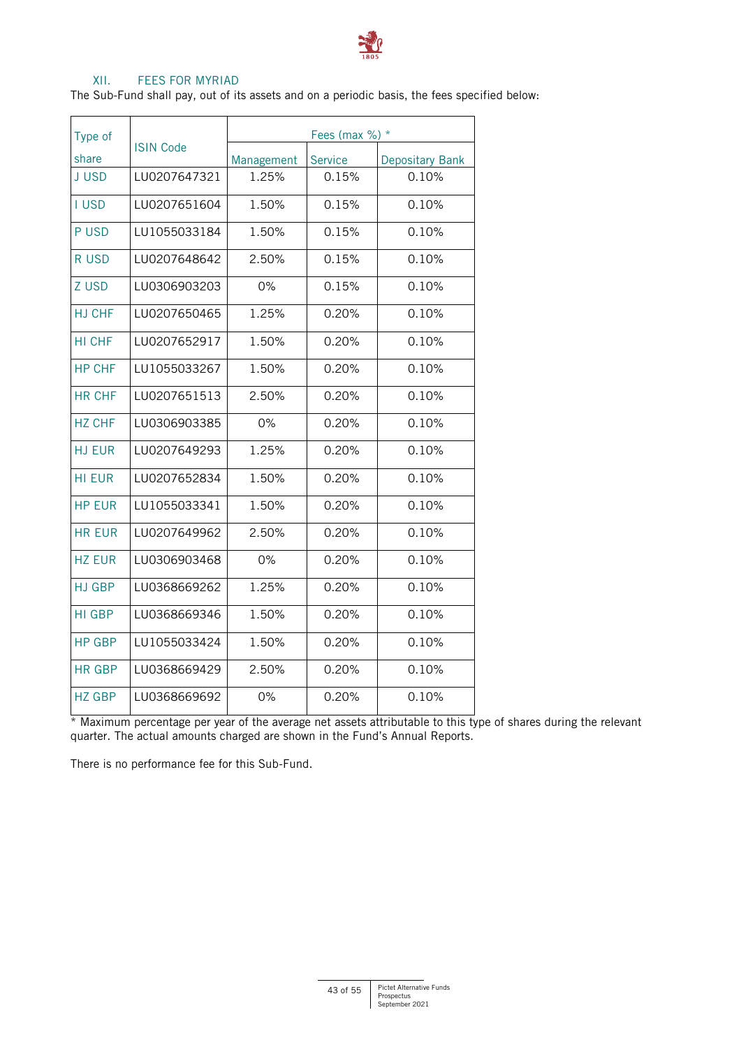## XII. FEES FOR MYRIAD

The Sub-Fund shall pay, out of its assets and on a periodic basis, the fees specified below:

| Type of share | ISIN Code | Fees (max %) * | | |
|---|---|---|---|---|
| | | Management | Service | Depositary Bank |
| J USD | LU0207647321 | 1.25% | 0.15% | 0.10% |
| I USD | LU0207651604 | 1.50% | 0.15% | 0.10% |
| P USD | LU1055033184 | 1.50% | 0.15% | 0.10% |
| R USD | LU0207648642 | 2.50% | 0.15% | 0.10% |
| Z USD | LU0306903203 | 0% | 0.15% | 0.10% |
| HJ CHF | LU0207650465 | 1.25% | 0.20% | 0.10% |
| HI CHF | LU0207652917 | 1.50% | 0.20% | 0.10% |
| HP CHF | LU1055033267 | 1.50% | 0.20% | 0.10% |
| HR CHF | LU0207651513 | 2.50% | 0.20% | 0.10% |
| HZ CHF | LU0306903385 | 0% | 0.20% | 0.10% |
| HJ EUR | LU0207649293 | 1.25% | 0.20% | 0.10% |
| HI EUR | LU0207652834 | 1.50% | 0.20% | 0.10% |
| HP EUR | LU1055033341 | 1.50% | 0.20% | 0.10% |
| HR EUR | LU0207649962 | 2.50% | 0.20% | 0.10% |
| HZ EUR | LU0306903468 | 0% | 0.20% | 0.10% |
| HJ GBP | LU0368669262 | 1.25% | 0.20% | 0.10% |
| HI GBP | LU0368669346 | 1.50% | 0.20% | 0.10% |
| HP GBP | LU1055033424 | 1.50% | 0.20% | 0.10% |
| HR GBP | LU0368669429 | 2.50% | 0.20% | 0.10% |
| HZ GBP | LU0368669692 | 0% | 0.20% | 0.10% |

* Maximum percentage per year of the average net assets attributable to this type of shares during the relevant quarter. The actual amounts charged are shown in the Fund's Annual Reports.

There is no performance fee for this Sub-Fund.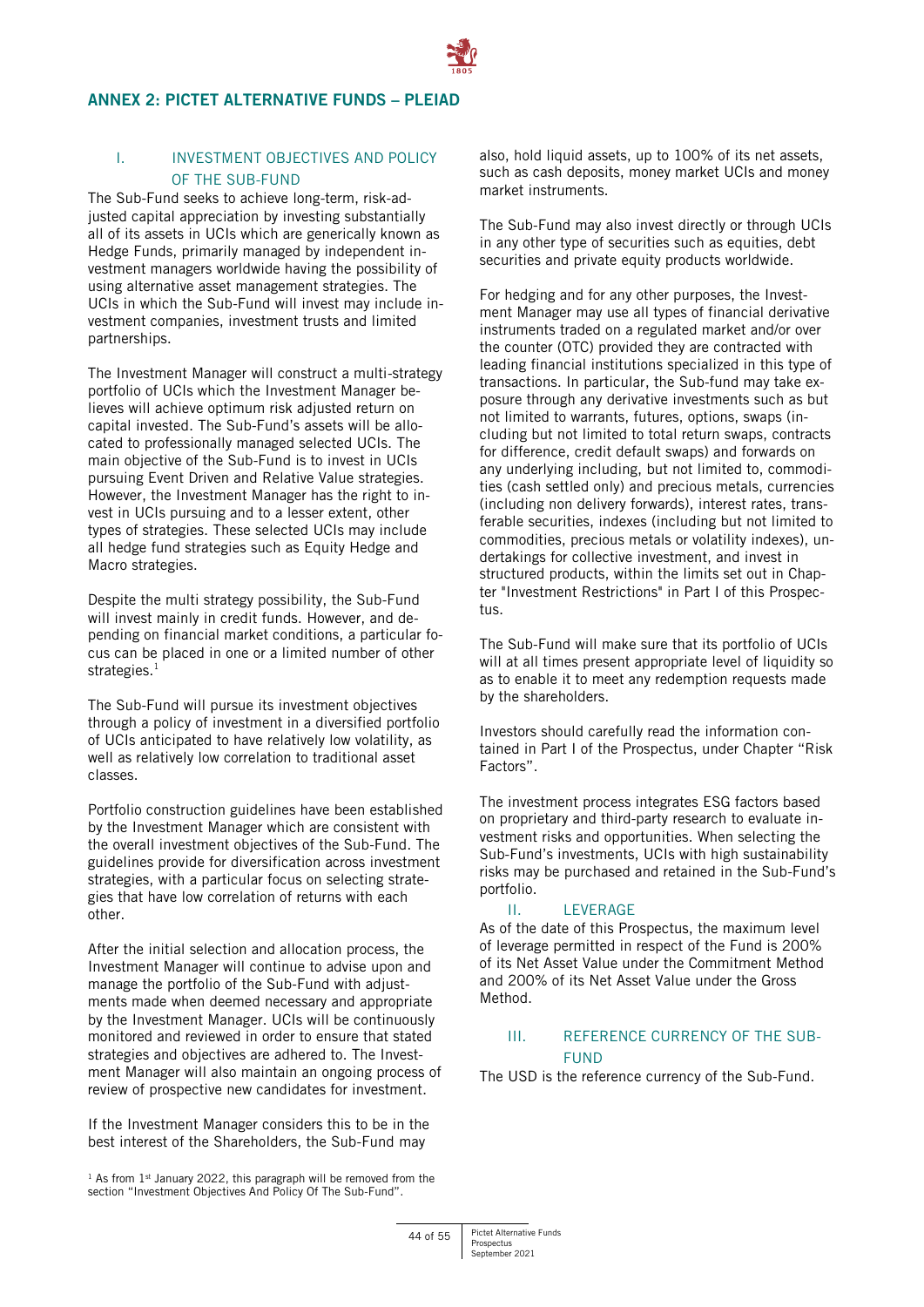## ANNEX 2: PICTET ALTERNATIVE FUNDS – PLEIAD

### I. INVESTMENT OBJECTIVES AND POLICY OF THE SUB-FUND

The Sub-Fund seeks to achieve long-term, risk-adjusted capital appreciation by investing substantially all of its assets in UCIs which are generically known as Hedge Funds, primarily managed by independent investment managers worldwide having the possibility of using alternative asset management strategies. The UCIs in which the Sub-Fund will invest may include investment companies, investment trusts and limited partnerships.

The Investment Manager will construct a multi-strategy portfolio of UCIs which the Investment Manager believes will achieve optimum risk adjusted return on capital invested. The Sub-Fund's assets will be allocated to professionally managed selected UCIs. The main objective of the Sub-Fund is to invest in UCIs pursuing Event Driven and Relative Value strategies. However, the Investment Manager has the right to invest in UCIs pursuing and to a lesser extent, other types of strategies. These selected UCIs may include all hedge fund strategies such as Equity Hedge and Macro strategies.

Despite the multi strategy possibility, the Sub-Fund will invest mainly in credit funds. However, and depending on financial market conditions, a particular focus can be placed in one or a limited number of other strategies.[1]

The Sub-Fund will pursue its investment objectives through a policy of investment in a diversified portfolio of UCIs anticipated to have relatively low volatility, as well as relatively low correlation to traditional asset classes.

Portfolio construction guidelines have been established by the Investment Manager which are consistent with the overall investment objectives of the Sub-Fund. The guidelines provide for diversification across investment strategies, with a particular focus on selecting strategies that have low correlation of returns with each other.

After the initial selection and allocation process, the Investment Manager will continue to advise upon and manage the portfolio of the Sub-Fund with adjustments made when deemed necessary and appropriate by the Investment Manager. UCIs will be continuously monitored and reviewed in order to ensure that stated strategies and objectives are adhered to. The Investment Manager will also maintain an ongoing process of review of prospective new candidates for investment.

If the Investment Manager considers this to be in the best interest of the Shareholders, the Sub-Fund may also, hold liquid assets, up to 100% of its net assets, such as cash deposits, money market UCIs and money market instruments.

The Sub-Fund may also invest directly or through UCIs in any other type of securities such as equities, debt securities and private equity products worldwide.

For hedging and for any other purposes, the Investment Manager may use all types of financial derivative instruments traded on a regulated market and/or over the counter (OTC) provided they are contracted with leading financial institutions specialized in this type of transactions. In particular, the Sub-fund may take exposure through any derivative investments such as but not limited to warrants, futures, options, swaps (including but not limited to total return swaps, contracts for difference, credit default swaps) and forwards on any underlying including, but not limited to, commodities (cash settled only) and precious metals, currencies (including non delivery forwards), interest rates, transferable securities, indexes (including but not limited to commodities, precious metals or volatility indexes), undertakings for collective investment, and invest in structured products, within the limits set out in Chapter "Investment Restrictions" in Part I of this Prospectus.

The Sub-Fund will make sure that its portfolio of UCIs will at all times present appropriate level of liquidity so as to enable it to meet any redemption requests made by the shareholders.

Investors should carefully read the information contained in Part I of the Prospectus, under Chapter "Risk Factors".

The investment process integrates ESG factors based on proprietary and third-party research to evaluate investment risks and opportunities. When selecting the Sub-Fund's investments, UCIs with high sustainability risks may be purchased and retained in the Sub-Fund's portfolio.

### II. LEVERAGE

As of the date of this Prospectus, the maximum level of leverage permitted in respect of the Fund is 200% of its Net Asset Value under the Commitment Method and 200% of its Net Asset Value under the Gross Method.

### III. REFERENCE CURRENCY OF THE SUB-FUND

The USD is the reference currency of the Sub-Fund.

[1] As from 1st January 2022, this paragraph will be removed from the section "Investment Objectives And Policy Of The Sub-Fund".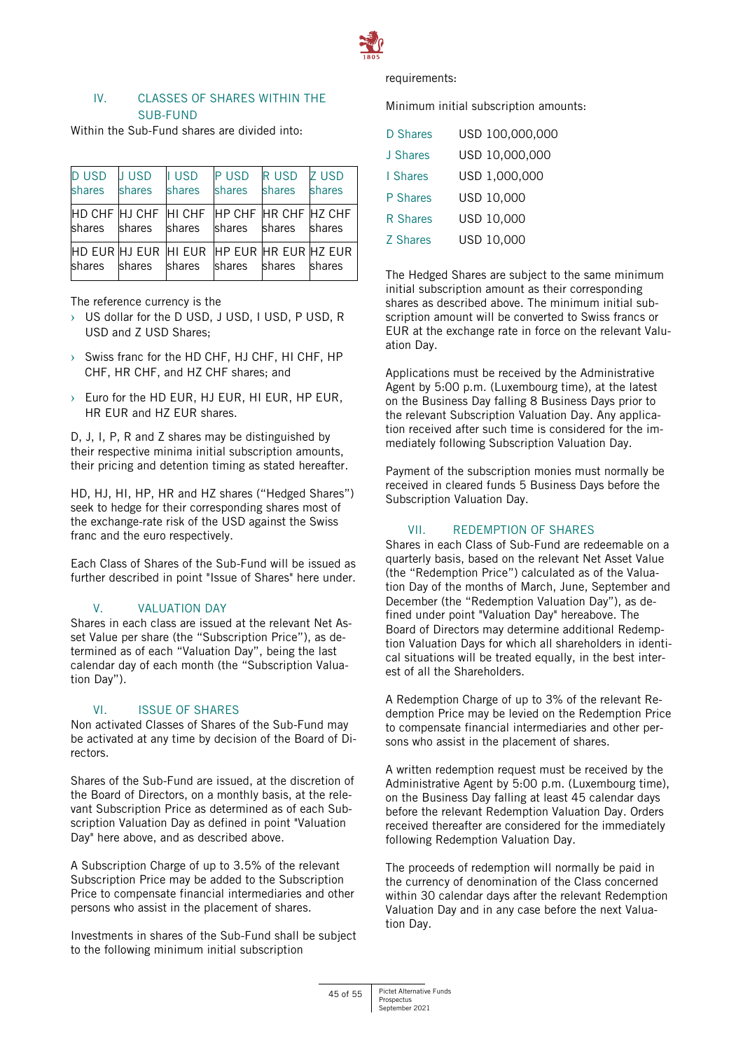## IV. CLASSES OF SHARES WITHIN THE SUB-FUND

Within the Sub-Fund shares are divided into:

| D USD shares | J USD shares | I USD shares | P USD shares | R USD shares | Z USD shares |
|---|---|---|---|---|---|
| HD CHF shares | HJ CHF shares | HI CHF shares | HP CHF shares | HR CHF shares | HZ CHF shares |
| HD EUR shares | HJ EUR shares | HI EUR shares | HP EUR shares | HR EUR shares | HZ EUR shares |

The reference currency is the

- US dollar for the D USD, J USD, I USD, P USD, R USD and Z USD Shares;
- Swiss franc for the HD CHF, HJ CHF, HI CHF, HP CHF, HR CHF, and HZ CHF shares; and
- Euro for the HD EUR, HJ EUR, HI EUR, HP EUR, HR EUR and HZ EUR shares.

D, J, I, P, R and Z shares may be distinguished by their respective minima initial subscription amounts, their pricing and detention timing as stated hereafter.

HD, HJ, HI, HP, HR and HZ shares ("Hedged Shares") seek to hedge for their corresponding shares most of the exchange-rate risk of the USD against the Swiss franc and the euro respectively.

Each Class of Shares of the Sub-Fund will be issued as further described in point "Issue of Shares" here under.

## V. VALUATION DAY

Shares in each class are issued at the relevant Net Asset Value per share (the "Subscription Price"), as determined as of each "Valuation Day", being the last calendar day of each month (the "Subscription Valuation Day").

## VI. ISSUE OF SHARES

Non activated Classes of Shares of the Sub-Fund may be activated at any time by decision of the Board of Directors.

Shares of the Sub-Fund are issued, at the discretion of the Board of Directors, on a monthly basis, at the relevant Subscription Price as determined as of each Subscription Valuation Day as defined in point "Valuation Day" here above, and as described above.

A Subscription Charge of up to 3.5% of the relevant Subscription Price may be added to the Subscription Price to compensate financial intermediaries and other persons who assist in the placement of shares.

Investments in shares of the Sub-Fund shall be subject to the following minimum initial subscription requirements:

Minimum initial subscription amounts:

| | |
|---|---|
| D Shares | USD 100,000,000 |
| J Shares | USD 10,000,000 |
| I Shares | USD 1,000,000 |
| P Shares | USD 10,000 |
| R Shares | USD 10,000 |
| Z Shares | USD 10,000 |

The Hedged Shares are subject to the same minimum initial subscription amount as their corresponding shares as described above. The minimum initial subscription amount will be converted to Swiss francs or EUR at the exchange rate in force on the relevant Valuation Day.

Applications must be received by the Administrative Agent by 5:00 p.m. (Luxembourg time), at the latest on the Business Day falling 8 Business Days prior to the relevant Subscription Valuation Day. Any application received after such time is considered for the immediately following Subscription Valuation Day.

Payment of the subscription monies must normally be received in cleared funds 5 Business Days before the Subscription Valuation Day.

## VII. REDEMPTION OF SHARES

Shares in each Class of Sub-Fund are redeemable on a quarterly basis, based on the relevant Net Asset Value (the "Redemption Price") calculated as of the Valuation Day of the months of March, June, September and December (the "Redemption Valuation Day"), as defined under point "Valuation Day" hereabove. The Board of Directors may determine additional Redemption Valuation Days for which all shareholders in identical situations will be treated equally, in the best interest of all the Shareholders.

A Redemption Charge of up to 3% of the relevant Redemption Price may be levied on the Redemption Price to compensate financial intermediaries and other persons who assist in the placement of shares.

A written redemption request must be received by the Administrative Agent by 5:00 p.m. (Luxembourg time), on the Business Day falling at least 45 calendar days before the relevant Redemption Valuation Day. Orders received thereafter are considered for the immediately following Redemption Valuation Day.

The proceeds of redemption will normally be paid in the currency of denomination of the Class concerned within 30 calendar days after the relevant Redemption Valuation Day and in any case before the next Valuation Day.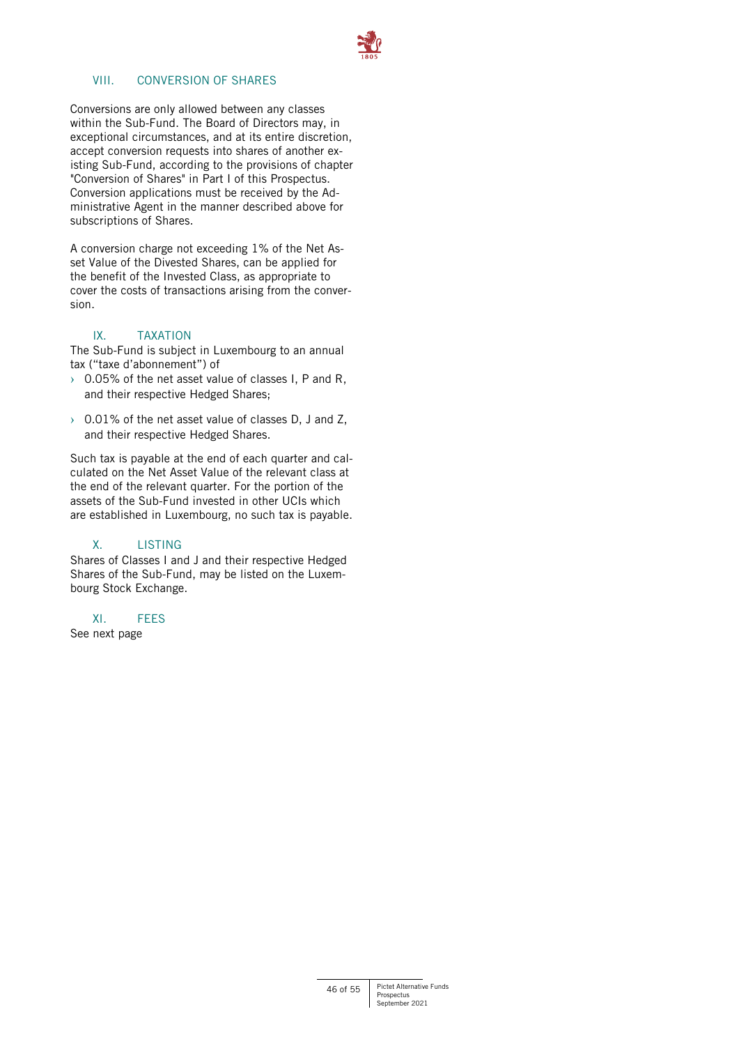## VIII. CONVERSION OF SHARES

Conversions are only allowed between any classes within the Sub-Fund. The Board of Directors may, in exceptional circumstances, and at its entire discretion, accept conversion requests into shares of another existing Sub-Fund, according to the provisions of chapter "Conversion of Shares" in Part I of this Prospectus. Conversion applications must be received by the Administrative Agent in the manner described above for subscriptions of Shares.

A conversion charge not exceeding 1% of the Net Asset Value of the Divested Shares, can be applied for the benefit of the Invested Class, as appropriate to cover the costs of transactions arising from the conversion.

## IX. TAXATION

The Sub-Fund is subject in Luxembourg to an annual tax ("taxe d'abonnement") of

- 0.05% of the net asset value of classes I, P and R, and their respective Hedged Shares;
- 0.01% of the net asset value of classes D, J and Z, and their respective Hedged Shares.

Such tax is payable at the end of each quarter and calculated on the Net Asset Value of the relevant class at the end of the relevant quarter. For the portion of the assets of the Sub-Fund invested in other UCIs which are established in Luxembourg, no such tax is payable.

## X. LISTING

Shares of Classes I and J and their respective Hedged Shares of the Sub-Fund, may be listed on the Luxembourg Stock Exchange.

## XI. FEES

See next page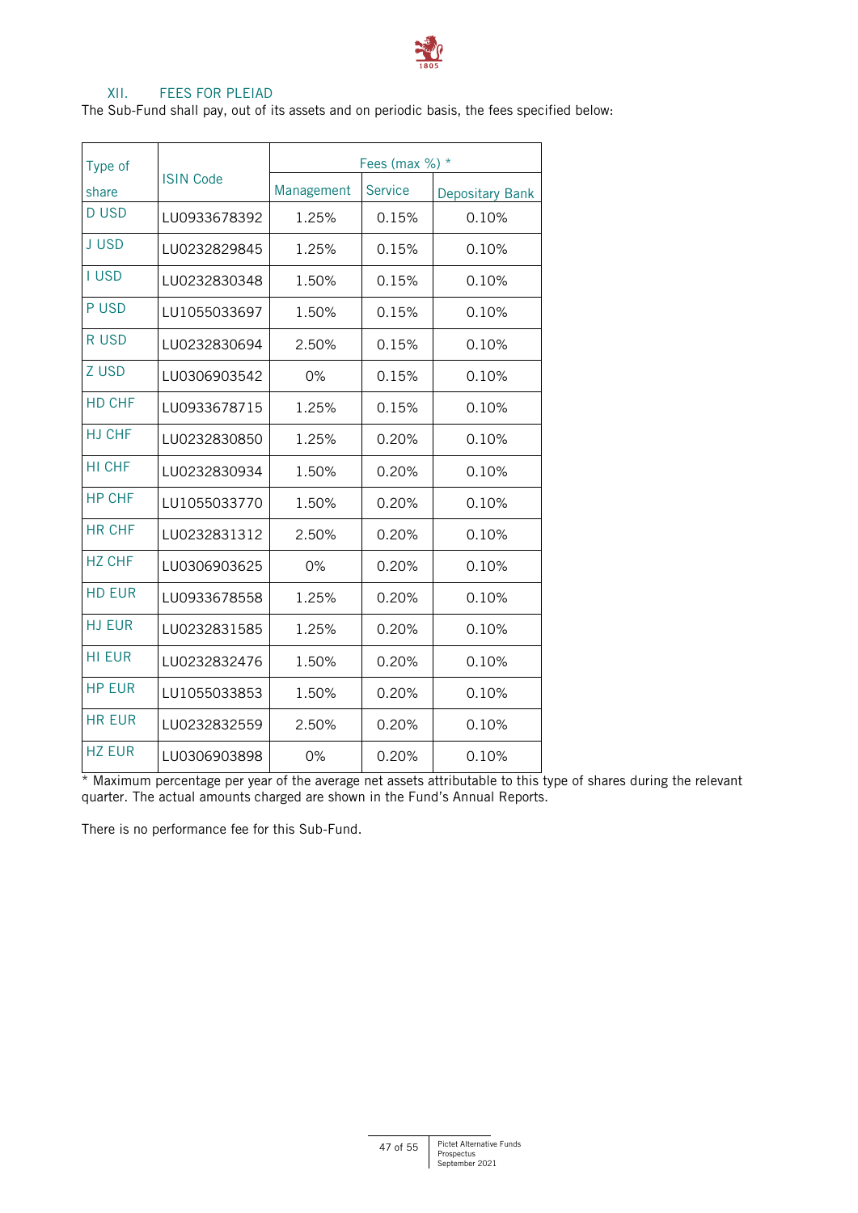## XII. FEES FOR PLEIAD

The Sub-Fund shall pay, out of its assets and on periodic basis, the fees specified below:

| Type of share | ISIN Code | Fees (max %) * | | |
|---|---|---|---|---|
| | | Management | Service | Depositary Bank |
| D USD | LU0933678392 | 1.25% | 0.15% | 0.10% |
| J USD | LU0232829845 | 1.25% | 0.15% | 0.10% |
| I USD | LU0232830348 | 1.50% | 0.15% | 0.10% |
| P USD | LU1055033697 | 1.50% | 0.15% | 0.10% |
| R USD | LU0232830694 | 2.50% | 0.15% | 0.10% |
| Z USD | LU0306903542 | 0% | 0.15% | 0.10% |
| HD CHF | LU0933678715 | 1.25% | 0.15% | 0.10% |
| HJ CHF | LU0232830850 | 1.25% | 0.20% | 0.10% |
| HI CHF | LU0232830934 | 1.50% | 0.20% | 0.10% |
| HP CHF | LU1055033770 | 1.50% | 0.20% | 0.10% |
| HR CHF | LU0232831312 | 2.50% | 0.20% | 0.10% |
| HZ CHF | LU0306903625 | 0% | 0.20% | 0.10% |
| HD EUR | LU0933678558 | 1.25% | 0.20% | 0.10% |
| HJ EUR | LU0232831585 | 1.25% | 0.20% | 0.10% |
| HI EUR | LU0232832476 | 1.50% | 0.20% | 0.10% |
| HP EUR | LU1055033853 | 1.50% | 0.20% | 0.10% |
| HR EUR | LU0232832559 | 2.50% | 0.20% | 0.10% |
| HZ EUR | LU0306903898 | 0% | 0.20% | 0.10% |

* Maximum percentage per year of the average net assets attributable to this type of shares during the relevant quarter. The actual amounts charged are shown in the Fund's Annual Reports.

There is no performance fee for this Sub-Fund.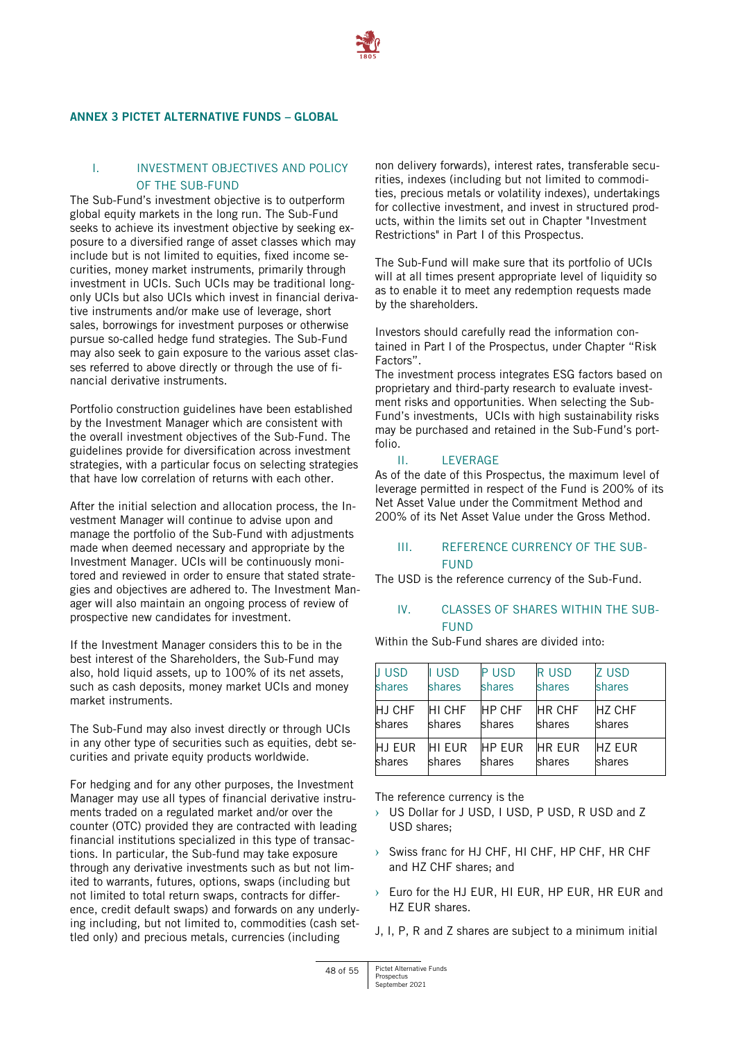## ANNEX 3 PICTET ALTERNATIVE FUNDS – GLOBAL

### I. INVESTMENT OBJECTIVES AND POLICY OF THE SUB-FUND

The Sub-Fund's investment objective is to outperform global equity markets in the long run. The Sub-Fund seeks to achieve its investment objective by seeking exposure to a diversified range of asset classes which may include but is not limited to equities, fixed income securities, money market instruments, primarily through investment in UCIs. Such UCIs may be traditional long-only UCIs but also UCIs which invest in financial derivative instruments and/or make use of leverage, short sales, borrowings for investment purposes or otherwise pursue so-called hedge fund strategies. The Sub-Fund may also seek to gain exposure to the various asset classes referred to above directly or through the use of financial derivative instruments.

Portfolio construction guidelines have been established by the Investment Manager which are consistent with the overall investment objectives of the Sub-Fund. The guidelines provide for diversification across investment strategies, with a particular focus on selecting strategies that have low correlation of returns with each other.

After the initial selection and allocation process, the Investment Manager will continue to advise upon and manage the portfolio of the Sub-Fund with adjustments made when deemed necessary and appropriate by the Investment Manager. UCIs will be continuously monitored and reviewed in order to ensure that stated strategies and objectives are adhered to. The Investment Manager will also maintain an ongoing process of review of prospective new candidates for investment.

If the Investment Manager considers this to be in the best interest of the Shareholders, the Sub-Fund may also, hold liquid assets, up to 100% of its net assets, such as cash deposits, money market UCIs and money market instruments.

The Sub-Fund may also invest directly or through UCIs in any other type of securities such as equities, debt securities and private equity products worldwide.

For hedging and for any other purposes, the Investment Manager may use all types of financial derivative instruments traded on a regulated market and/or over the counter (OTC) provided they are contracted with leading financial institutions specialized in this type of transactions. In particular, the Sub-fund may take exposure through any derivative investments such as but not limited to warrants, futures, options, swaps (including but not limited to total return swaps, contracts for difference, credit default swaps) and forwards on any underlying including, but not limited to, commodities (cash settled only) and precious metals, currencies (including non delivery forwards), interest rates, transferable securities, indexes (including but not limited to commodities, precious metals or volatility indexes), undertakings for collective investment, and invest in structured products, within the limits set out in Chapter "Investment Restrictions" in Part I of this Prospectus.

The Sub-Fund will make sure that its portfolio of UCIs will at all times present appropriate level of liquidity so as to enable it to meet any redemption requests made by the shareholders.

Investors should carefully read the information contained in Part I of the Prospectus, under Chapter "Risk Factors".

The investment process integrates ESG factors based on proprietary and third-party research to evaluate investment risks and opportunities. When selecting the Sub-Fund's investments, UCIs with high sustainability risks may be purchased and retained in the Sub-Fund's portfolio.

### II. LEVERAGE

As of the date of this Prospectus, the maximum level of leverage permitted in respect of the Fund is 200% of its Net Asset Value under the Commitment Method and 200% of its Net Asset Value under the Gross Method.

### III. REFERENCE CURRENCY OF THE SUB-FUND

The USD is the reference currency of the Sub-Fund.

### IV. CLASSES OF SHARES WITHIN THE SUB-FUND

Within the Sub-Fund shares are divided into:

| J USD shares | I USD shares | P USD shares | R USD shares | Z USD shares |
|---|---|---|---|---|
| HJ CHF shares | HI CHF shares | HP CHF shares | HR CHF shares | HZ CHF shares |
| HJ EUR shares | HI EUR shares | HP EUR shares | HR EUR shares | HZ EUR shares |

The reference currency is the

- US Dollar for J USD, I USD, P USD, R USD and Z USD shares;
- Swiss franc for HJ CHF, HI CHF, HP CHF, HR CHF and HZ CHF shares; and
- Euro for the HJ EUR, HI EUR, HP EUR, HR EUR and HZ EUR shares.

J, I, P, R and Z shares are subject to a minimum initial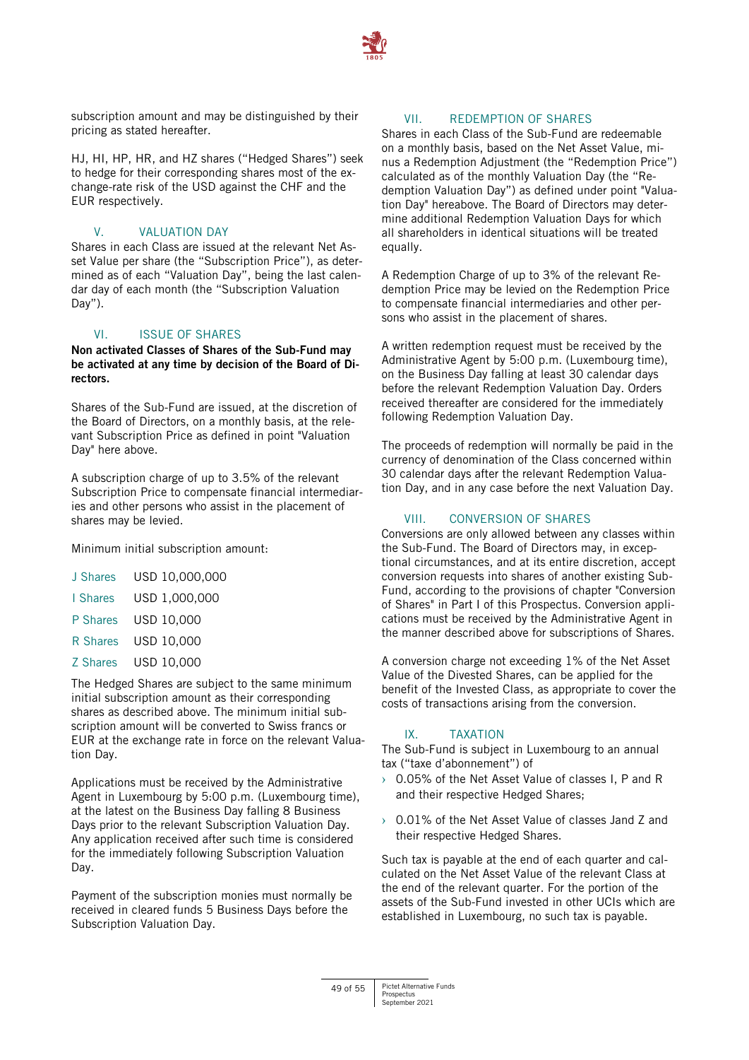subscription amount and may be distinguished by their pricing as stated hereafter.

HJ, HI, HP, HR, and HZ shares ("Hedged Shares") seek to hedge for their corresponding shares most of the exchange-rate risk of the USD against the CHF and the EUR respectively.

## V. VALUATION DAY

Shares in each Class are issued at the relevant Net Asset Value per share (the "Subscription Price"), as determined as of each "Valuation Day", being the last calendar day of each month (the "Subscription Valuation Day").

## VI. ISSUE OF SHARES

**Non activated Classes of Shares of the Sub-Fund may be activated at any time by decision of the Board of Directors.**

Shares of the Sub-Fund are issued, at the discretion of the Board of Directors, on a monthly basis, at the relevant Subscription Price as defined in point "Valuation Day" here above.

A subscription charge of up to 3.5% of the relevant Subscription Price to compensate financial intermediaries and other persons who assist in the placement of shares may be levied.

Minimum initial subscription amount:

| | |
|---|---|
| J Shares | USD 10,000,000 |
| I Shares | USD 1,000,000 |
| P Shares | USD 10,000 |
| R Shares | USD 10,000 |
| Z Shares | USD 10,000 |

The Hedged Shares are subject to the same minimum initial subscription amount as their corresponding shares as described above. The minimum initial subscription amount will be converted to Swiss francs or EUR at the exchange rate in force on the relevant Valuation Day.

Applications must be received by the Administrative Agent in Luxembourg by 5:00 p.m. (Luxembourg time), at the latest on the Business Day falling 8 Business Days prior to the relevant Subscription Valuation Day. Any application received after such time is considered for the immediately following Subscription Valuation Day.

Payment of the subscription monies must normally be received in cleared funds 5 Business Days before the Subscription Valuation Day.

## VII. REDEMPTION OF SHARES

Shares in each Class of the Sub-Fund are redeemable on a monthly basis, based on the Net Asset Value, minus a Redemption Adjustment (the "Redemption Price") calculated as of the monthly Valuation Day (the "Redemption Valuation Day") as defined under point "Valuation Day" hereabove. The Board of Directors may determine additional Redemption Valuation Days for which all shareholders in identical situations will be treated equally.

A Redemption Charge of up to 3% of the relevant Redemption Price may be levied on the Redemption Price to compensate financial intermediaries and other persons who assist in the placement of shares.

A written redemption request must be received by the Administrative Agent by 5:00 p.m. (Luxembourg time), on the Business Day falling at least 30 calendar days before the relevant Redemption Valuation Day. Orders received thereafter are considered for the immediately following Redemption Valuation Day.

The proceeds of redemption will normally be paid in the currency of denomination of the Class concerned within 30 calendar days after the relevant Redemption Valuation Day, and in any case before the next Valuation Day.

## VIII. CONVERSION OF SHARES

Conversions are only allowed between any classes within the Sub-Fund. The Board of Directors may, in exceptional circumstances, and at its entire discretion, accept conversion requests into shares of another existing Sub-Fund, according to the provisions of chapter "Conversion of Shares" in Part I of this Prospectus. Conversion applications must be received by the Administrative Agent in the manner described above for subscriptions of Shares.

A conversion charge not exceeding 1% of the Net Asset Value of the Divested Shares, can be applied for the benefit of the Invested Class, as appropriate to cover the costs of transactions arising from the conversion.

## IX. TAXATION

The Sub-Fund is subject in Luxembourg to an annual tax ("taxe d'abonnement") of

- 0.05% of the Net Asset Value of classes I, P and R and their respective Hedged Shares;
- 0.01% of the Net Asset Value of classes Jand Z and their respective Hedged Shares.

Such tax is payable at the end of each quarter and calculated on the Net Asset Value of the relevant Class at the end of the relevant quarter. For the portion of the assets of the Sub-Fund invested in other UCIs which are established in Luxembourg, no such tax is payable.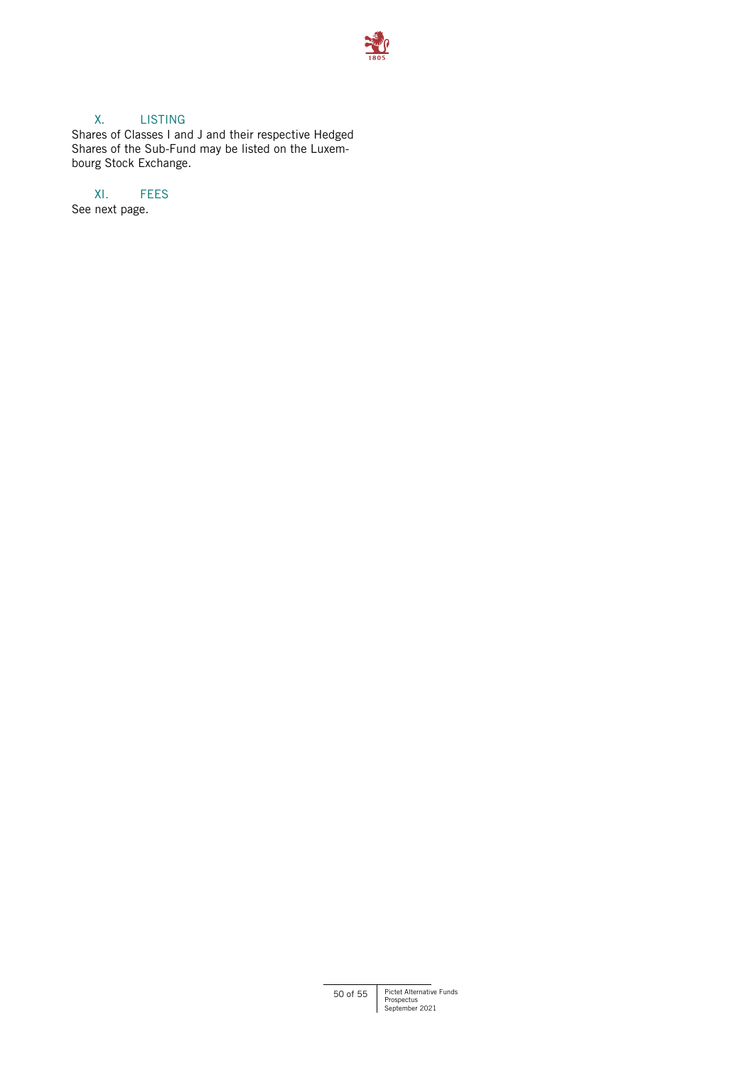## X. LISTING

Shares of Classes I and J and their respective Hedged Shares of the Sub-Fund may be listed on the Luxembourg Stock Exchange.

## XI. FEES

See next page.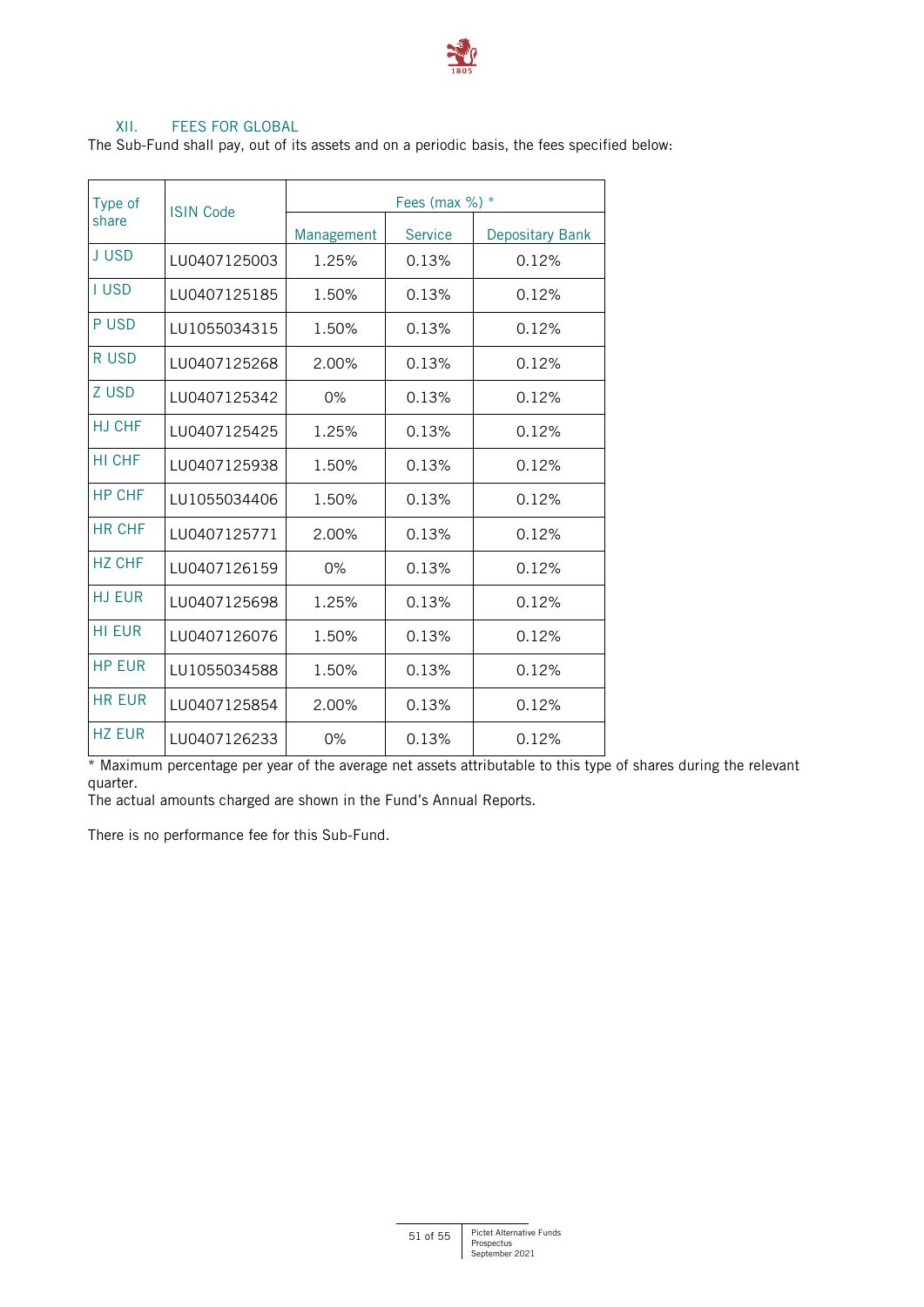## XII. FEES FOR GLOBAL

The Sub-Fund shall pay, out of its assets and on a periodic basis, the fees specified below:

| Type of share | ISIN Code | Fees (max %) * | | |
|---|---|---|---|---|
| | | Management | Service | Depositary Bank |
| J USD | LU0407125003 | 1.25% | 0.13% | 0.12% |
| I USD | LU0407125185 | 1.50% | 0.13% | 0.12% |
| P USD | LU1055034315 | 1.50% | 0.13% | 0.12% |
| R USD | LU0407125268 | 2.00% | 0.13% | 0.12% |
| Z USD | LU0407125342 | 0% | 0.13% | 0.12% |
| HJ CHF | LU0407125425 | 1.25% | 0.13% | 0.12% |
| HI CHF | LU0407125938 | 1.50% | 0.13% | 0.12% |
| HP CHF | LU1055034406 | 1.50% | 0.13% | 0.12% |
| HR CHF | LU0407125771 | 2.00% | 0.13% | 0.12% |
| HZ CHF | LU0407126159 | 0% | 0.13% | 0.12% |
| HJ EUR | LU0407125698 | 1.25% | 0.13% | 0.12% |
| HI EUR | LU0407126076 | 1.50% | 0.13% | 0.12% |
| HP EUR | LU1055034588 | 1.50% | 0.13% | 0.12% |
| HR EUR | LU0407125854 | 2.00% | 0.13% | 0.12% |
| HZ EUR | LU0407126233 | 0% | 0.13% | 0.12% |

* Maximum percentage per year of the average net assets attributable to this type of shares during the relevant quarter.
The actual amounts charged are shown in the Fund's Annual Reports.

There is no performance fee for this Sub-Fund.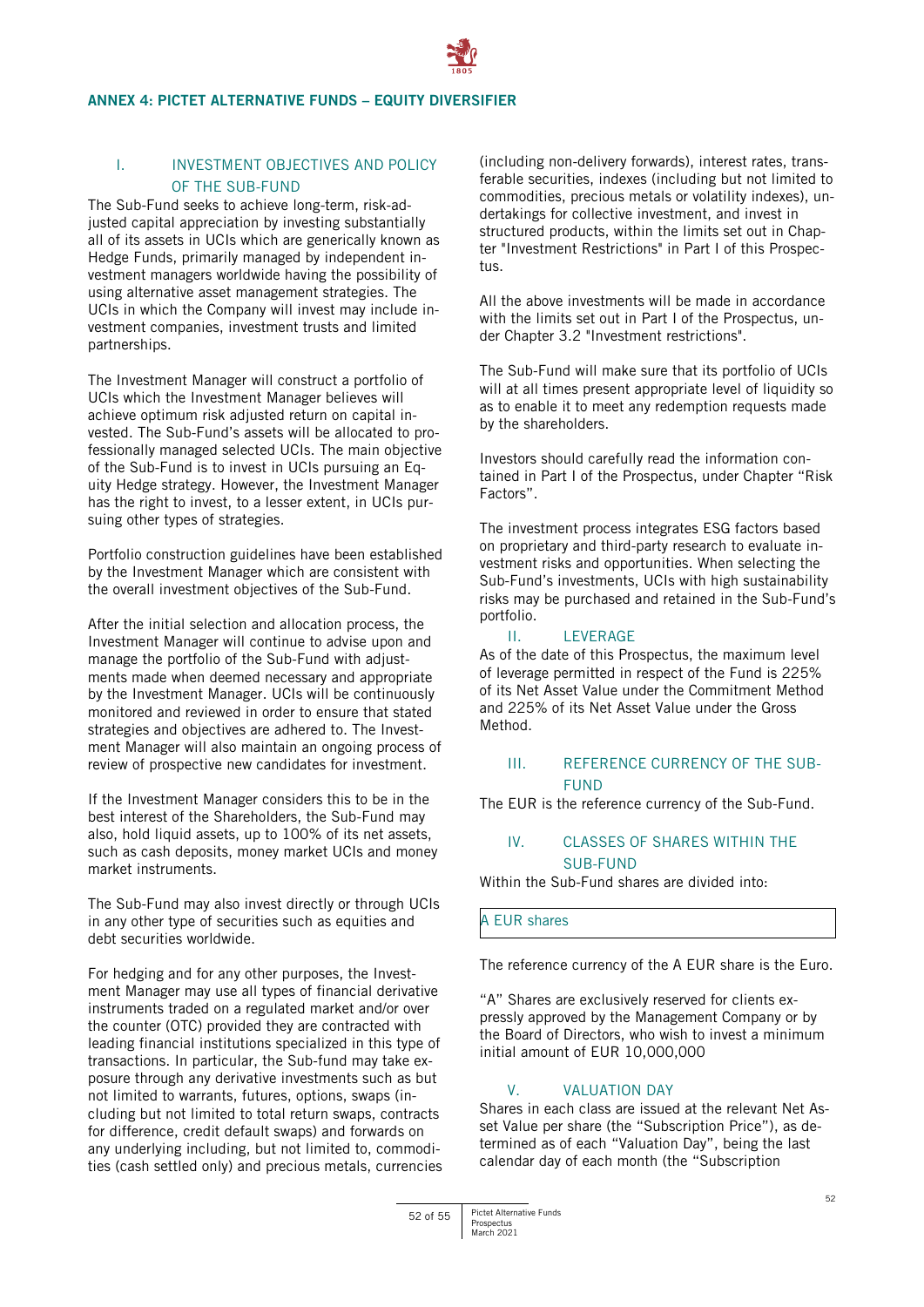## ANNEX 4: PICTET ALTERNATIVE FUNDS – EQUITY DIVERSIFIER

### I. INVESTMENT OBJECTIVES AND POLICY OF THE SUB-FUND

The Sub-Fund seeks to achieve long-term, risk-adjusted capital appreciation by investing substantially all of its assets in UCIs which are generically known as Hedge Funds, primarily managed by independent investment managers worldwide having the possibility of using alternative asset management strategies. The UCIs in which the Company will invest may include investment companies, investment trusts and limited partnerships.

The Investment Manager will construct a portfolio of UCIs which the Investment Manager believes will achieve optimum risk adjusted return on capital invested. The Sub-Fund's assets will be allocated to professionally managed selected UCIs. The main objective of the Sub-Fund is to invest in UCIs pursuing an Equity Hedge strategy. However, the Investment Manager has the right to invest, to a lesser extent, in UCIs pursuing other types of strategies.

Portfolio construction guidelines have been established by the Investment Manager which are consistent with the overall investment objectives of the Sub-Fund.

After the initial selection and allocation process, the Investment Manager will continue to advise upon and manage the portfolio of the Sub-Fund with adjustments made when deemed necessary and appropriate by the Investment Manager. UCIs will be continuously monitored and reviewed in order to ensure that stated strategies and objectives are adhered to. The Investment Manager will also maintain an ongoing process of review of prospective new candidates for investment.

If the Investment Manager considers this to be in the best interest of the Shareholders, the Sub-Fund may also, hold liquid assets, up to 100% of its net assets, such as cash deposits, money market UCIs and money market instruments.

The Sub-Fund may also invest directly or through UCIs in any other type of securities such as equities and debt securities worldwide.

For hedging and for any other purposes, the Investment Manager may use all types of financial derivative instruments traded on a regulated market and/or over the counter (OTC) provided they are contracted with leading financial institutions specialized in this type of transactions. In particular, the Sub-fund may take exposure through any derivative instruments such as but not limited to warrants, futures, options, swaps (including but not limited to total return swaps, contracts for difference, credit default swaps) and forwards on any underlying including, but not limited to, commodities (cash settled only) and precious metals, currencies (including non-delivery forwards), interest rates, transferable securities, indexes (including but not limited to commodities, precious metals or volatility indexes), undertakings for collective investment, and invest in structured products, within the limits set out in Chapter "Investment Restrictions" in Part I of this Prospectus.

All the above investments will be made in accordance with the limits set out in Part I of the Prospectus, under Chapter 3.2 "Investment restrictions".

The Sub-Fund will make sure that its portfolio of UCIs will at all times present appropriate level of liquidity so as to enable it to meet any redemption requests made by the shareholders.

Investors should carefully read the information contained in Part I of the Prospectus, under Chapter "Risk Factors".

The investment process integrates ESG factors based on proprietary and third-party research to evaluate investment risks and opportunities. When selecting the Sub-Fund's investments, UCIs with high sustainability risks may be purchased and retained in the Sub-Fund's portfolio.

### II. LEVERAGE

As of the date of this Prospectus, the maximum level of leverage permitted in respect of the Fund is 225% of its Net Asset Value under the Commitment Method and 225% of its Net Asset Value under the Gross Method.

### III. REFERENCE CURRENCY OF THE SUB-FUND

The EUR is the reference currency of the Sub-Fund.

### IV. CLASSES OF SHARES WITHIN THE SUB-FUND

Within the Sub-Fund shares are divided into:

| A EUR shares |
|---|

The reference currency of the A EUR share is the Euro.

"A" Shares are exclusively reserved for clients expressly approved by the Management Company or by the Board of Directors, who wish to invest a minimum initial amount of EUR 10,000,000

### V. VALUATION DAY

Shares in each class are issued at the relevant Net Asset Value per share (the "Subscription Price"), as determined as of each "Valuation Day", being the last calendar day of each month (the "Subscription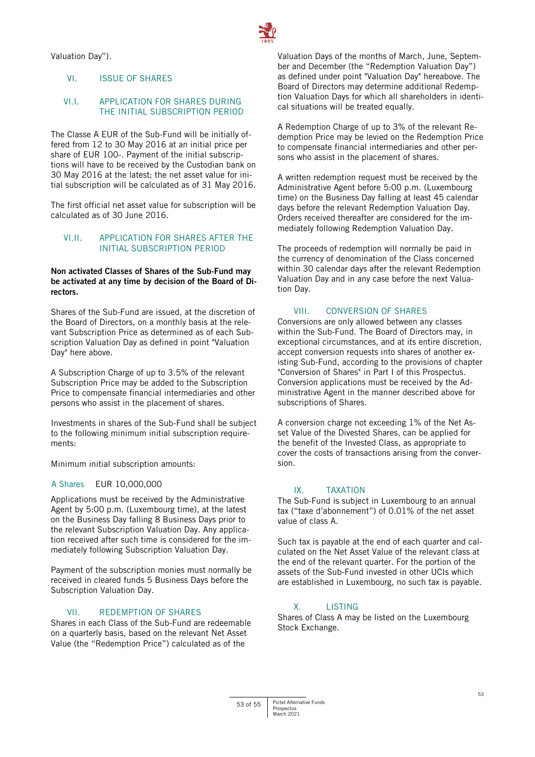Valuation Day").

## VI. ISSUE OF SHARES

### VI.I. APPLICATION FOR SHARES DURING THE INITIAL SUBSCRIPTION PERIOD

The Classe A EUR of the Sub-Fund will be initially offered from 12 to 30 May 2016 at an initial price per share of EUR 100-. Payment of the initial subscriptions will have to be received by the Custodian bank on 30 May 2016 at the latest; the net asset value for initial subscription will be calculated as of 31 May 2016.

The first official net asset value for subscription will be calculated as of 30 June 2016.

### VI.II. APPLICATION FOR SHARES AFTER THE INITIAL SUBSCRIPTION PERIOD

**Non activated Classes of Shares of the Sub-Fund may be activated at any time by decision of the Board of Directors.**

Shares of the Sub-Fund are issued, at the discretion of the Board of Directors, on a monthly basis at the relevant Subscription Price as determined as of each Subscription Valuation Day as defined in point "Valuation Day" here above.

A Subscription Charge of up to 3.5% of the relevant Subscription Price may be added to the Subscription Price to compensate financial intermediaries and other persons who assist in the placement of shares.

Investments in shares of the Sub-Fund shall be subject to the following minimum initial subscription requirements:

Minimum initial subscription amounts:

A Shares EUR 10,000,000

Applications must be received by the Administrative Agent by 5:00 p.m. (Luxembourg time), at the latest on the Business Day falling 8 Business Days prior to the relevant Subscription Valuation Day. Any application received after such time is considered for the immediately following Subscription Valuation Day.

Payment of the subscription monies must normally be received in cleared funds 5 Business Days before the Subscription Valuation Day.

## VII. REDEMPTION OF SHARES

Shares in each Class of the Sub-Fund are redeemable on a quarterly basis, based on the relevant Net Asset Value (the "Redemption Price") calculated as of the Valuation Days of the months of March, June, September and December (the "Redemption Valuation Day") as defined under point "Valuation Day" hereabove. The Board of Directors may determine additional Redemption Valuation Days for which all shareholders in identical situations will be treated equally.

A Redemption Charge of up to 3% of the relevant Redemption Price may be levied on the Redemption Price to compensate financial intermediaries and other persons who assist in the placement of shares.

A written redemption request must be received by the Administrative Agent before 5:00 p.m. (Luxembourg time) on the Business Day falling at least 45 calendar days before the relevant Redemption Valuation Day. Orders received thereafter are considered for the immediately following Redemption Valuation Day.

The proceeds of redemption will normally be paid in the currency of denomination of the Class concerned within 30 calendar days after the relevant Redemption Valuation Day and in any case before the next Valuation Day.

## VIII. CONVERSION OF SHARES

Conversions are only allowed between any classes within the Sub-Fund. The Board of Directors may, in exceptional circumstances, and at its entire discretion, accept conversion requests into shares of another existing Sub-Fund, according to the provisions of chapter "Conversion of Shares" in Part I of this Prospectus. Conversion applications must be received by the Administrative Agent in the manner described above for subscriptions of Shares.

A conversion charge not exceeding 1% of the Net Asset Value of the Divested Shares, can be applied for the benefit of the Invested Class, as appropriate to cover the costs of transactions arising from the conversion.

## IX. TAXATION

The Sub-Fund is subject in Luxembourg to an annual tax ("taxe d'abonnement") of 0.01% of the net asset value of class A.

Such tax is payable at the end of each quarter and calculated on the Net Asset Value of the relevant class at the end of the relevant quarter. For the portion of the assets of the Sub-Fund invested in other UCIs which are established in Luxembourg, no such tax is payable.

## X. LISTING

Shares of Class A may be listed on the Luxembourg Stock Exchange.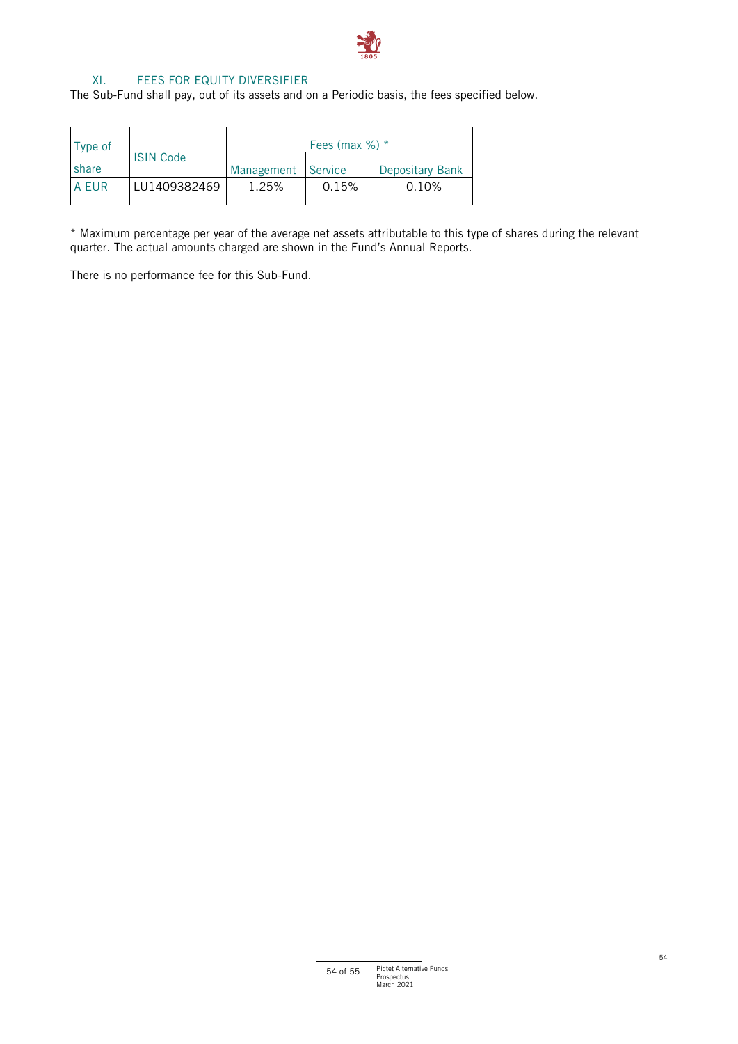## XI. FEES FOR EQUITY DIVERSIFIER

The Sub-Fund shall pay, out of its assets and on a Periodic basis, the fees specified below.

| Type of share | ISIN Code | Fees (max %) * | | |
|---|---|---|---|---|
| | | Management | Service | Depositary Bank |
| A EUR | LU1409382469 | 1.25% | 0.15% | 0.10% |

* Maximum percentage per year of the average net assets attributable to this type of shares during the relevant quarter. The actual amounts charged are shown in the Fund's Annual Reports.

There is no performance fee for this Sub-Fund.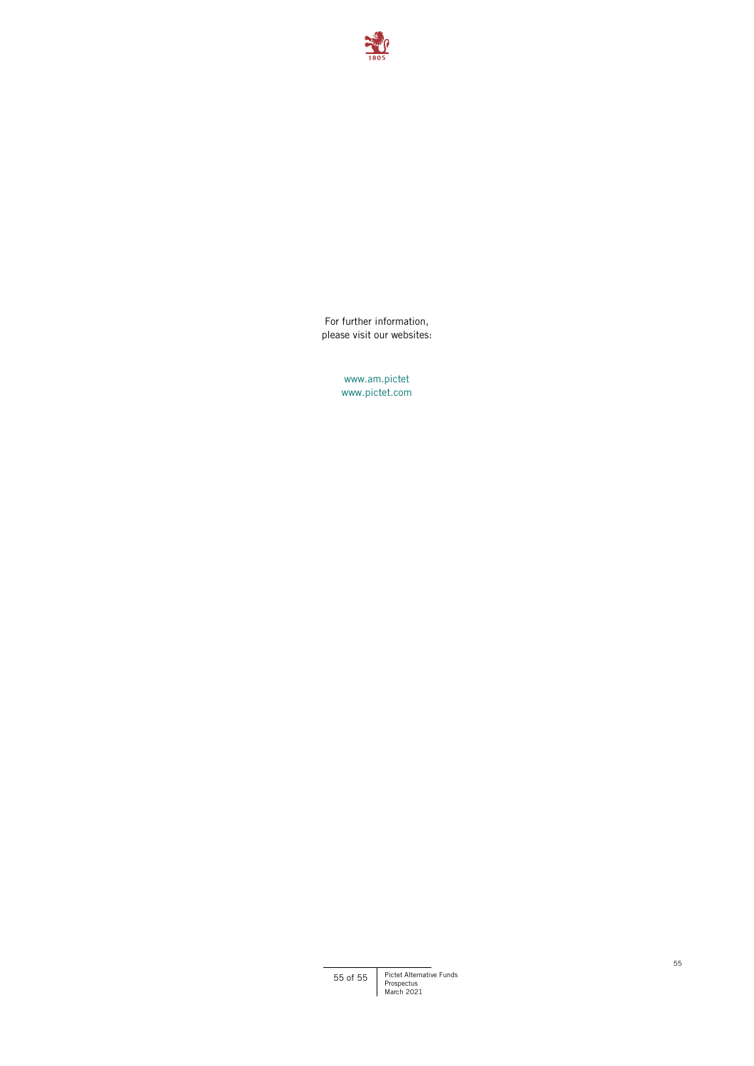For further information,
please visit our websites:

www.am.pictet
www.pictet.com